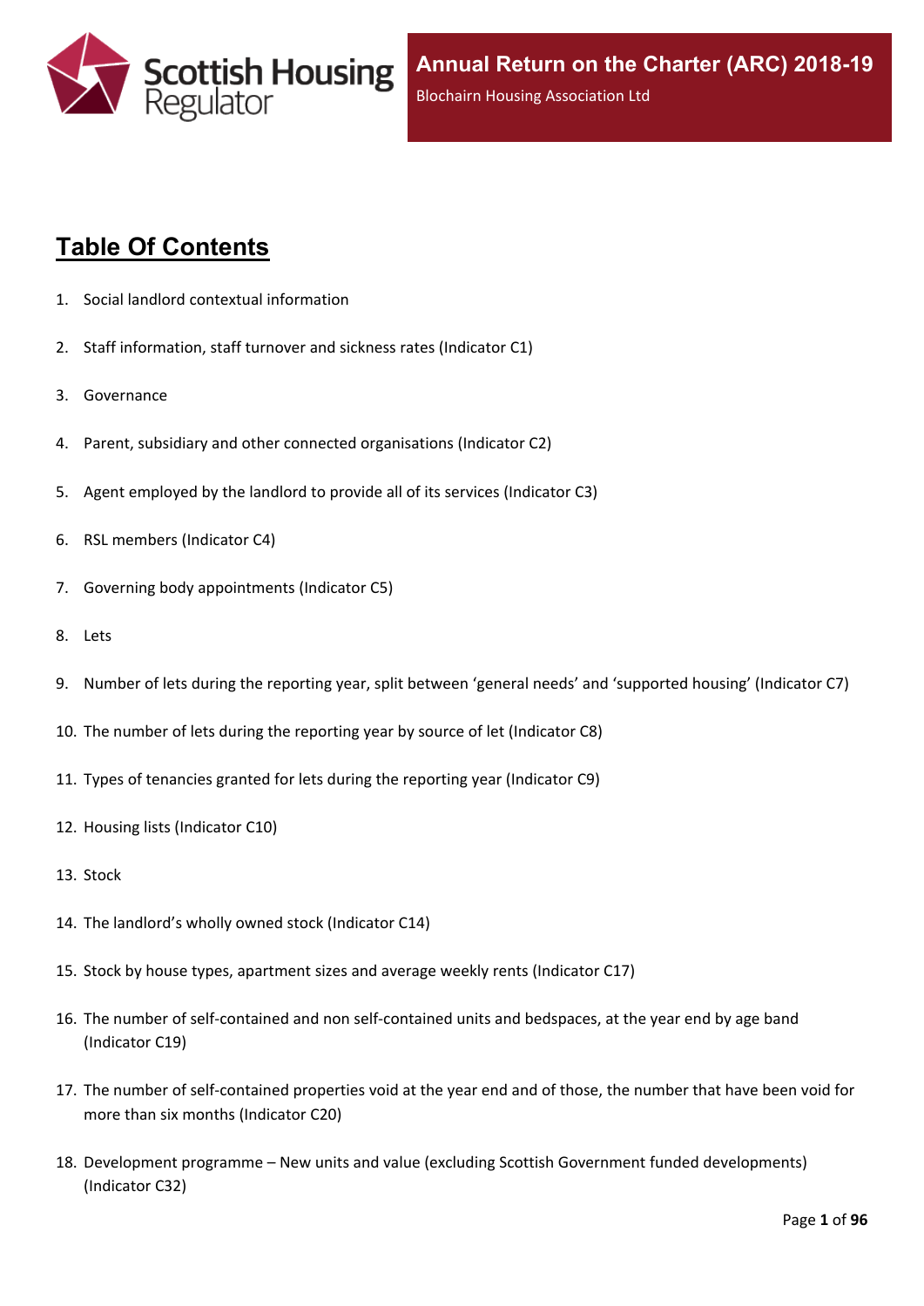# Annual Return on the Charter (ARC) 2018-19

Blochairn Housing Association Ltd

## Table Of Contents

1. Social landlord contextual information
2. Staff information, staff turnover and sickness rates (Indicator C1)
3. Governance
4. Parent, subsidiary and other connected organisations (Indicator C2)
5. Agent employed by the landlord to provide all of its services (Indicator C3)
6. RSL members (Indicator C4)
7. Governing body appointments (Indicator C5)
8. Lets
9. Number of lets during the reporting year, split between 'general needs' and 'supported housing' (Indicator C7)
10. The number of lets during the reporting year by source of let (Indicator C8)
11. Types of tenancies granted for lets during the reporting year (Indicator C9)
12. Housing lists (Indicator C10)
13. Stock
14. The landlord's wholly owned stock (Indicator C14)
15. Stock by house types, apartment sizes and average weekly rents (Indicator C17)
16. The number of self-contained and non self-contained units and bedspaces, at the year end by age band (Indicator C19)
17. The number of self-contained properties void at the year end and of those, the number that have been void for more than six months (Indicator C20)
18. Development programme – New units and value (excluding Scottish Government funded developments) (Indicator C32)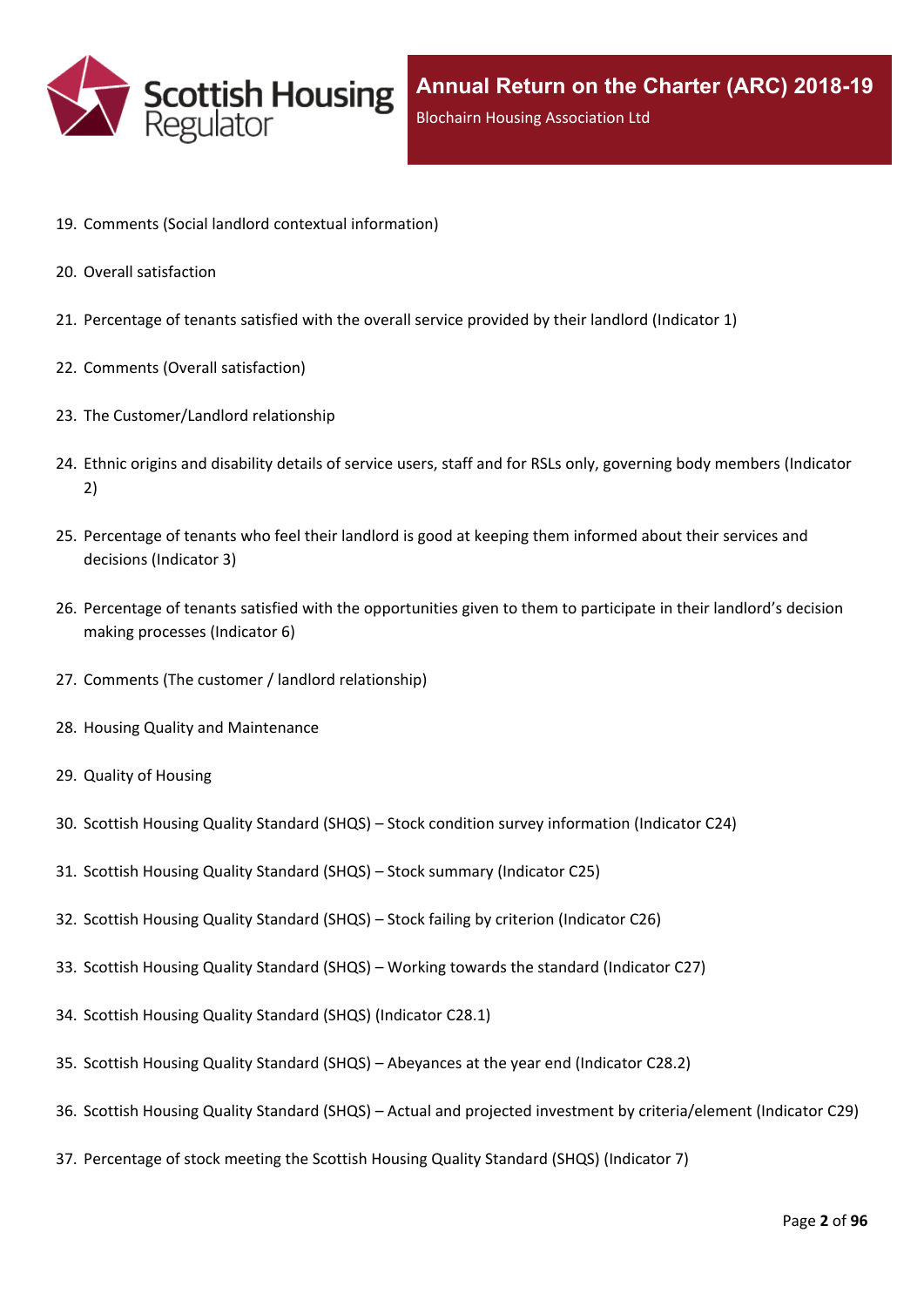19. Comments (Social landlord contextual information)
20. Overall satisfaction
21. Percentage of tenants satisfied with the overall service provided by their landlord (Indicator 1)
22. Comments (Overall satisfaction)
23. The Customer/Landlord relationship
24. Ethnic origins and disability details of service users, staff and for RSLs only, governing body members (Indicator 2)
25. Percentage of tenants who feel their landlord is good at keeping them informed about their services and decisions (Indicator 3)
26. Percentage of tenants satisfied with the opportunities given to them to participate in their landlord's decision making processes (Indicator 6)
27. Comments (The customer / landlord relationship)
28. Housing Quality and Maintenance
29. Quality of Housing
30. Scottish Housing Quality Standard (SHQS) – Stock condition survey information (Indicator C24)
31. Scottish Housing Quality Standard (SHQS) – Stock summary (Indicator C25)
32. Scottish Housing Quality Standard (SHQS) – Stock failing by criterion (Indicator C26)
33. Scottish Housing Quality Standard (SHQS) – Working towards the standard (Indicator C27)
34. Scottish Housing Quality Standard (SHQS) (Indicator C28.1)
35. Scottish Housing Quality Standard (SHQS) – Abeyances at the year end (Indicator C28.2)
36. Scottish Housing Quality Standard (SHQS) – Actual and projected investment by criteria/element (Indicator C29)
37. Percentage of stock meeting the Scottish Housing Quality Standard (SHQS) (Indicator 7)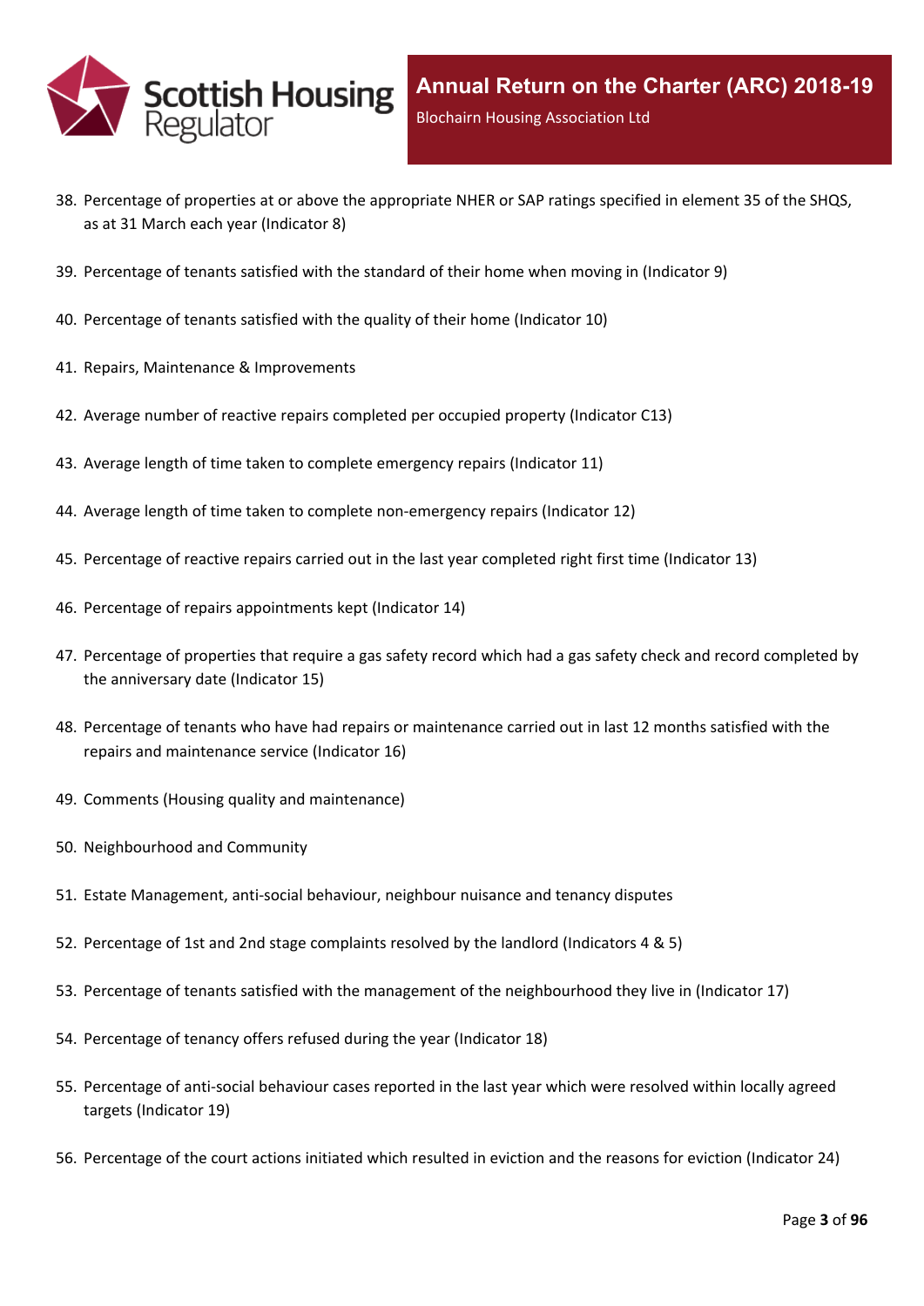38. Percentage of properties at or above the appropriate NHER or SAP ratings specified in element 35 of the SHQS, as at 31 March each year (Indicator 8)
39. Percentage of tenants satisfied with the standard of their home when moving in (Indicator 9)
40. Percentage of tenants satisfied with the quality of their home (Indicator 10)
41. Repairs, Maintenance & Improvements
42. Average number of reactive repairs completed per occupied property (Indicator C13)
43. Average length of time taken to complete emergency repairs (Indicator 11)
44. Average length of time taken to complete non-emergency repairs (Indicator 12)
45. Percentage of reactive repairs carried out in the last year completed right first time (Indicator 13)
46. Percentage of repairs appointments kept (Indicator 14)
47. Percentage of properties that require a gas safety record which had a gas safety check and record completed by the anniversary date (Indicator 15)
48. Percentage of tenants who have had repairs or maintenance carried out in last 12 months satisfied with the repairs and maintenance service (Indicator 16)
49. Comments (Housing quality and maintenance)
50. Neighbourhood and Community
51. Estate Management, anti-social behaviour, neighbour nuisance and tenancy disputes
52. Percentage of 1st and 2nd stage complaints resolved by the landlord (Indicators 4 & 5)
53. Percentage of tenants satisfied with the management of the neighbourhood they live in (Indicator 17)
54. Percentage of tenancy offers refused during the year (Indicator 18)
55. Percentage of anti-social behaviour cases reported in the last year which were resolved within locally agreed targets (Indicator 19)
56. Percentage of the court actions initiated which resulted in eviction and the reasons for eviction (Indicator 24)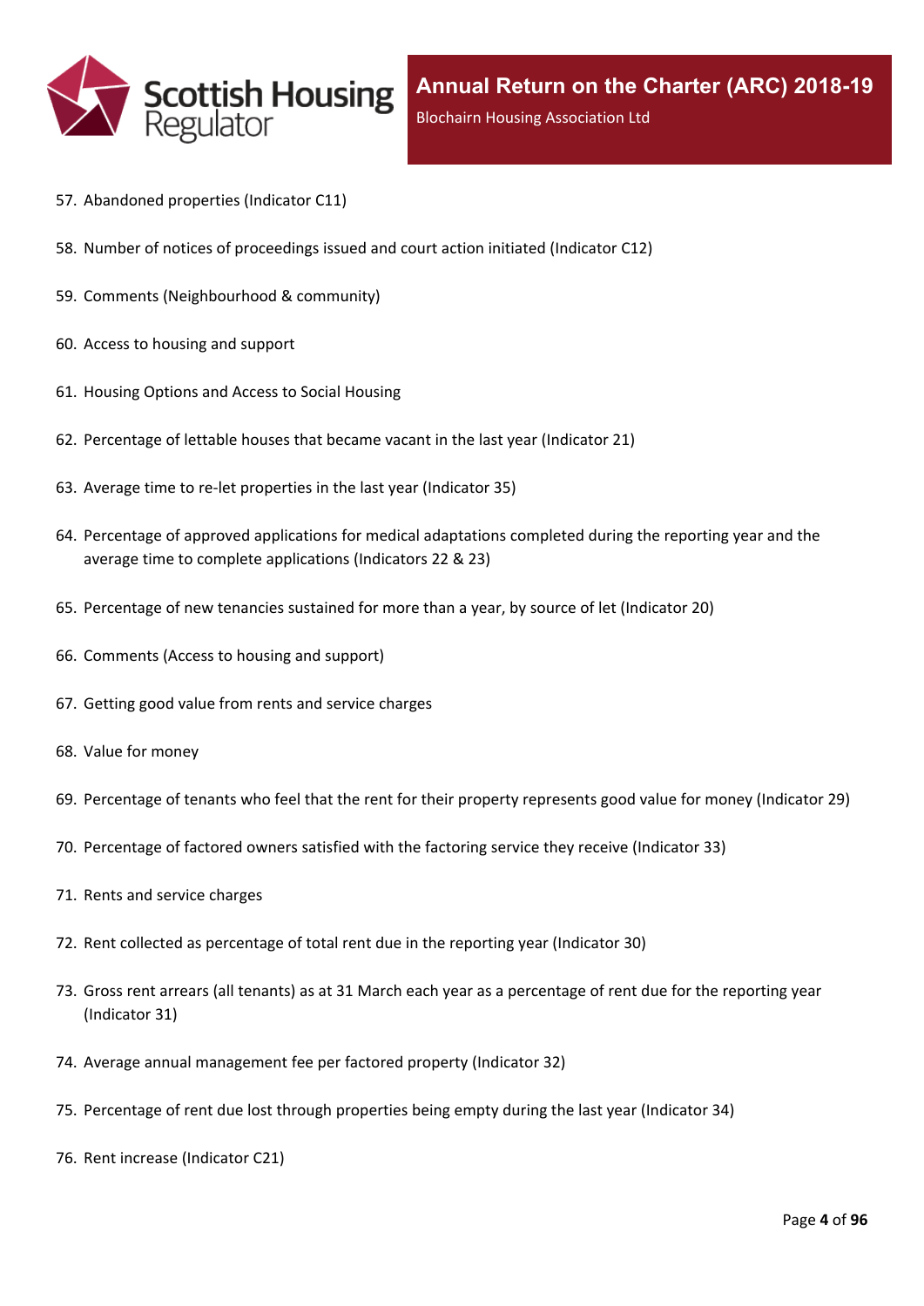57. Abandoned properties (Indicator C11)
58. Number of notices of proceedings issued and court action initiated (Indicator C12)
59. Comments (Neighbourhood & community)
60. Access to housing and support
61. Housing Options and Access to Social Housing
62. Percentage of lettable houses that became vacant in the last year (Indicator 21)
63. Average time to re-let properties in the last year (Indicator 35)
64. Percentage of approved applications for medical adaptations completed during the reporting year and the average time to complete applications (Indicators 22 & 23)
65. Percentage of new tenancies sustained for more than a year, by source of let (Indicator 20)
66. Comments (Access to housing and support)
67. Getting good value from rents and service charges
68. Value for money
69. Percentage of tenants who feel that the rent for their property represents good value for money (Indicator 29)
70. Percentage of factored owners satisfied with the factoring service they receive (Indicator 33)
71. Rents and service charges
72. Rent collected as percentage of total rent due in the reporting year (Indicator 30)
73. Gross rent arrears (all tenants) as at 31 March each year as a percentage of rent due for the reporting year (Indicator 31)
74. Average annual management fee per factored property (Indicator 32)
75. Percentage of rent due lost through properties being empty during the last year (Indicator 34)
76. Rent increase (Indicator C21)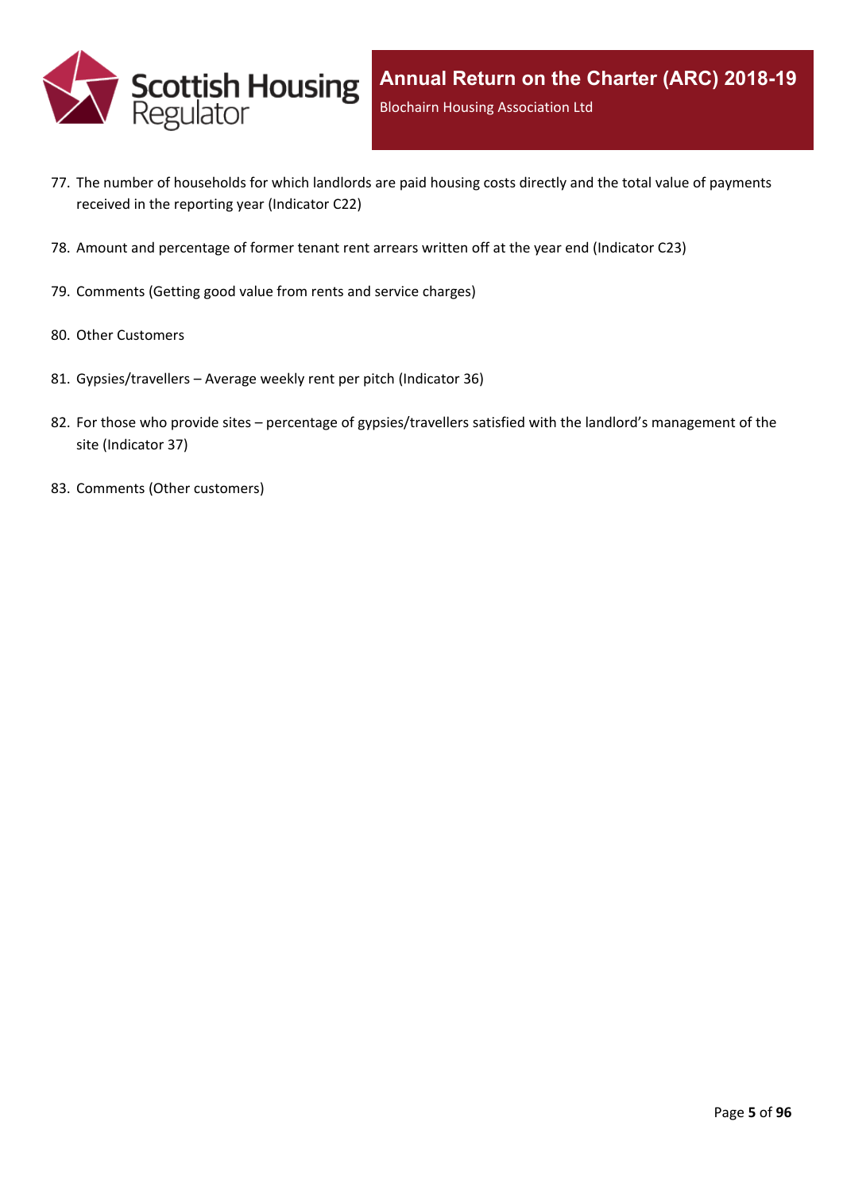77. The number of households for which landlords are paid housing costs directly and the total value of payments received in the reporting year (Indicator C22)
78. Amount and percentage of former tenant rent arrears written off at the year end (Indicator C23)
79. Comments (Getting good value from rents and service charges)
80. Other Customers
81. Gypsies/travellers – Average weekly rent per pitch (Indicator 36)
82. For those who provide sites – percentage of gypsies/travellers satisfied with the landlord's management of the site (Indicator 37)
83. Comments (Other customers)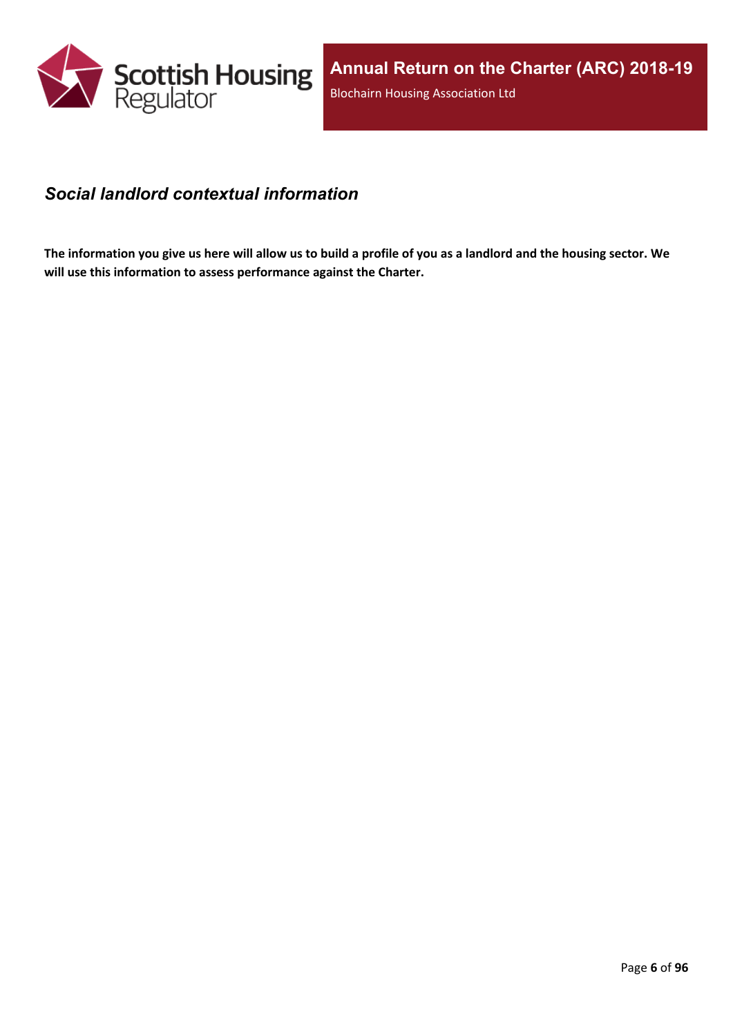## *Social landlord contextual information*

**The information you give us here will allow us to build a profile of you as a landlord and the housing sector. We will use this information to assess performance against the Charter.**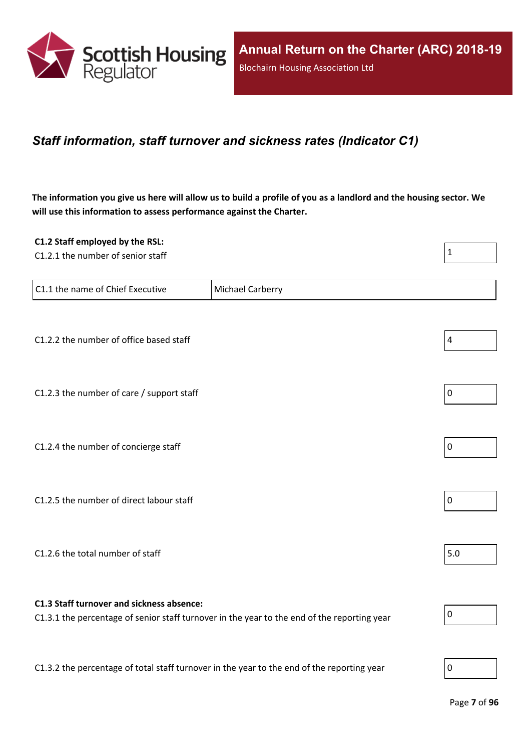## *Staff information, staff turnover and sickness rates (Indicator C1)*

**The information you give us here will allow us to build a profile of you as a landlord and the housing sector. We will use this information to assess performance against the Charter.**

**C1.2 Staff employed by the RSL:**

C1.2.1 the number of senior staff: 1

| C1.1 the name of Chief Executive | Michael Carberry |
|---|---|

C1.2.2 the number of office based staff: 4

C1.2.3 the number of care / support staff: 0

C1.2.4 the number of concierge staff: 0

C1.2.5 the number of direct labour staff: 0

C1.2.6 the total number of staff: 5.0

**C1.3 Staff turnover and sickness absence:**

C1.3.1 the percentage of senior staff turnover in the year to the end of the reporting year: 0

C1.3.2 the percentage of total staff turnover in the year to the end of the reporting year: 0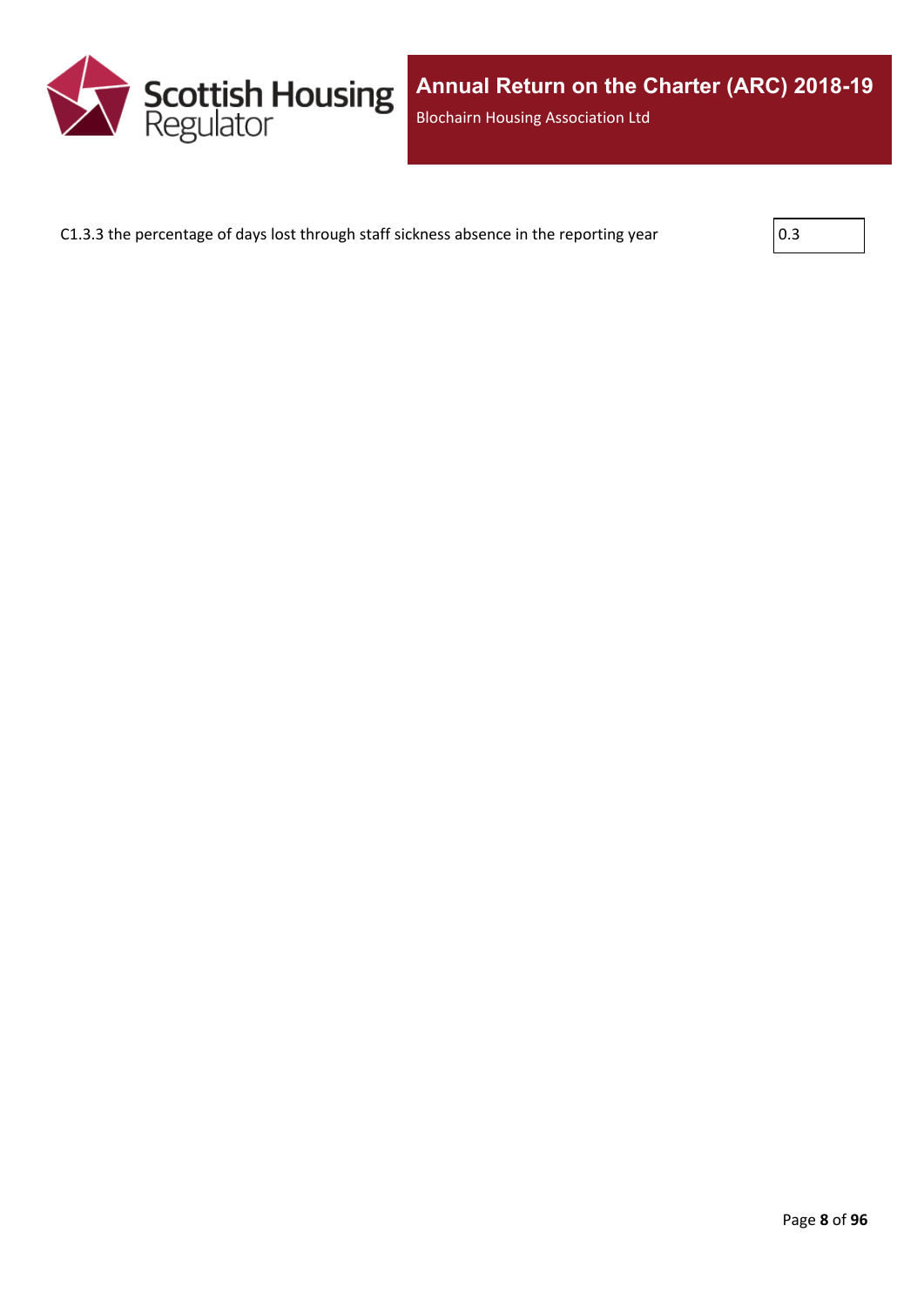C1.3.3 the percentage of days lost through staff sickness absence in the reporting year | 0.3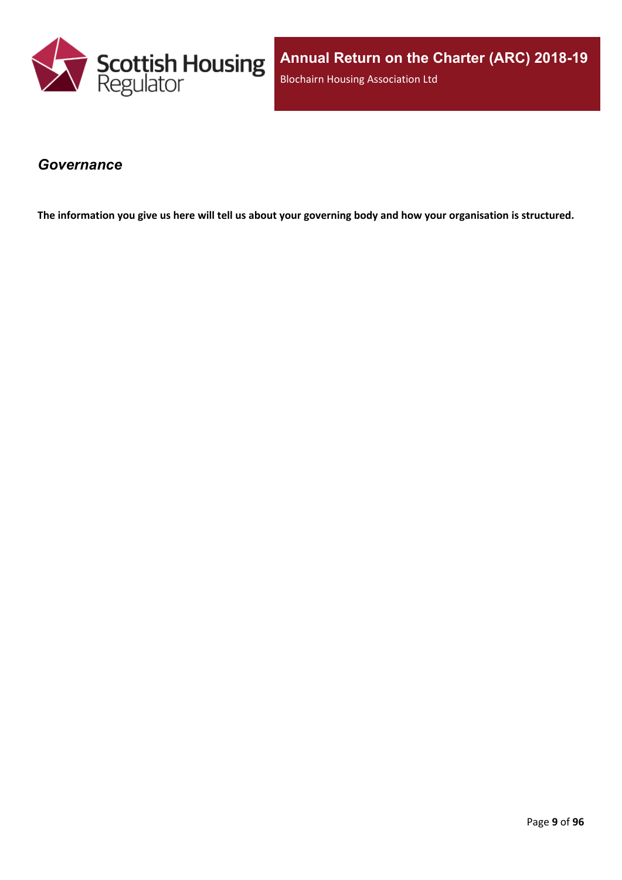## *Governance*

**The information you give us here will tell us about your governing body and how your organisation is structured.**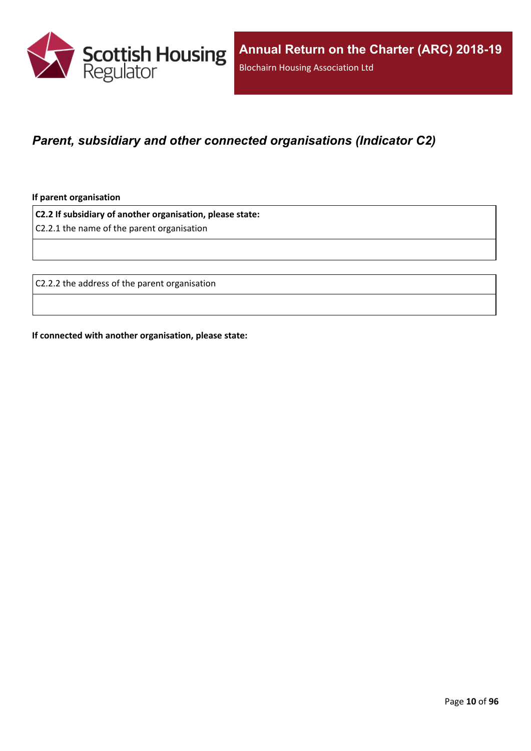## *Parent, subsidiary and other connected organisations (Indicator C2)*

**If parent organisation**

| **C2.2 If subsidiary of another organisation, please state:**<br>C2.2.1 the name of the parent organisation |
|---|
| |

| C2.2.2 the address of the parent organisation |
|---|
| |

**If connected with another organisation, please state:**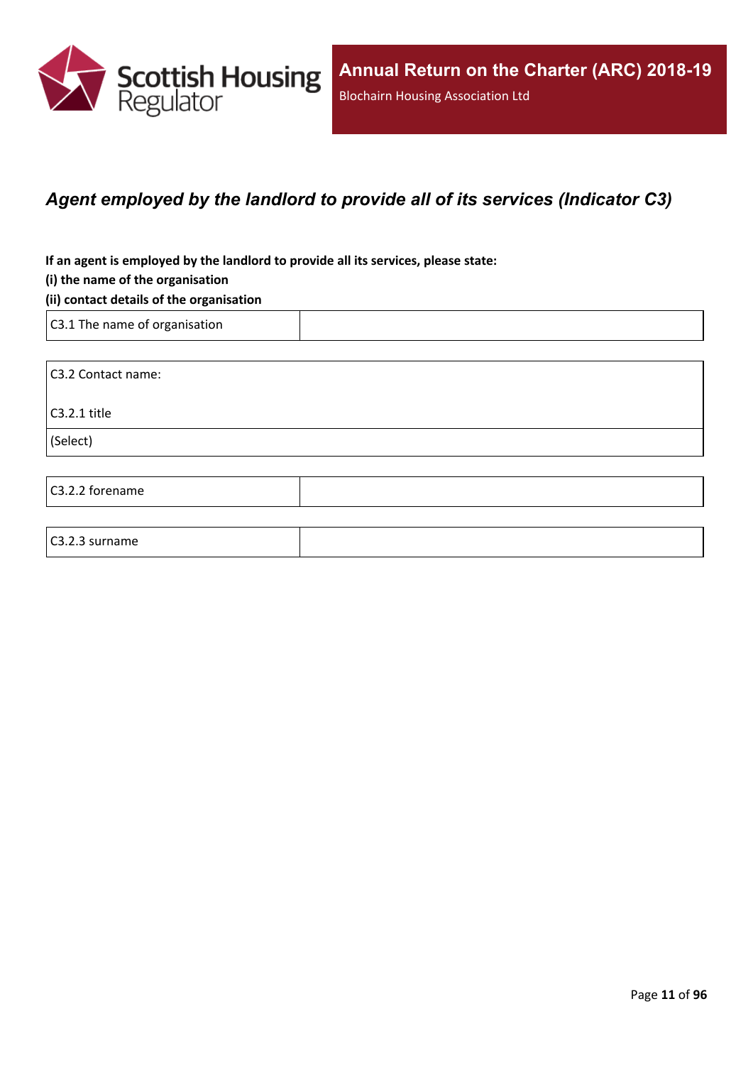## *Agent employed by the landlord to provide all of its services (Indicator C3)*

**If an agent is employed by the landlord to provide all its services, please state:**

**(i) the name of the organisation**

**(ii) contact details of the organisation**

| C3.1 The name of organisation | |
|---|---|

| C3.2 Contact name: <br><br> C3.2.1 title |
|---|
| (Select) |

| C3.2.2 forename | |
|---|---|

| C3.2.3 surname | |
|---|---|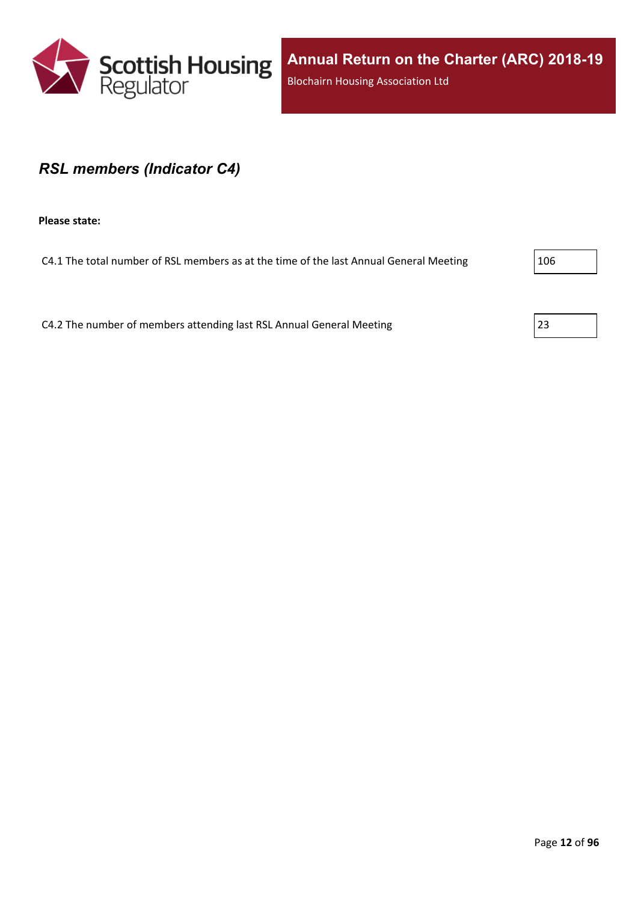## *RSL members (Indicator C4)*

**Please state:**

| | |
|---|---|
| C4.1 The total number of RSL members as at the time of the last Annual General Meeting | 106 |
| C4.2 The number of members attending last RSL Annual General Meeting | 23 |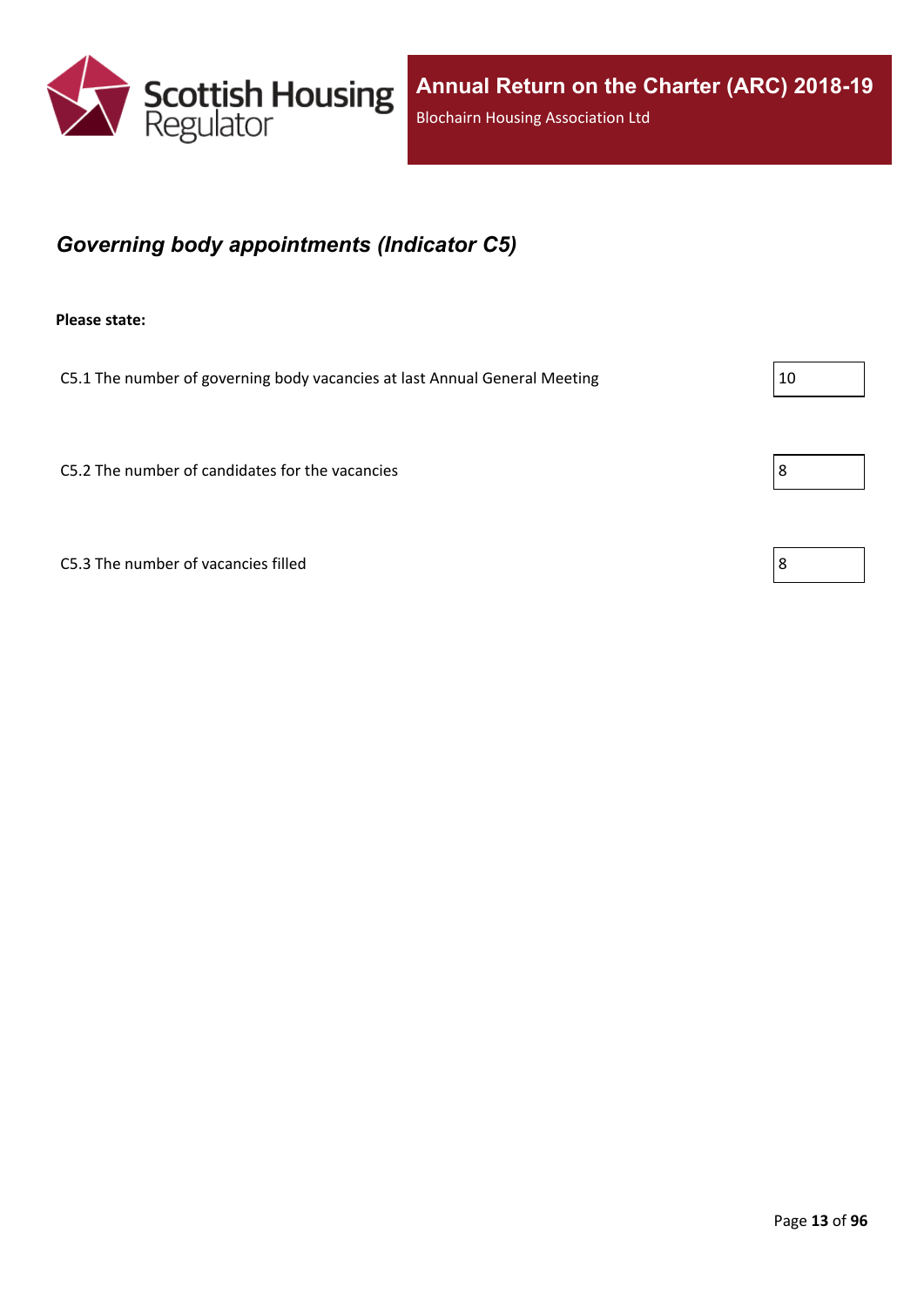## *Governing body appointments (Indicator C5)*

**Please state:**

| | |
|---|---|
| C5.1 The number of governing body vacancies at last Annual General Meeting | 10 |
| C5.2 The number of candidates for the vacancies | 8 |
| C5.3 The number of vacancies filled | 8 |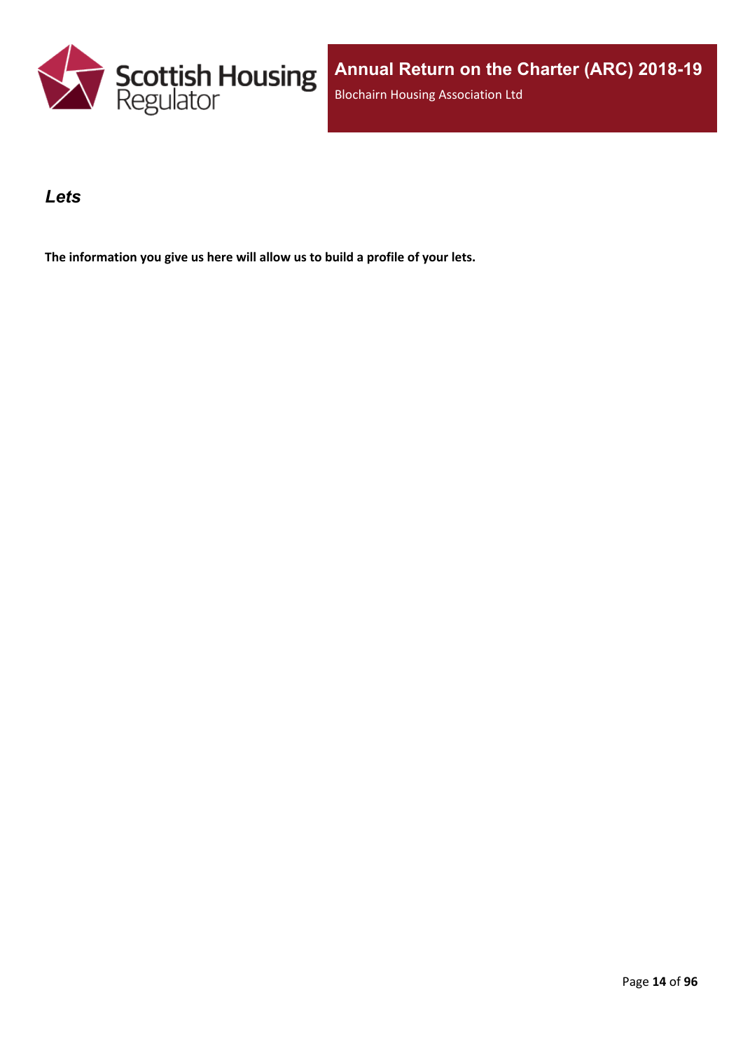## *Lets*

**The information you give us here will allow us to build a profile of your lets.**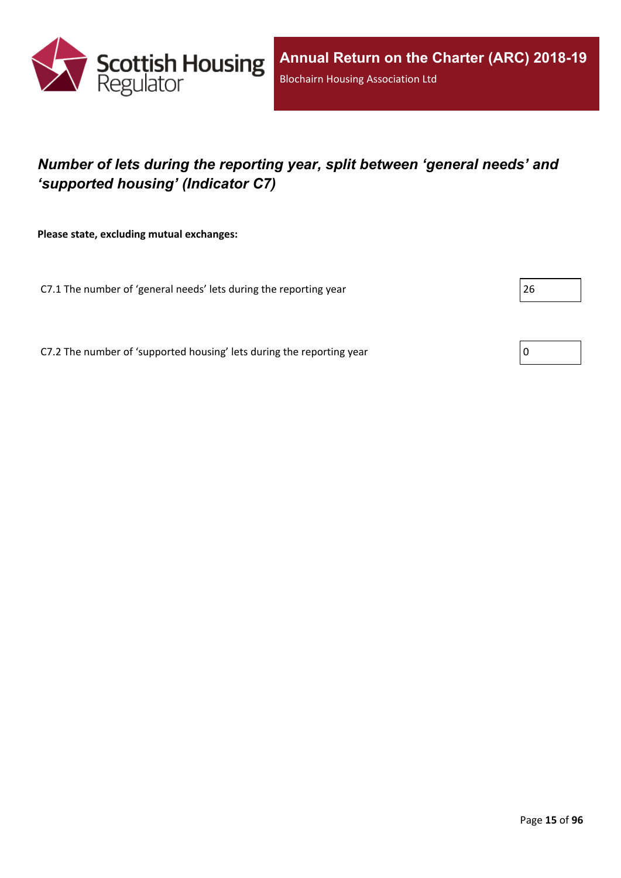## *Number of lets during the reporting year, split between 'general needs' and 'supported housing' (Indicator C7)*

**Please state, excluding mutual exchanges:**

| | |
|---|---|
| C7.1 The number of 'general needs' lets during the reporting year | 26 |
| C7.2 The number of 'supported housing' lets during the reporting year | 0 |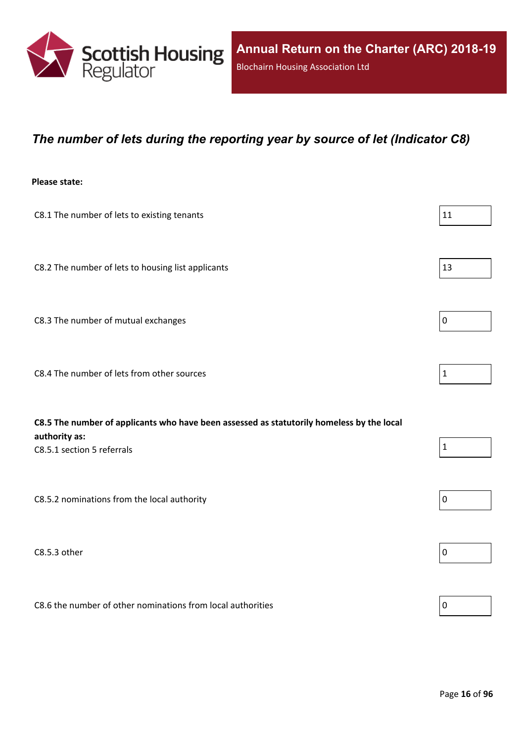## *The number of lets during the reporting year by source of let (Indicator C8)*

**Please state:**

| | |
|---|---|
| C8.1 The number of lets to existing tenants | 11 |
| C8.2 The number of lets to housing list applicants | 13 |
| C8.3 The number of mutual exchanges | 0 |
| C8.4 The number of lets from other sources | 1 |
| **C8.5 The number of applicants who have been assessed as statutorily homeless by the local authority as:** C8.5.1 section 5 referrals | 1 |
| C8.5.2 nominations from the local authority | 0 |
| C8.5.3 other | 0 |
| C8.6 the number of other nominations from local authorities | 0 |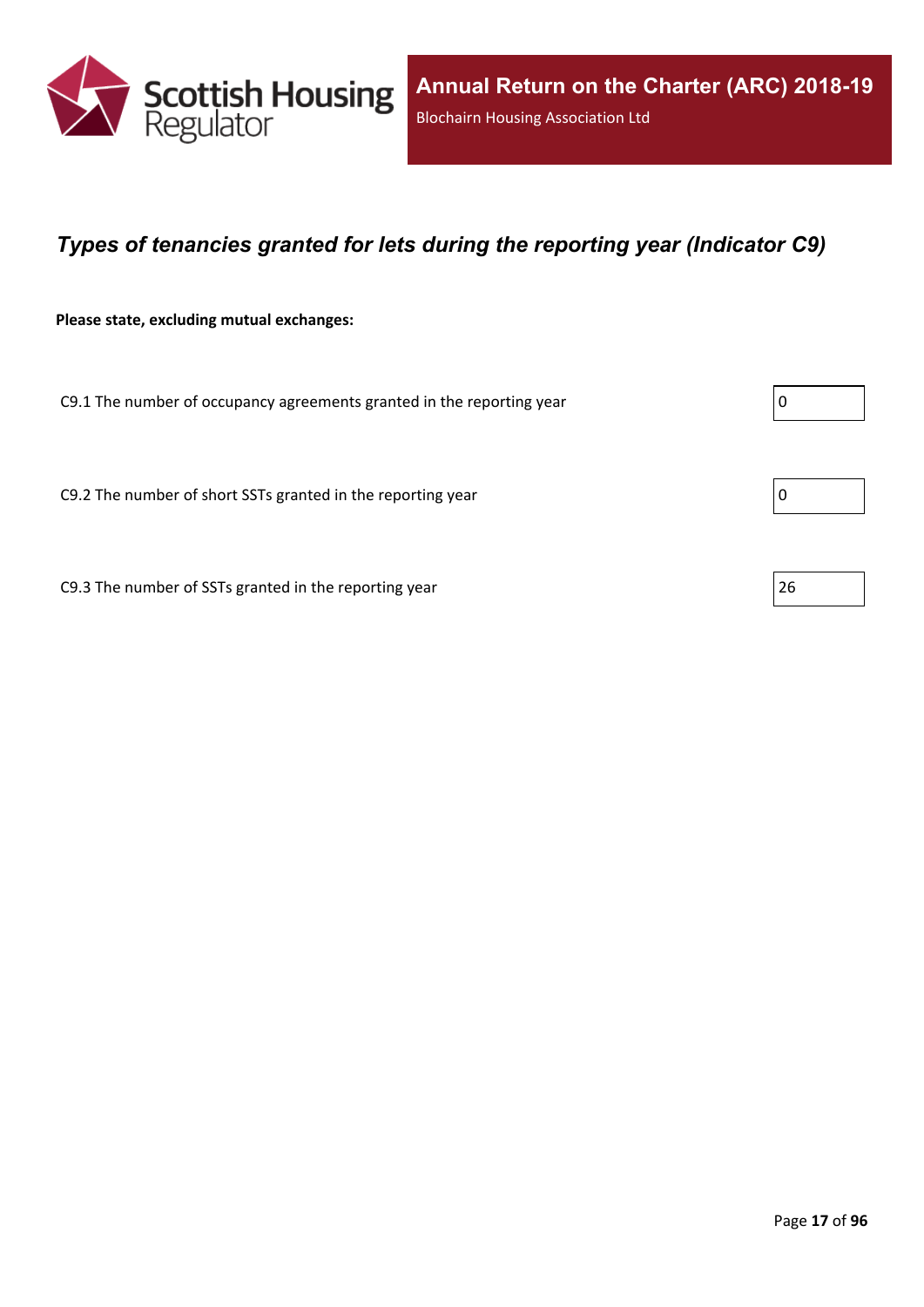## *Types of tenancies granted for lets during the reporting year (Indicator C9)*

**Please state, excluding mutual exchanges:**

| | |
|---|---|
| C9.1 The number of occupancy agreements granted in the reporting year | 0 |
| C9.2 The number of short SSTs granted in the reporting year | 0 |
| C9.3 The number of SSTs granted in the reporting year | 26 |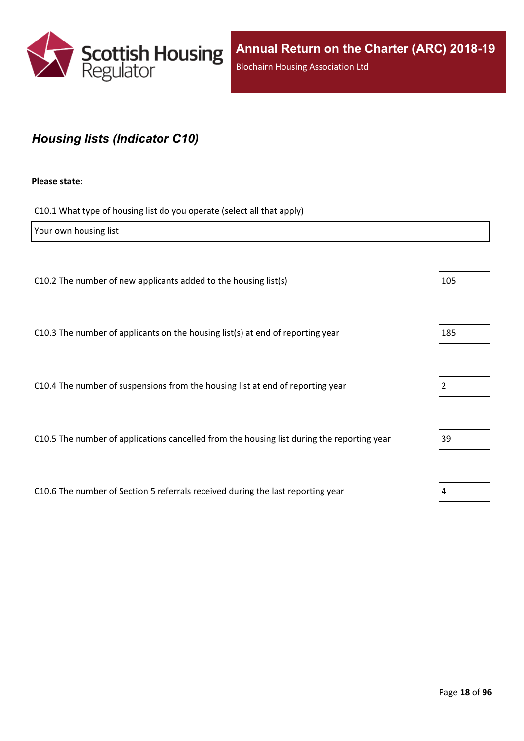## *Housing lists (Indicator C10)*

**Please state:**

C10.1 What type of housing list do you operate (select all that apply)

| Your own housing list |
|---|

| | |
|---|---|
| C10.2 The number of new applicants added to the housing list(s) | 105 |
| C10.3 The number of applicants on the housing list(s) at end of reporting year | 185 |
| C10.4 The number of suspensions from the housing list at end of reporting year | 2 |
| C10.5 The number of applications cancelled from the housing list during the reporting year | 39 |
| C10.6 The number of Section 5 referrals received during the last reporting year | 4 |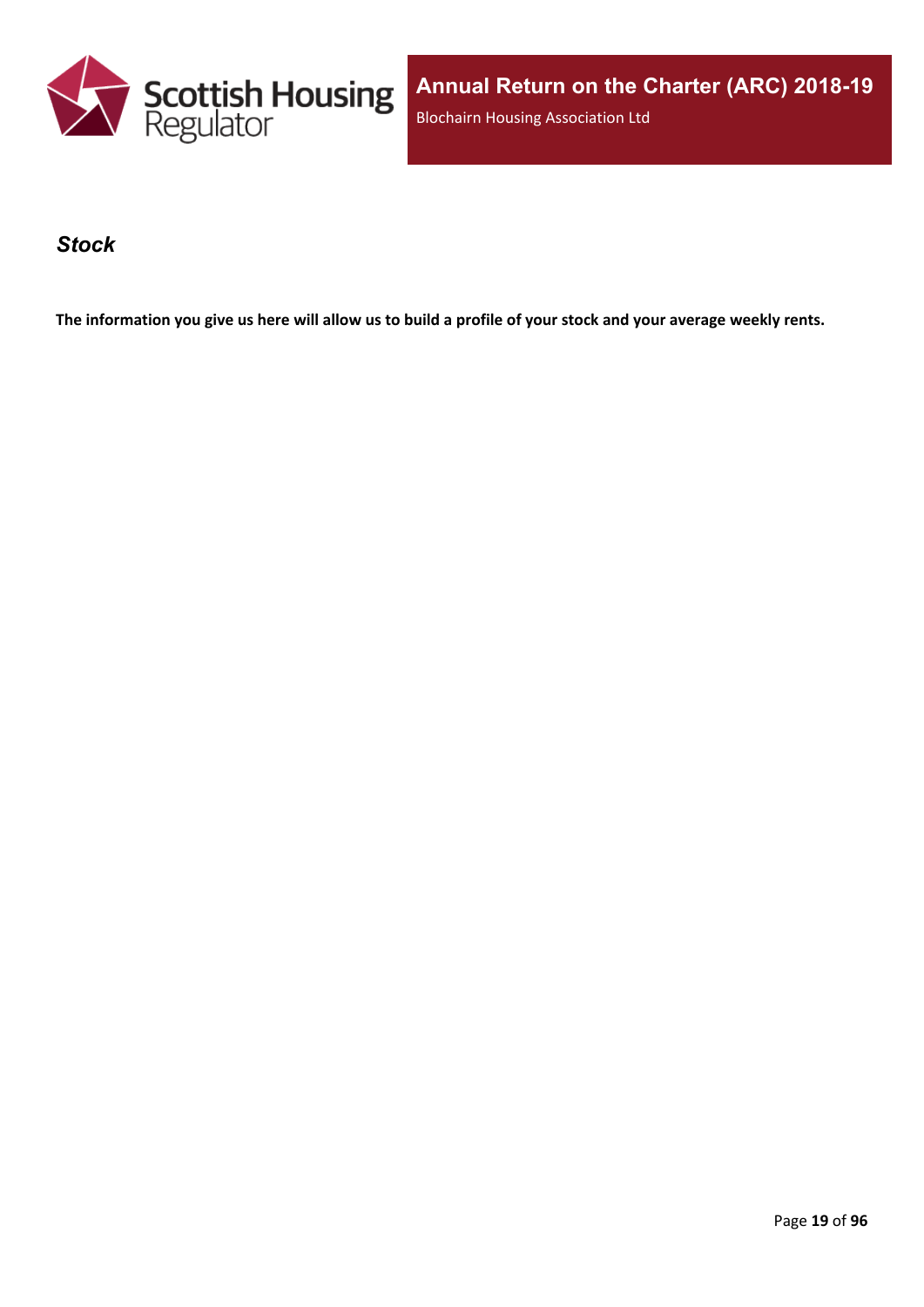## *Stock*

**The information you give us here will allow us to build a profile of your stock and your average weekly rents.**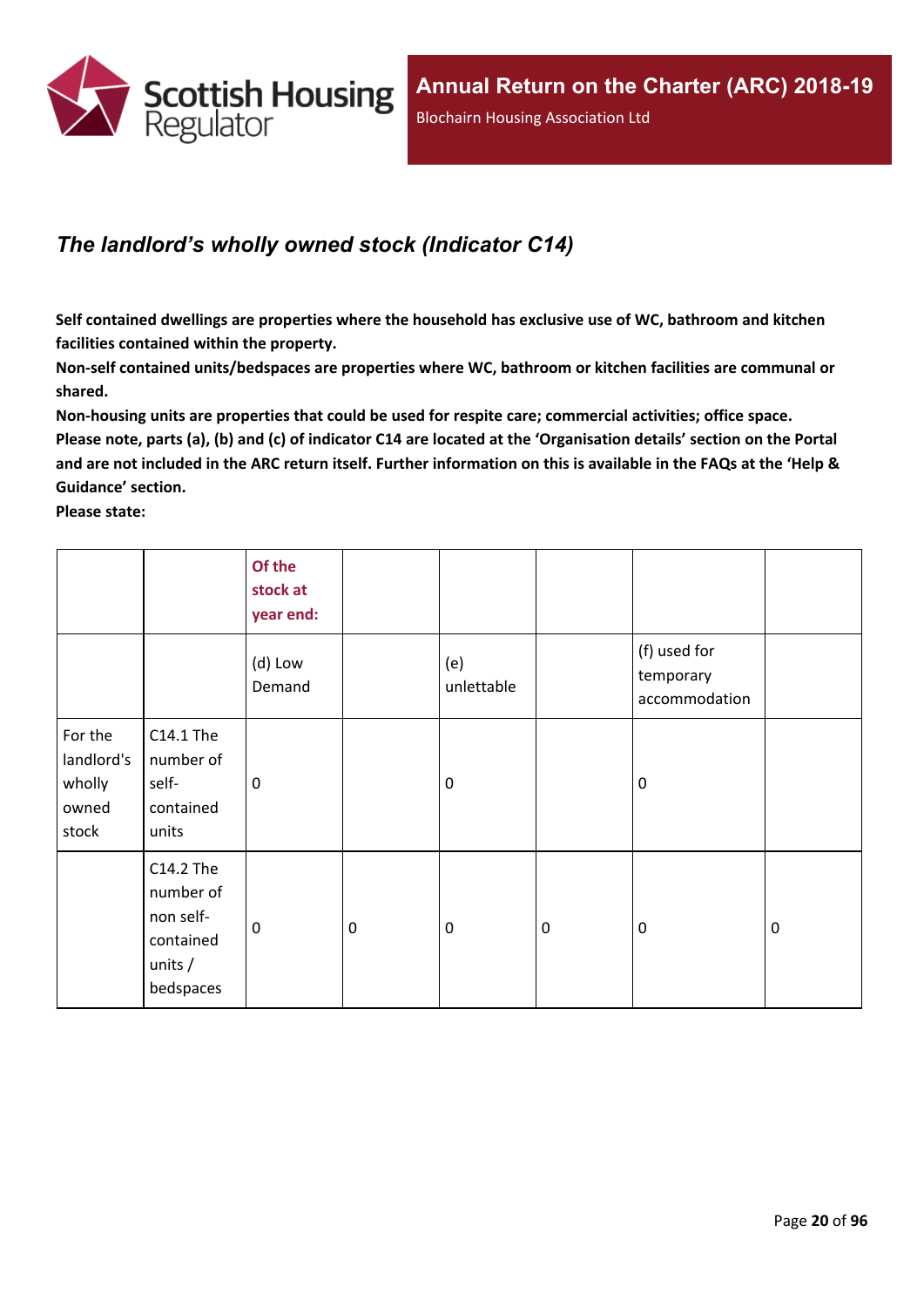## *The landlord’s wholly owned stock (Indicator C14)*

**Self contained dwellings are properties where the household has exclusive use of WC, bathroom and kitchen facilities contained within the property.**

**Non-self contained units/bedspaces are properties where WC, bathroom or kitchen facilities are communal or shared.**

**Non-housing units are properties that could be used for respite care; commercial activities; office space.**

**Please note, parts (a), (b) and (c) of indicator C14 are located at the ‘Organisation details’ section on the Portal and are not included in the ARC return itself. Further information on this is available in the FAQs at the ‘Help & Guidance’ section.**

**Please state:**

| | | Of the stock at year end: | | | | | |
|---|---|---|---|---|---|---|---|
| | | (d) Low Demand | | (e) unlettable | | (f) used for temporary accommodation | |
| For the landlord's wholly owned stock | C14.1 The number of self-contained units | 0 | | 0 | | 0 | |
| | C14.2 The number of non self-contained units / bedspaces | 0 | 0 | 0 | 0 | 0 | 0 |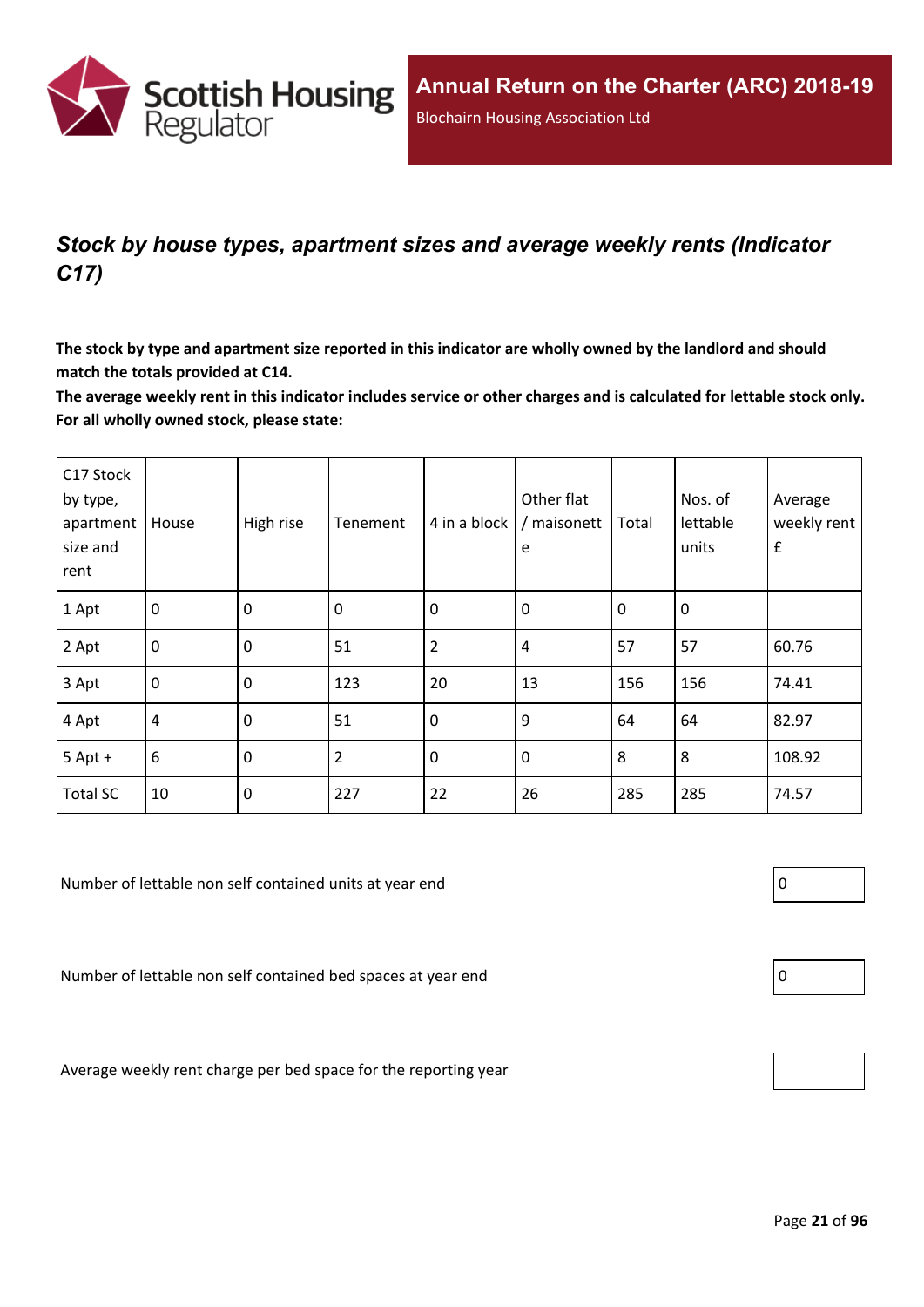## *Stock by house types, apartment sizes and average weekly rents (Indicator C17)*

**The stock by type and apartment size reported in this indicator are wholly owned by the landlord and should match the totals provided at C14.**

**The average weekly rent in this indicator includes service or other charges and is calculated for lettable stock only. For all wholly owned stock, please state:**

| C17 Stock by type, apartment size and rent | House | High rise | Tenement | 4 in a block | Other flat / maisonette | Total | Nos. of lettable units | Average weekly rent £ |
|---|---|---|---|---|---|---|---|---|
| 1 Apt | 0 | 0 | 0 | 0 | 0 | 0 | 0 | |
| 2 Apt | 0 | 0 | 51 | 2 | 4 | 57 | 57 | 60.76 |
| 3 Apt | 0 | 0 | 123 | 20 | 13 | 156 | 156 | 74.41 |
| 4 Apt | 4 | 0 | 51 | 0 | 9 | 64 | 64 | 82.97 |
| 5 Apt + | 6 | 0 | 2 | 0 | 0 | 8 | 8 | 108.92 |
| Total SC | 10 | 0 | 227 | 22 | 26 | 285 | 285 | 74.57 |

Number of lettable non self contained units at year end: 0

Number of lettable non self contained bed spaces at year end: 0

Average weekly rent charge per bed space for the reporting year: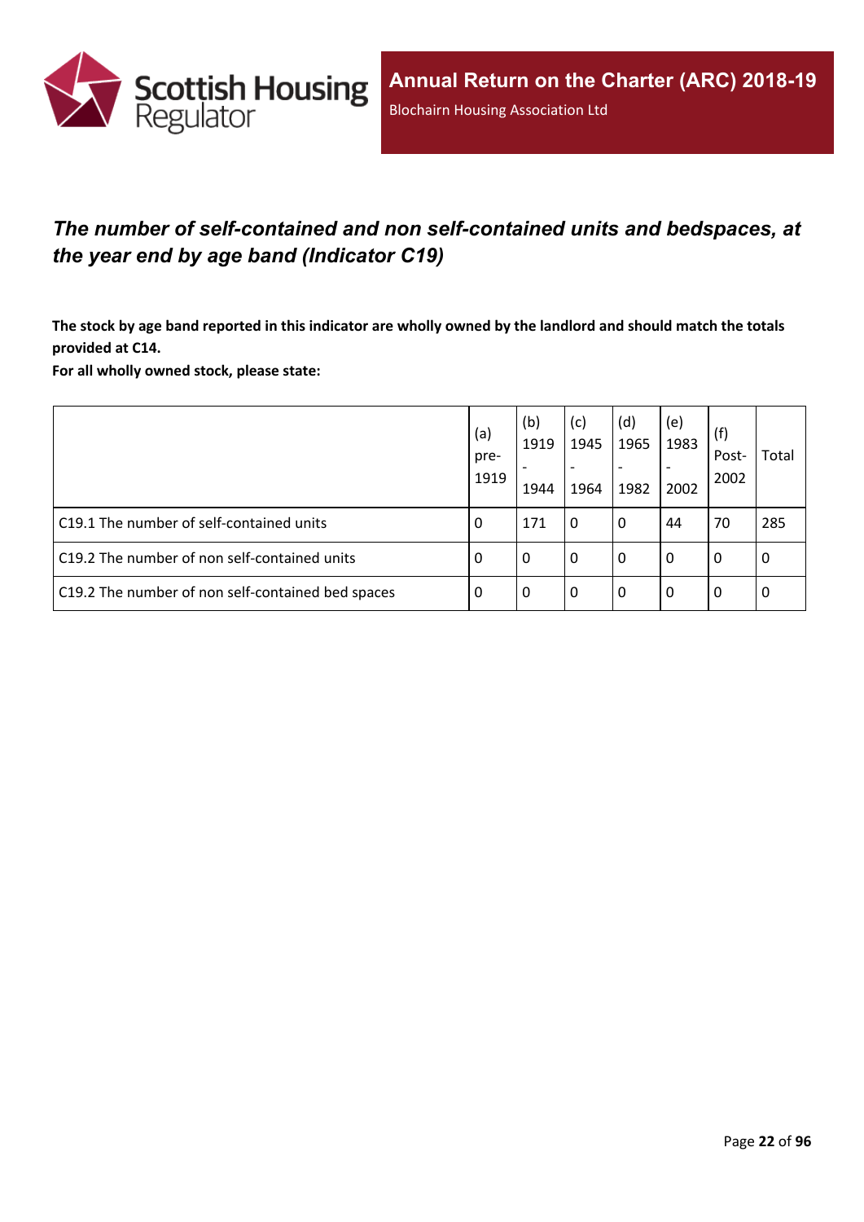## *The number of self-contained and non self-contained units and bedspaces, at the year end by age band (Indicator C19)*

**The stock by age band reported in this indicator are wholly owned by the landlord and should match the totals provided at C14.**
**For all wholly owned stock, please state:**

| | (a) pre-1919 | (b) 1919 - 1944 | (c) 1945 - 1964 | (d) 1965 - 1982 | (e) 1983 - 2002 | (f) Post-2002 | Total |
|---|---|---|---|---|---|---|---|
| C19.1 The number of self-contained units | 0 | 171 | 0 | 0 | 44 | 70 | 285 |
| C19.2 The number of non self-contained units | 0 | 0 | 0 | 0 | 0 | 0 | 0 |
| C19.2 The number of non self-contained bed spaces | 0 | 0 | 0 | 0 | 0 | 0 | 0 |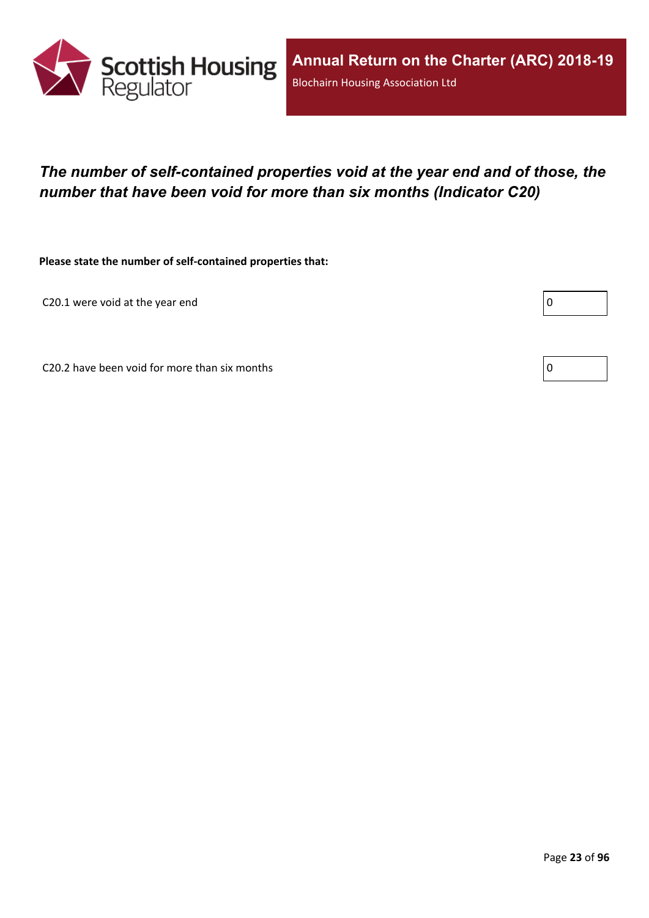# *The number of self-contained properties void at the year end and of those, the number that have been void for more than six months (Indicator C20)*

**Please state the number of self-contained properties that:**

| | |
|---|---|
| C20.1 were void at the year end | 0 |
| C20.2 have been void for more than six months | 0 |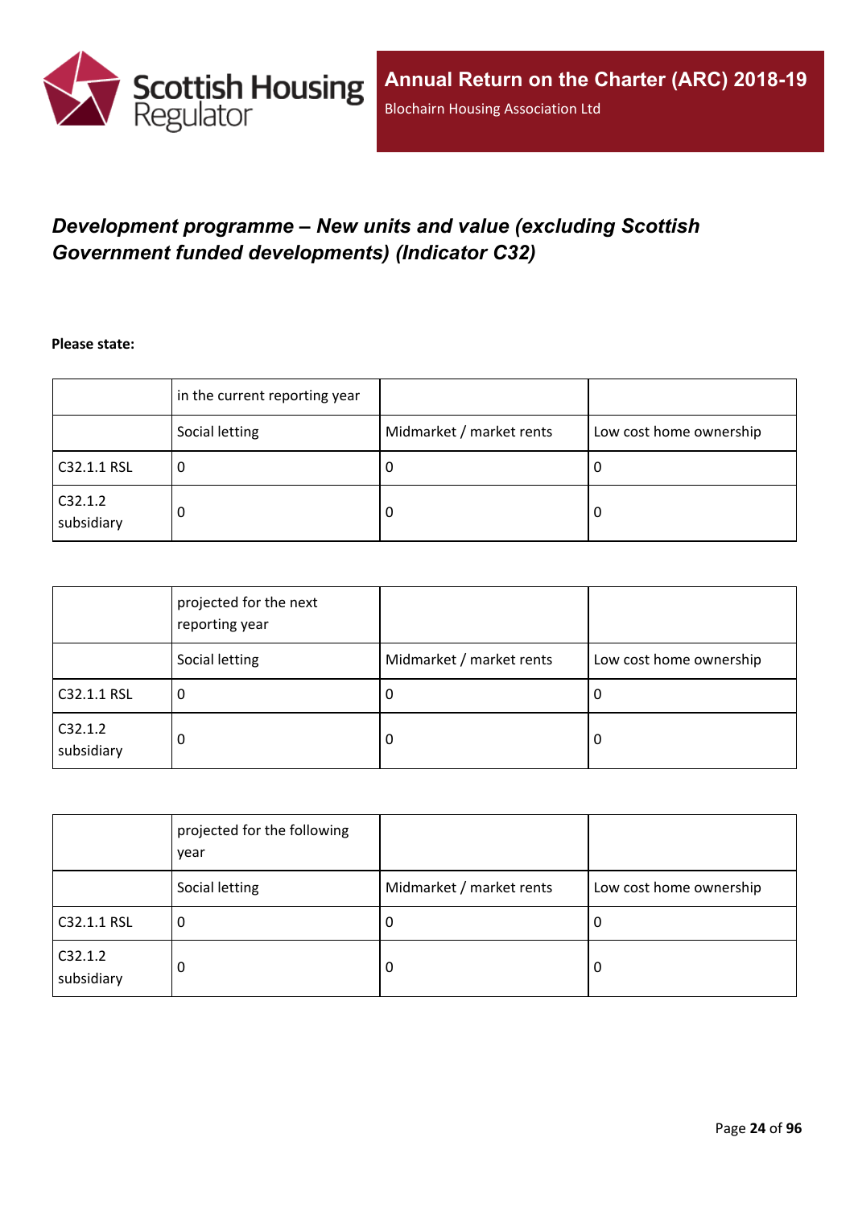## *Development programme – New units and value (excluding Scottish Government funded developments) (Indicator C32)*

**Please state:**

| | in the current reporting year | | |
|---|---|---|---|
| | Social letting | Midmarket / market rents | Low cost home ownership |
| C32.1.1 RSL | 0 | 0 | 0 |
| C32.1.2 subsidiary | 0 | 0 | 0 |

| | projected for the next reporting year | | |
|---|---|---|---|
| | Social letting | Midmarket / market rents | Low cost home ownership |
| C32.1.1 RSL | 0 | 0 | 0 |
| C32.1.2 subsidiary | 0 | 0 | 0 |

| | projected for the following year | | |
|---|---|---|---|
| | Social letting | Midmarket / market rents | Low cost home ownership |
| C32.1.1 RSL | 0 | 0 | 0 |
| C32.1.2 subsidiary | 0 | 0 | 0 |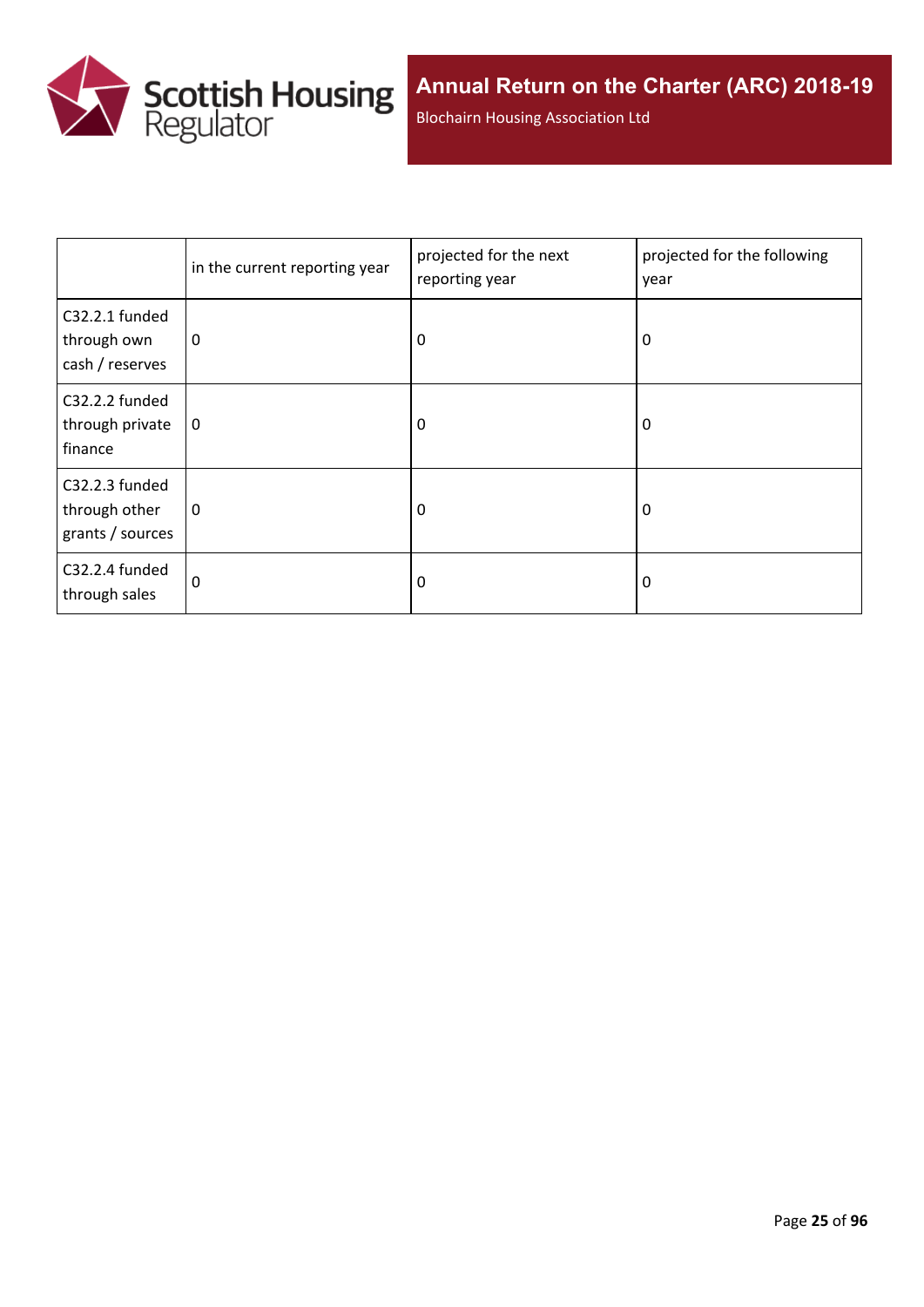| | in the current reporting year | projected for the next reporting year | projected for the following year |
|---|---|---|---|
| C32.2.1 funded through own cash / reserves | 0 | 0 | 0 |
| C32.2.2 funded through private finance | 0 | 0 | 0 |
| C32.2.3 funded through other grants / sources | 0 | 0 | 0 |
| C32.2.4 funded through sales | 0 | 0 | 0 |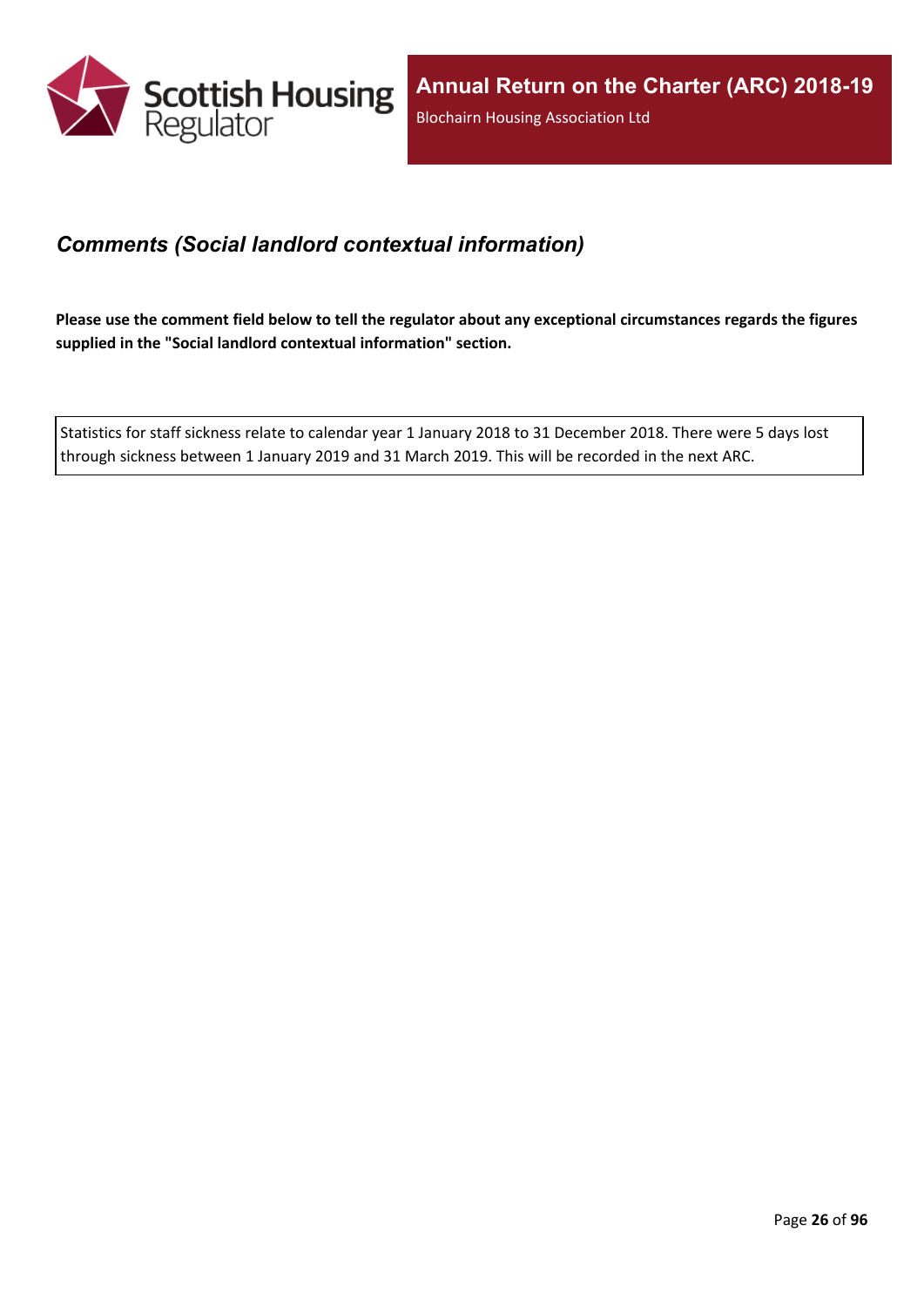## *Comments (Social landlord contextual information)*

**Please use the comment field below to tell the regulator about any exceptional circumstances regards the figures supplied in the "Social landlord contextual information" section.**

Statistics for staff sickness relate to calendar year 1 January 2018 to 31 December 2018. There were 5 days lost through sickness between 1 January 2019 and 31 March 2019. This will be recorded in the next ARC.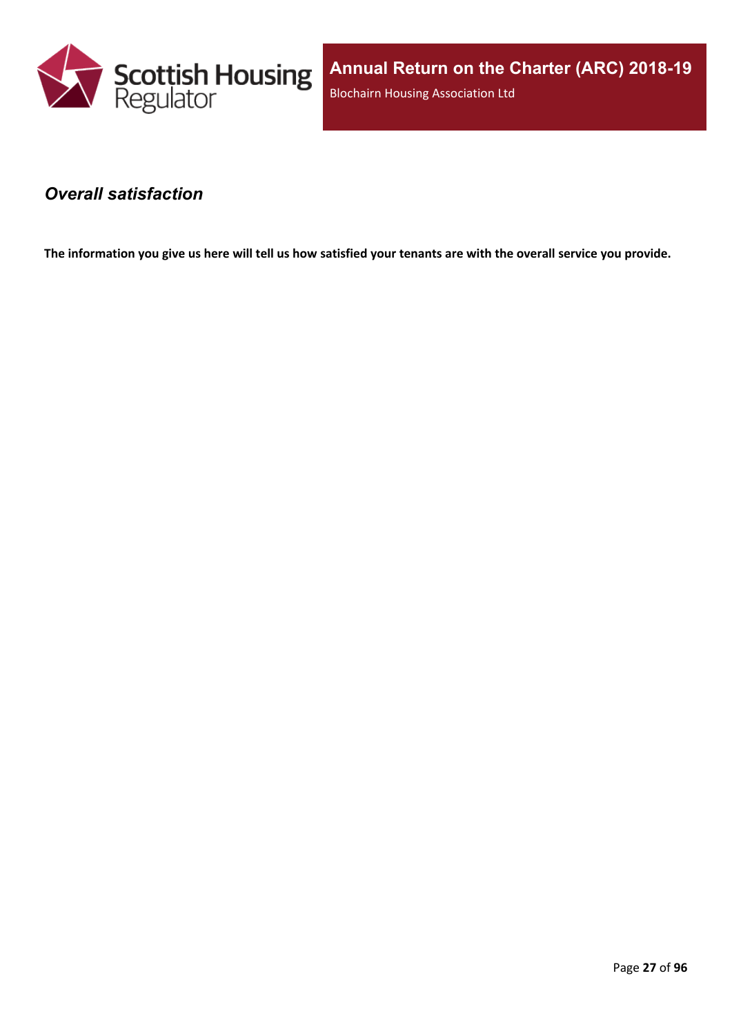## *Overall satisfaction*

**The information you give us here will tell us how satisfied your tenants are with the overall service you provide.**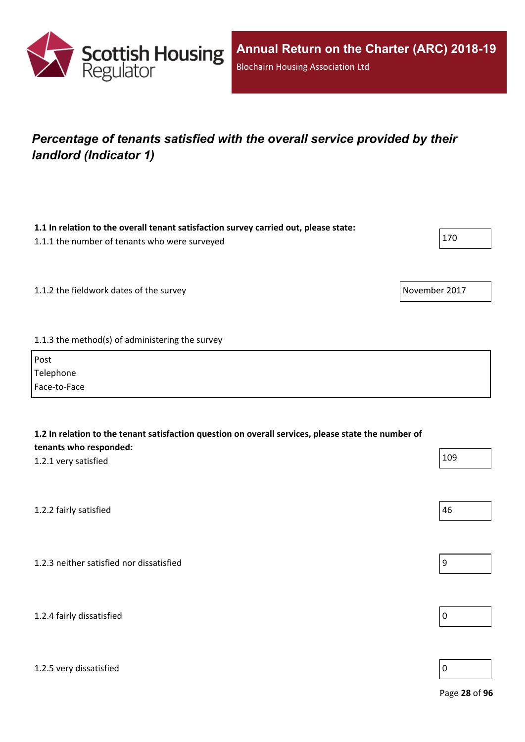Annual Return on the Charter (ARC) 2018-19

Blochairn Housing Association Ltd

## *Percentage of tenants satisfied with the overall service provided by their landlord (Indicator 1)*

**1.1 In relation to the overall tenant satisfaction survey carried out, please state:**

1.1.1 the number of tenants who were surveyed: 170

1.1.2 the fieldwork dates of the survey: November 2017

1.1.3 the method(s) of administering the survey

Post
Telephone
Face-to-Face

**1.2 In relation to the tenant satisfaction question on overall services, please state the number of tenants who responded:**

1.2.1 very satisfied: 109

1.2.2 fairly satisfied: 46

1.2.3 neither satisfied nor dissatisfied: 9

1.2.4 fairly dissatisfied: 0

1.2.5 very dissatisfied: 0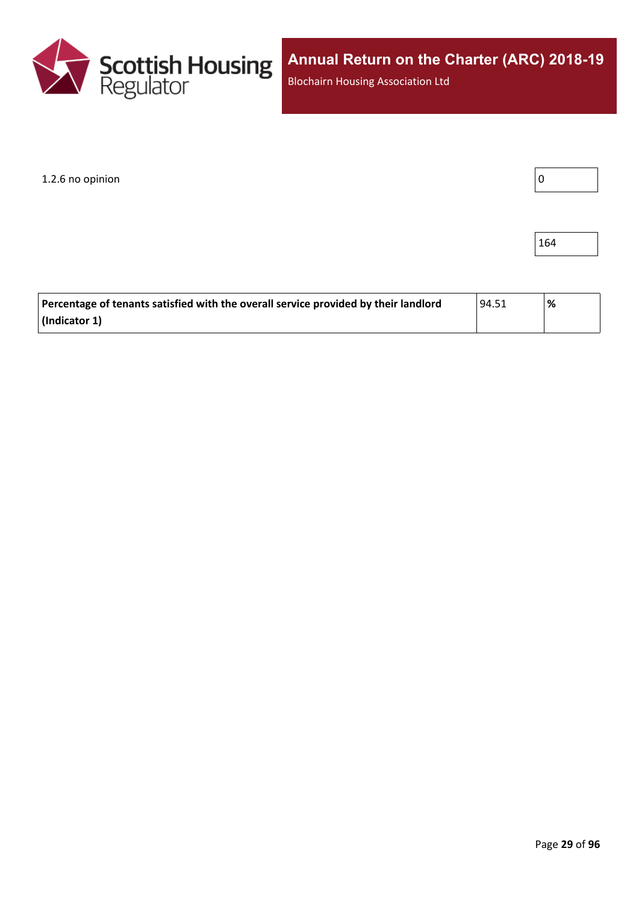1.2.6 no opinion | 0

| | 164 |
|---|---|

| **Percentage of tenants satisfied with the overall service provided by their landlord (Indicator 1)** | 94.51 | **%** |
|---|---|---|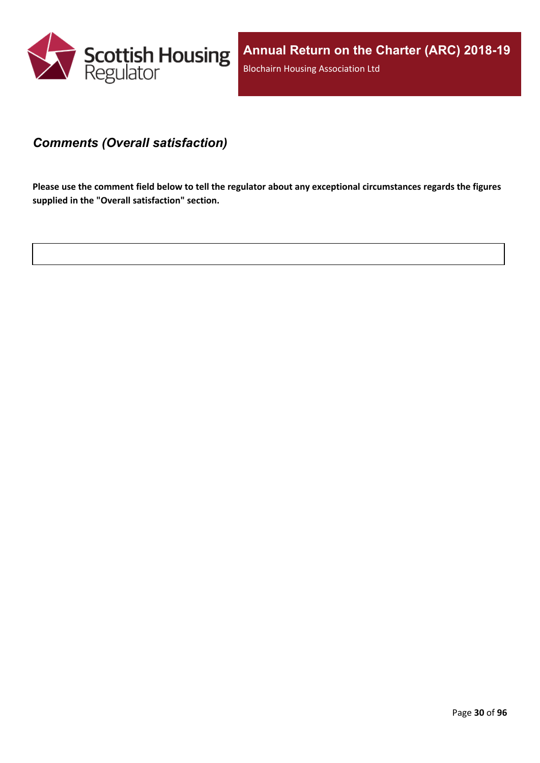### *Comments (Overall satisfaction)*

**Please use the comment field below to tell the regulator about any exceptional circumstances regards the figures supplied in the "Overall satisfaction" section.**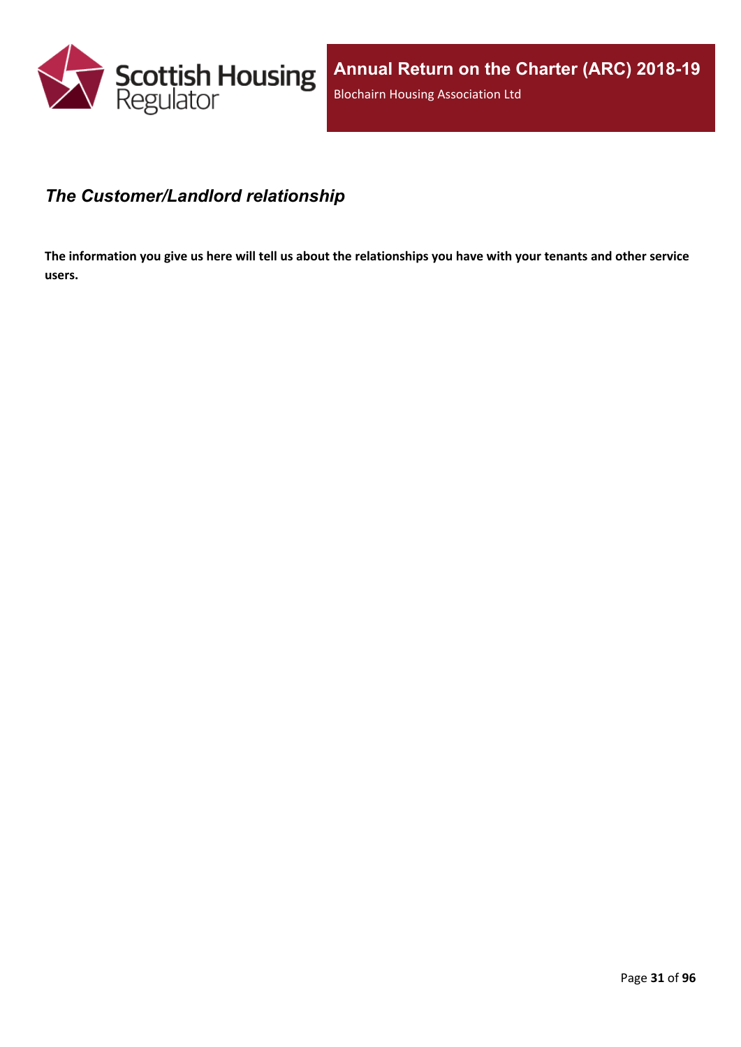## *The Customer/Landlord relationship*

**The information you give us here will tell us about the relationships you have with your tenants and other service users.**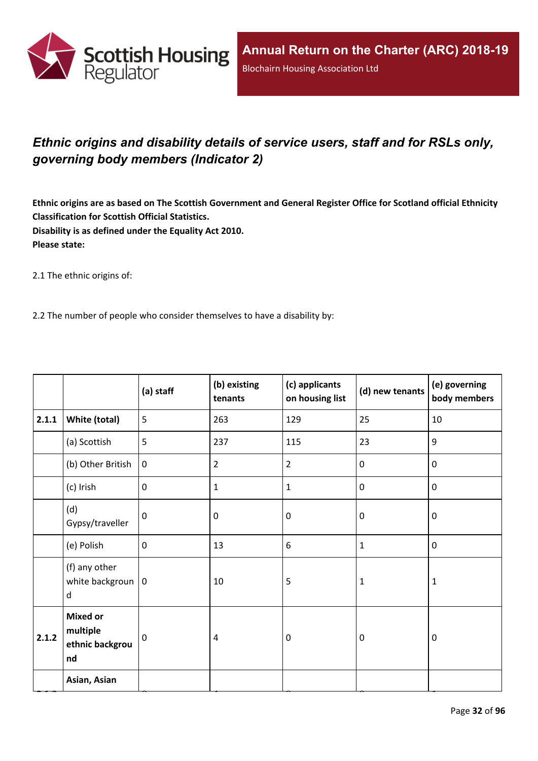## *Ethnic origins and disability details of service users, staff and for RSLs only, governing body members (Indicator 2)*

**Ethnic origins are as based on The Scottish Government and General Register Office for Scotland official Ethnicity Classification for Scottish Official Statistics.**
**Disability is as defined under the Equality Act 2010.**
**Please state:**

2.1 The ethnic origins of:

2.2 The number of people who consider themselves to have a disability by:

| | | (a) staff | (b) existing tenants | (c) applicants on housing list | (d) new tenants | (e) governing body members |
|---|---|---|---|---|---|---|
| **2.1.1** | **White (total)** | 5 | 263 | 129 | 25 | 10 |
| | (a) Scottish | 5 | 237 | 115 | 23 | 9 |
| | (b) Other British | 0 | 2 | 2 | 0 | 0 |
| | (c) Irish | 0 | 1 | 1 | 0 | 0 |
| | (d) Gypsy/traveller | 0 | 0 | 0 | 0 | 0 |
| | (e) Polish | 0 | 13 | 6 | 1 | 0 |
| | (f) any other white background | 0 | 10 | 5 | 1 | 1 |
| **2.1.2** | **Mixed or multiple ethnic background** | 0 | 4 | 0 | 0 | 0 |
| | **Asian, Asian** | | | | | |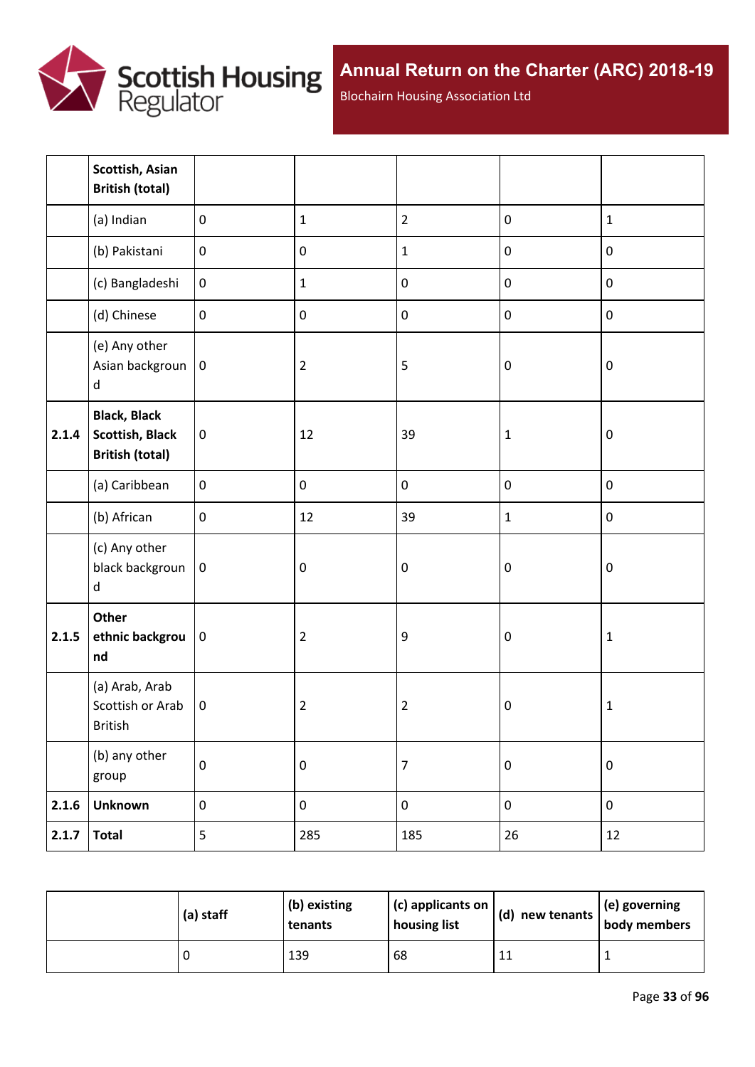|  | Scottish, Asian British (total) |  |  |  |  |  |
|---|---|---|---|---|---|---|
|  | (a) Indian | 0 | 1 | 2 | 0 | 1 |
|  | (b) Pakistani | 0 | 0 | 1 | 0 | 0 |
|  | (c) Bangladeshi | 0 | 1 | 0 | 0 | 0 |
|  | (d) Chinese | 0 | 0 | 0 | 0 | 0 |
|  | (e) Any other Asian background | 0 | 2 | 5 | 0 | 0 |
| 2.1.4 | **Black, Black Scottish, Black British (total)** | 0 | 12 | 39 | 1 | 0 |
|  | (a) Caribbean | 0 | 0 | 0 | 0 | 0 |
|  | (b) African | 0 | 12 | 39 | 1 | 0 |
|  | (c) Any other black background | 0 | 0 | 0 | 0 | 0 |
| 2.1.5 | **Other ethnic background** | 0 | 2 | 9 | 0 | 1 |
|  | (a) Arab, Arab Scottish or Arab British | 0 | 2 | 2 | 0 | 1 |
|  | (b) any other group | 0 | 0 | 7 | 0 | 0 |
| 2.1.6 | **Unknown** | 0 | 0 | 0 | 0 | 0 |
| 2.1.7 | **Total** | 5 | 285 | 185 | 26 | 12 |

|  | (a) staff | (b) existing tenants | (c) applicants on housing list | (d) new tenants | (e) governing body members |
|---|---|---|---|---|---|
|  | 0 | 139 | 68 | 11 | 1 |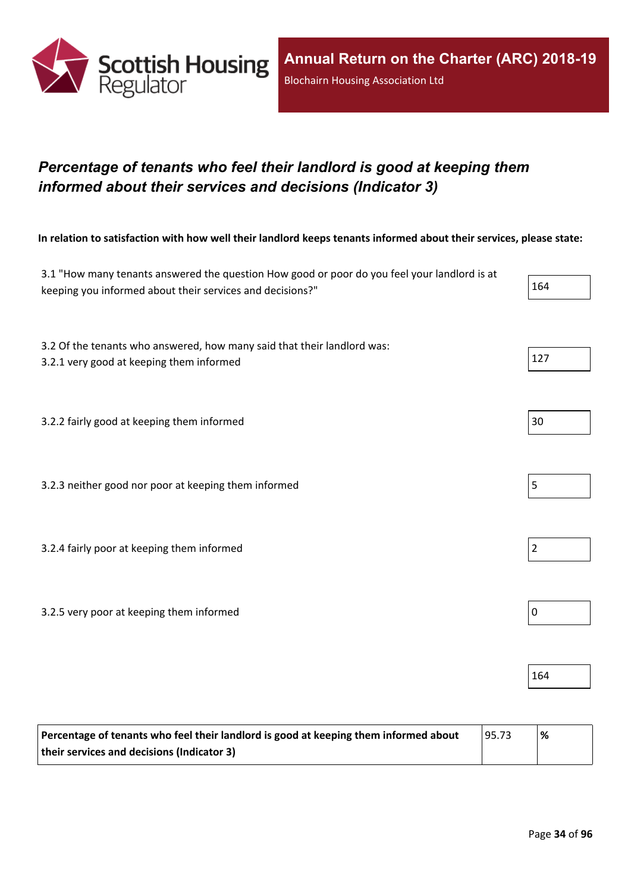## *Percentage of tenants who feel their landlord is good at keeping them informed about their services and decisions (Indicator 3)*

**In relation to satisfaction with how well their landlord keeps tenants informed about their services, please state:**

| | |
|---|---|
| 3.1 "How many tenants answered the question How good or poor do you feel your landlord is at keeping you informed about their services and decisions?" | 164 |
| 3.2 Of the tenants who answered, how many said that their landlord was:<br>3.2.1 very good at keeping them informed | 127 |
| 3.2.2 fairly good at keeping them informed | 30 |
| 3.2.3 neither good nor poor at keeping them informed | 5 |
| 3.2.4 fairly poor at keeping them informed | 2 |
| 3.2.5 very poor at keeping them informed | 0 |
| | 164 |

| | | |
|---|---|---|
| **Percentage of tenants who feel their landlord is good at keeping them informed about their services and decisions (Indicator 3)** | 95.73 | **%** |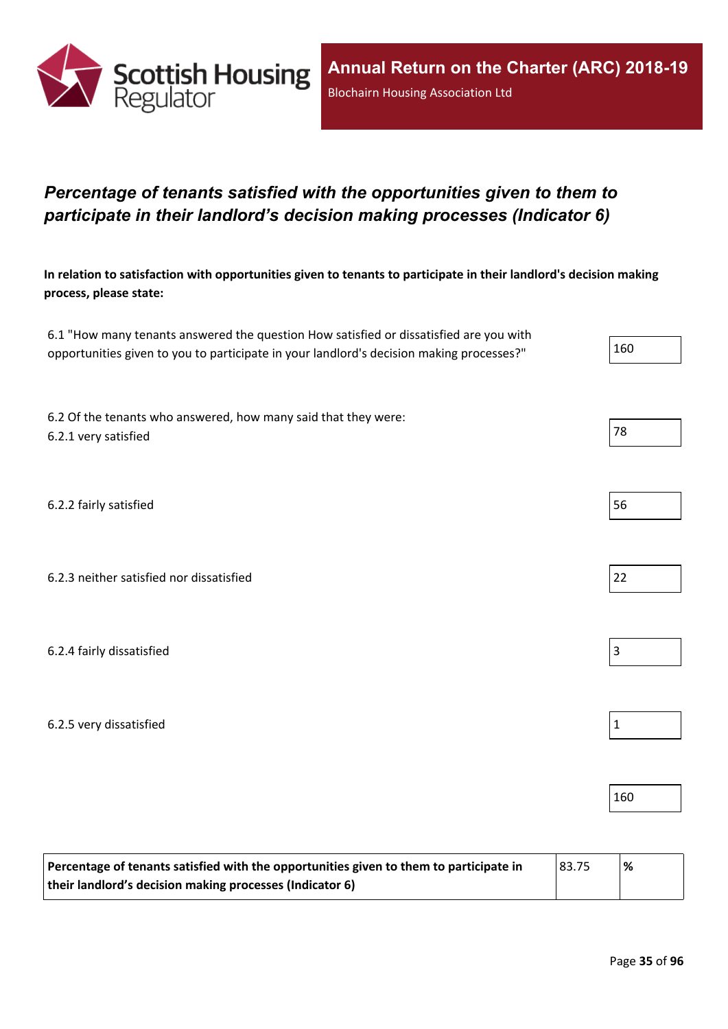## *Percentage of tenants satisfied with the opportunities given to them to participate in their landlord’s decision making processes (Indicator 6)*

**In relation to satisfaction with opportunities given to tenants to participate in their landlord's decision making process, please state:**

| | |
|---|---|
| 6.1 "How many tenants answered the question How satisfied or dissatisfied are you with opportunities given to you to participate in your landlord's decision making processes?" | 160 |
| 6.2 Of the tenants who answered, how many said that they were: 6.2.1 very satisfied | 78 |
| 6.2.2 fairly satisfied | 56 |
| 6.2.3 neither satisfied nor dissatisfied | 22 |
| 6.2.4 fairly dissatisfied | 3 |
| 6.2.5 very dissatisfied | 1 |
| | 160 |

| | | |
|---|---|---|
| **Percentage of tenants satisfied with the opportunities given to them to participate in their landlord’s decision making processes (Indicator 6)** | 83.75 | **%** |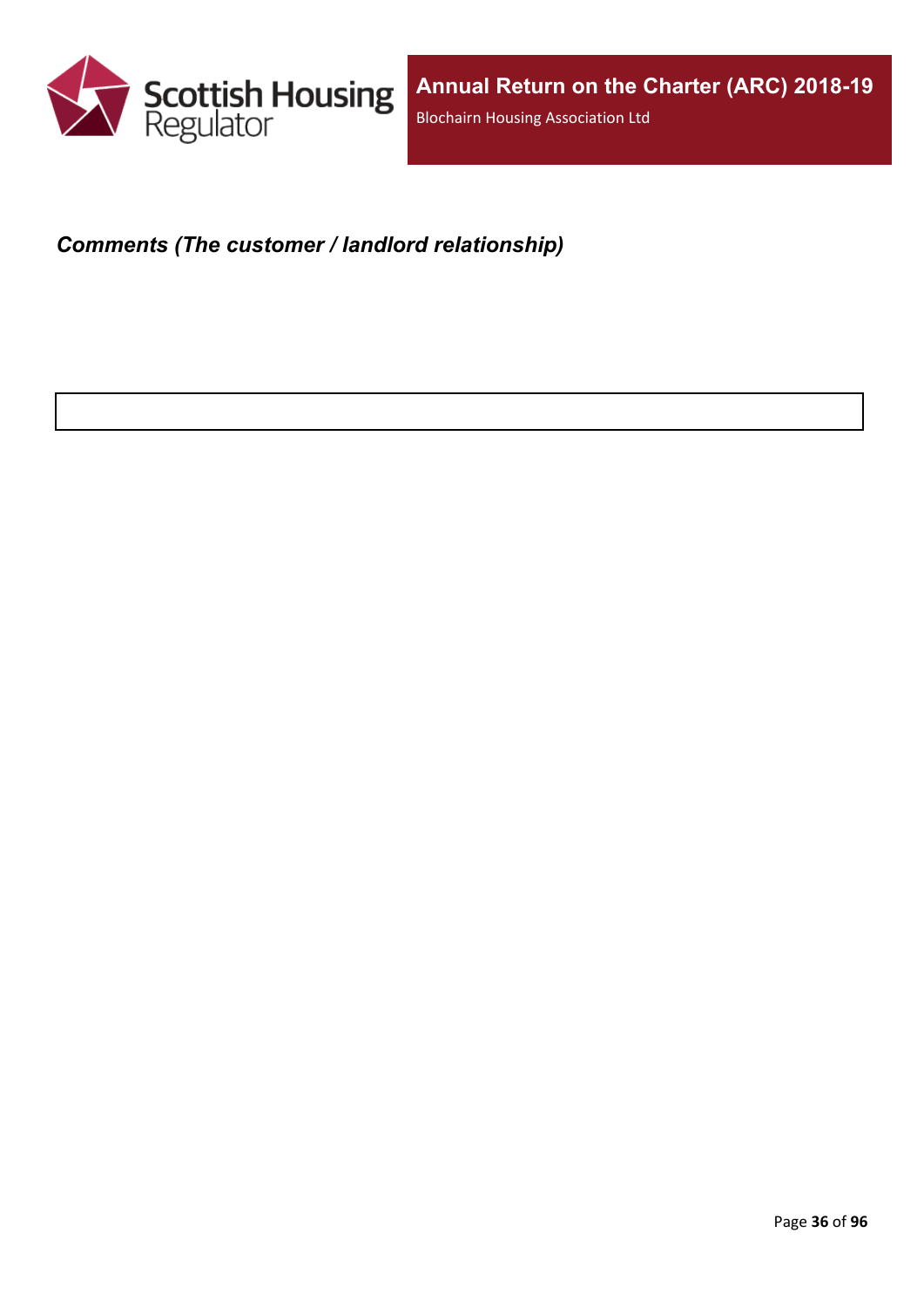***Comments (The customer / landlord relationship)***

| |
|---|
| |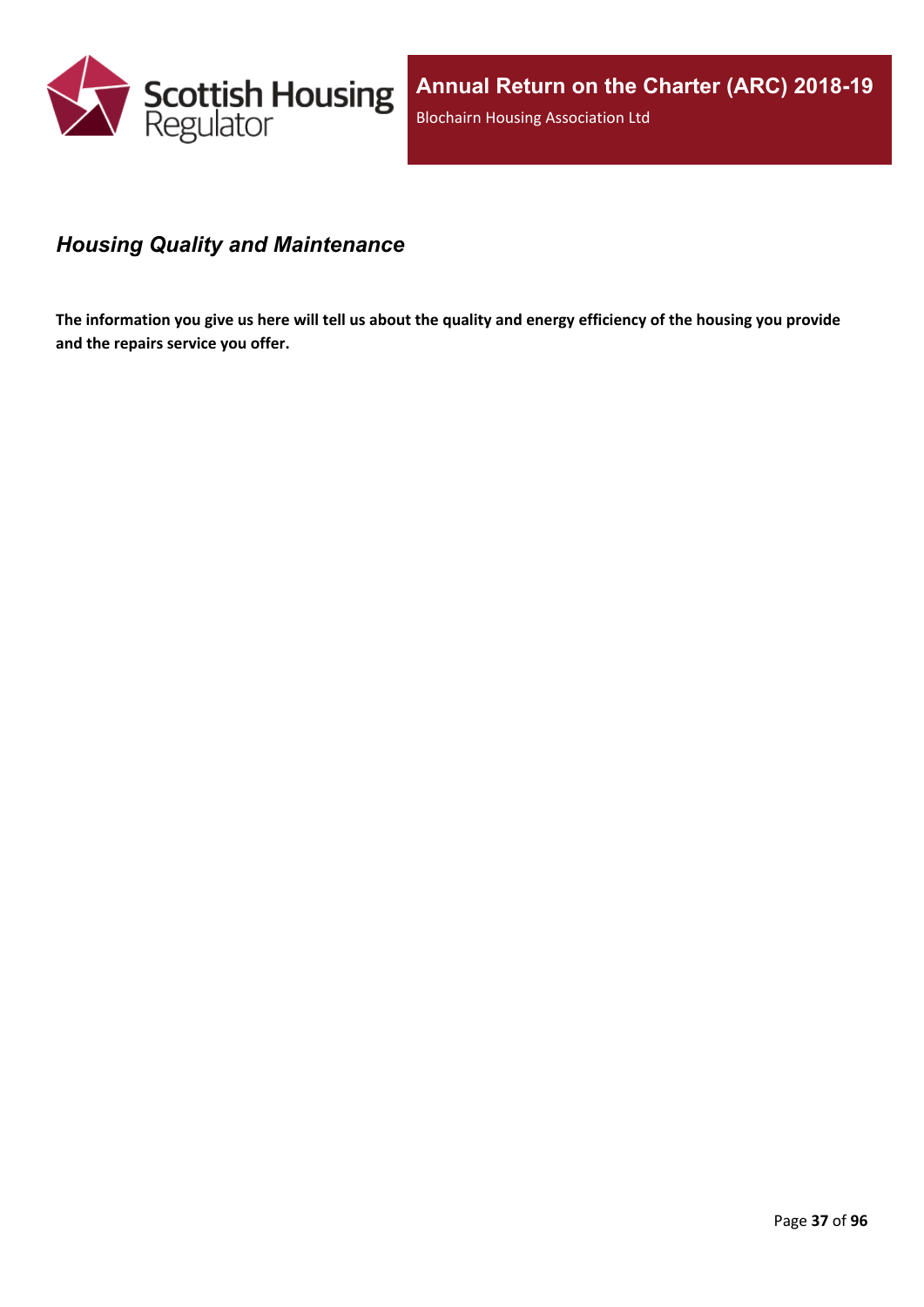## *Housing Quality and Maintenance*

**The information you give us here will tell us about the quality and energy efficiency of the housing you provide and the repairs service you offer.**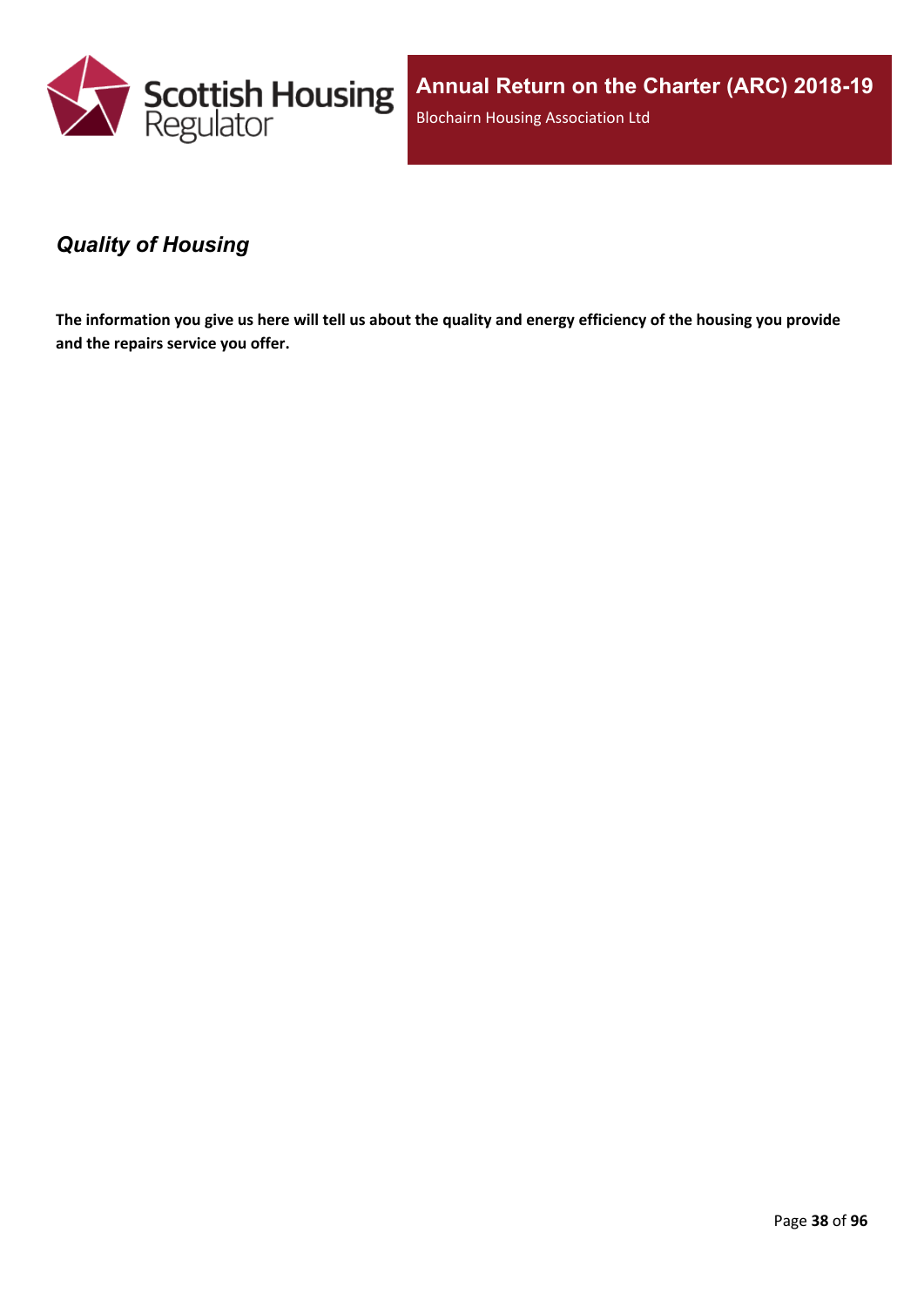### *Quality of Housing*

**The information you give us here will tell us about the quality and energy efficiency of the housing you provide and the repairs service you offer.**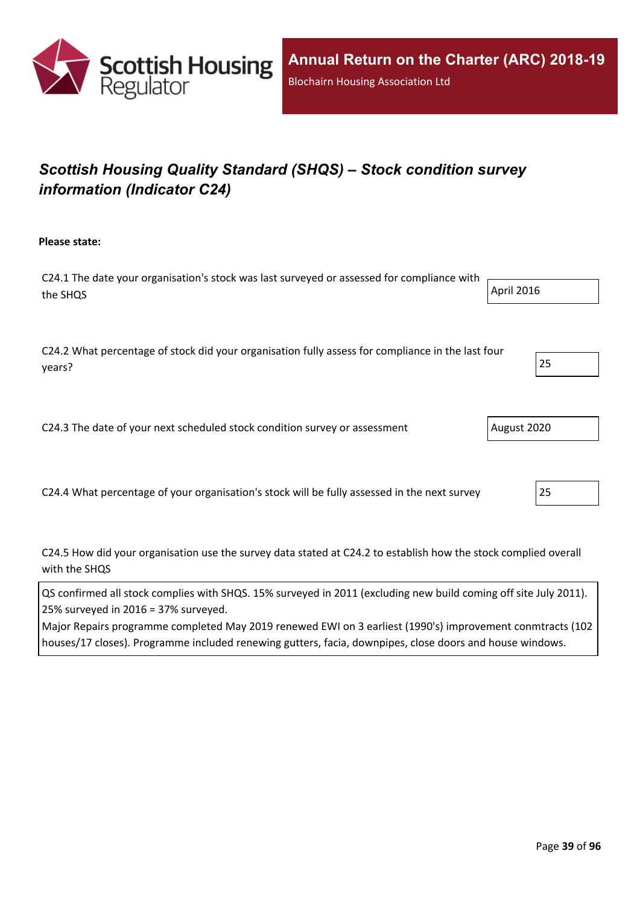## *Scottish Housing Quality Standard (SHQS) – Stock condition survey information (Indicator C24)*

**Please state:**

C24.1 The date your organisation's stock was last surveyed or assessed for compliance with the SHQS

April 2016

C24.2 What percentage of stock did your organisation fully assess for compliance in the last four years?

25

C24.3 The date of your next scheduled stock condition survey or assessment

August 2020

C24.4 What percentage of your organisation's stock will be fully assessed in the next survey

25

C24.5 How did your organisation use the survey data stated at C24.2 to establish how the stock complied overall with the SHQS

QS confirmed all stock complies with SHQS. 15% surveyed in 2011 (excluding new build coming off site July 2011). 25% surveyed in 2016 = 37% surveyed.
Major Repairs programme completed May 2019 renewed EWI on 3 earliest (1990's) improvement conmtracts (102 houses/17 closes). Programme included renewing gutters, facia, downpipes, close doors and house windows.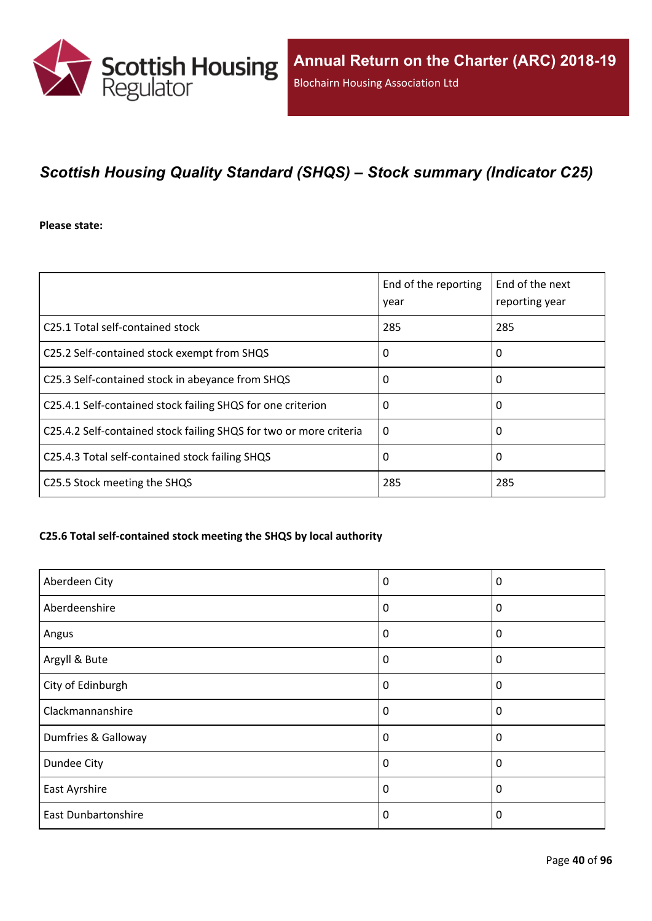## *Scottish Housing Quality Standard (SHQS) – Stock summary (Indicator C25)*

**Please state:**

| | End of the reporting year | End of the next reporting year |
|---|---|---|
| C25.1 Total self-contained stock | 285 | 285 |
| C25.2 Self-contained stock exempt from SHQS | 0 | 0 |
| C25.3 Self-contained stock in abeyance from SHQS | 0 | 0 |
| C25.4.1 Self-contained stock failing SHQS for one criterion | 0 | 0 |
| C25.4.2 Self-contained stock failing SHQS for two or more criteria | 0 | 0 |
| C25.4.3 Total self-contained stock failing SHQS | 0 | 0 |
| C25.5 Stock meeting the SHQS | 285 | 285 |

**C25.6 Total self-contained stock meeting the SHQS by local authority**

| | | |
|---|---|---|
| Aberdeen City | 0 | 0 |
| Aberdeenshire | 0 | 0 |
| Angus | 0 | 0 |
| Argyll & Bute | 0 | 0 |
| City of Edinburgh | 0 | 0 |
| Clackmannanshire | 0 | 0 |
| Dumfries & Galloway | 0 | 0 |
| Dundee City | 0 | 0 |
| East Ayrshire | 0 | 0 |
| East Dunbartonshire | 0 | 0 |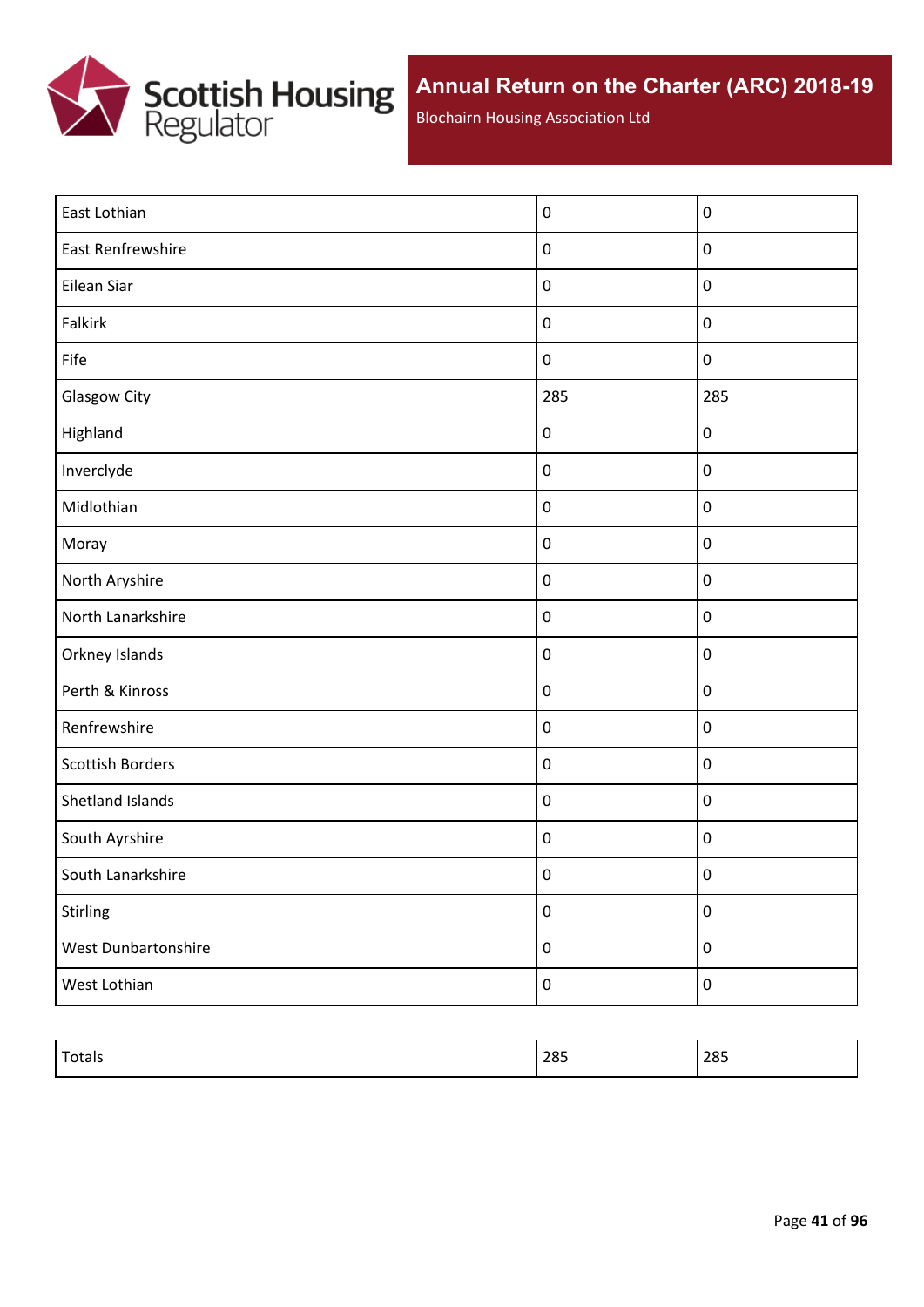| | | |
|---|---|---|
| East Lothian | 0 | 0 |
| East Renfrewshire | 0 | 0 |
| Eilean Siar | 0 | 0 |
| Falkirk | 0 | 0 |
| Fife | 0 | 0 |
| Glasgow City | 285 | 285 |
| Highland | 0 | 0 |
| Inverclyde | 0 | 0 |
| Midlothian | 0 | 0 |
| Moray | 0 | 0 |
| North Aryshire | 0 | 0 |
| North Lanarkshire | 0 | 0 |
| Orkney Islands | 0 | 0 |
| Perth & Kinross | 0 | 0 |
| Renfrewshire | 0 | 0 |
| Scottish Borders | 0 | 0 |
| Shetland Islands | 0 | 0 |
| South Ayrshire | 0 | 0 |
| South Lanarkshire | 0 | 0 |
| Stirling | 0 | 0 |
| West Dunbartonshire | 0 | 0 |
| West Lothian | 0 | 0 |

| | | |
|---|---|---|
| Totals | 285 | 285 |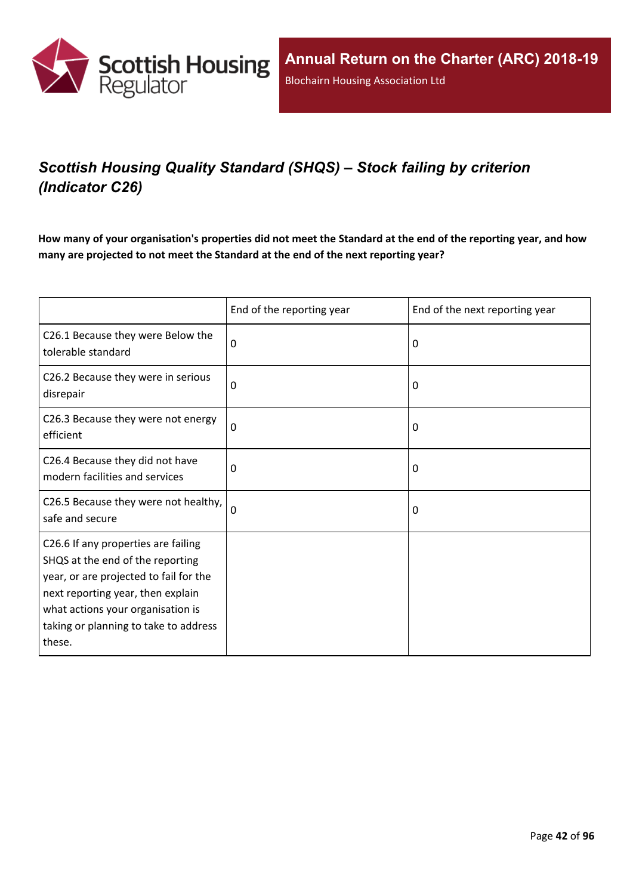## *Scottish Housing Quality Standard (SHQS) – Stock failing by criterion (Indicator C26)*

**How many of your organisation's properties did not meet the Standard at the end of the reporting year, and how many are projected to not meet the Standard at the end of the next reporting year?**

| | End of the reporting year | End of the next reporting year |
|---|---|---|
| C26.1 Because they were Below the tolerable standard | 0 | 0 |
| C26.2 Because they were in serious disrepair | 0 | 0 |
| C26.3 Because they were not energy efficient | 0 | 0 |
| C26.4 Because they did not have modern facilities and services | 0 | 0 |
| C26.5 Because they were not healthy, safe and secure | 0 | 0 |
| C26.6 If any properties are failing SHQS at the end of the reporting year, or are projected to fail for the next reporting year, then explain what actions your organisation is taking or planning to take to address these. | | |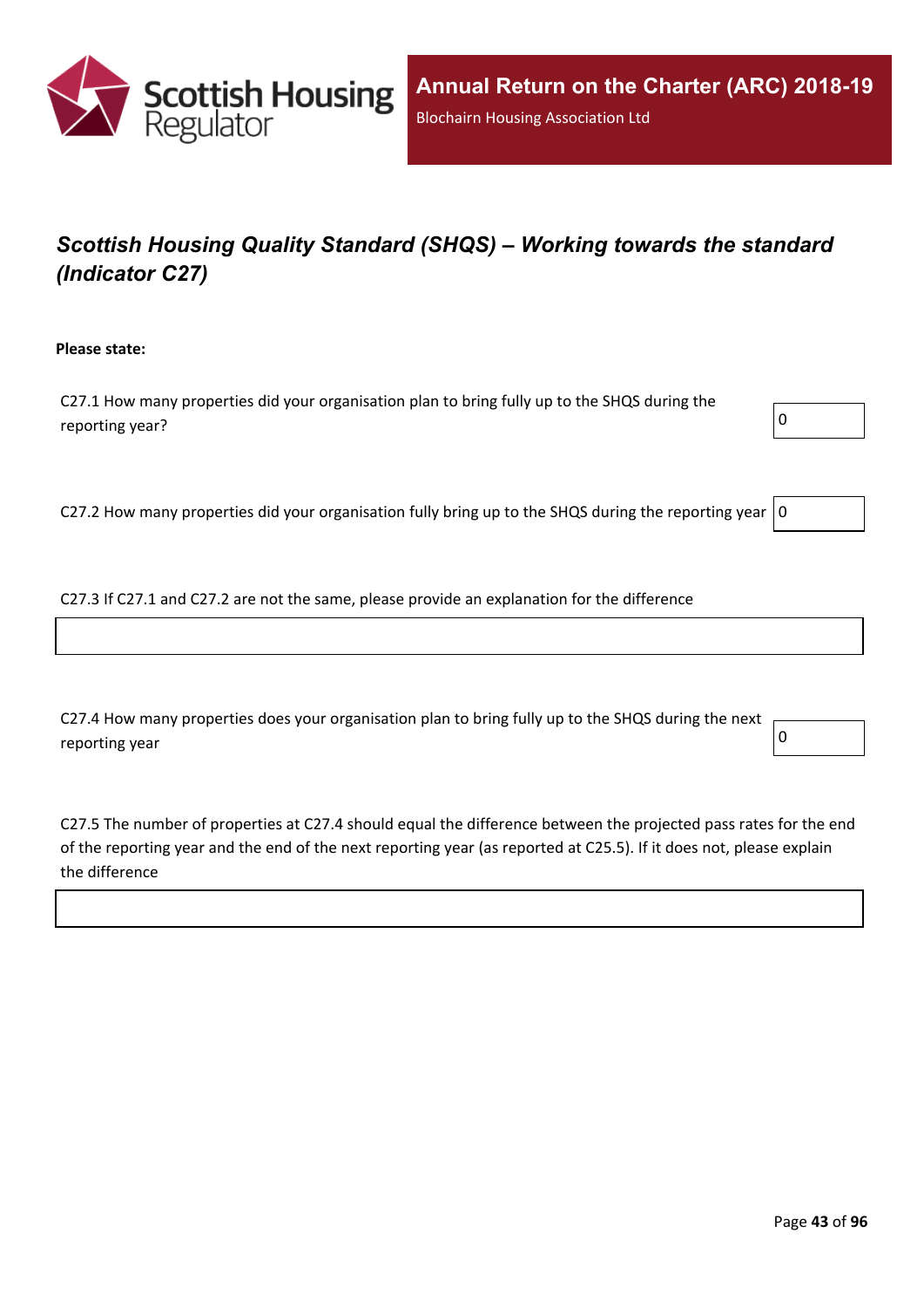## *Scottish Housing Quality Standard (SHQS) – Working towards the standard (Indicator C27)*

**Please state:**

C27.1 How many properties did your organisation plan to bring fully up to the SHQS during the reporting year?

0

C27.2 How many properties did your organisation fully bring up to the SHQS during the reporting year

0

C27.3 If C27.1 and C27.2 are not the same, please provide an explanation for the difference

C27.4 How many properties does your organisation plan to bring fully up to the SHQS during the next reporting year

0

C27.5 The number of properties at C27.4 should equal the difference between the projected pass rates for the end of the reporting year and the end of the next reporting year (as reported at C25.5). If it does not, please explain the difference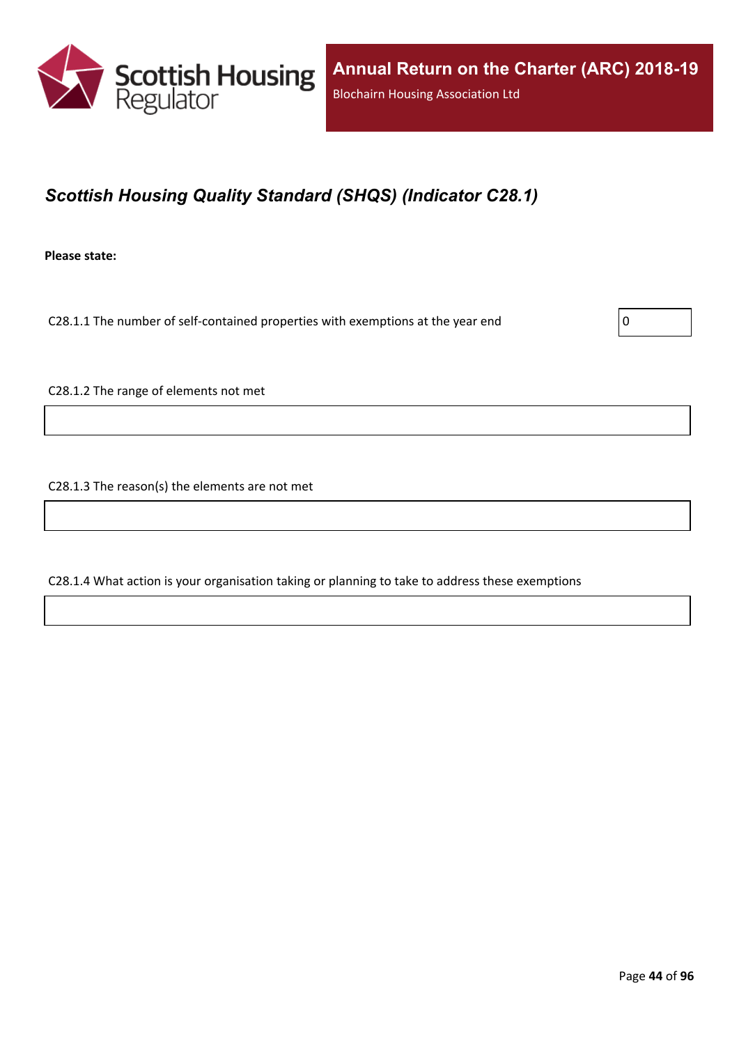## *Scottish Housing Quality Standard (SHQS) (Indicator C28.1)*

**Please state:**

C28.1.1 The number of self-contained properties with exemptions at the year end

0

C28.1.2 The range of elements not met

C28.1.3 The reason(s) the elements are not met

C28.1.4 What action is your organisation taking or planning to take to address these exemptions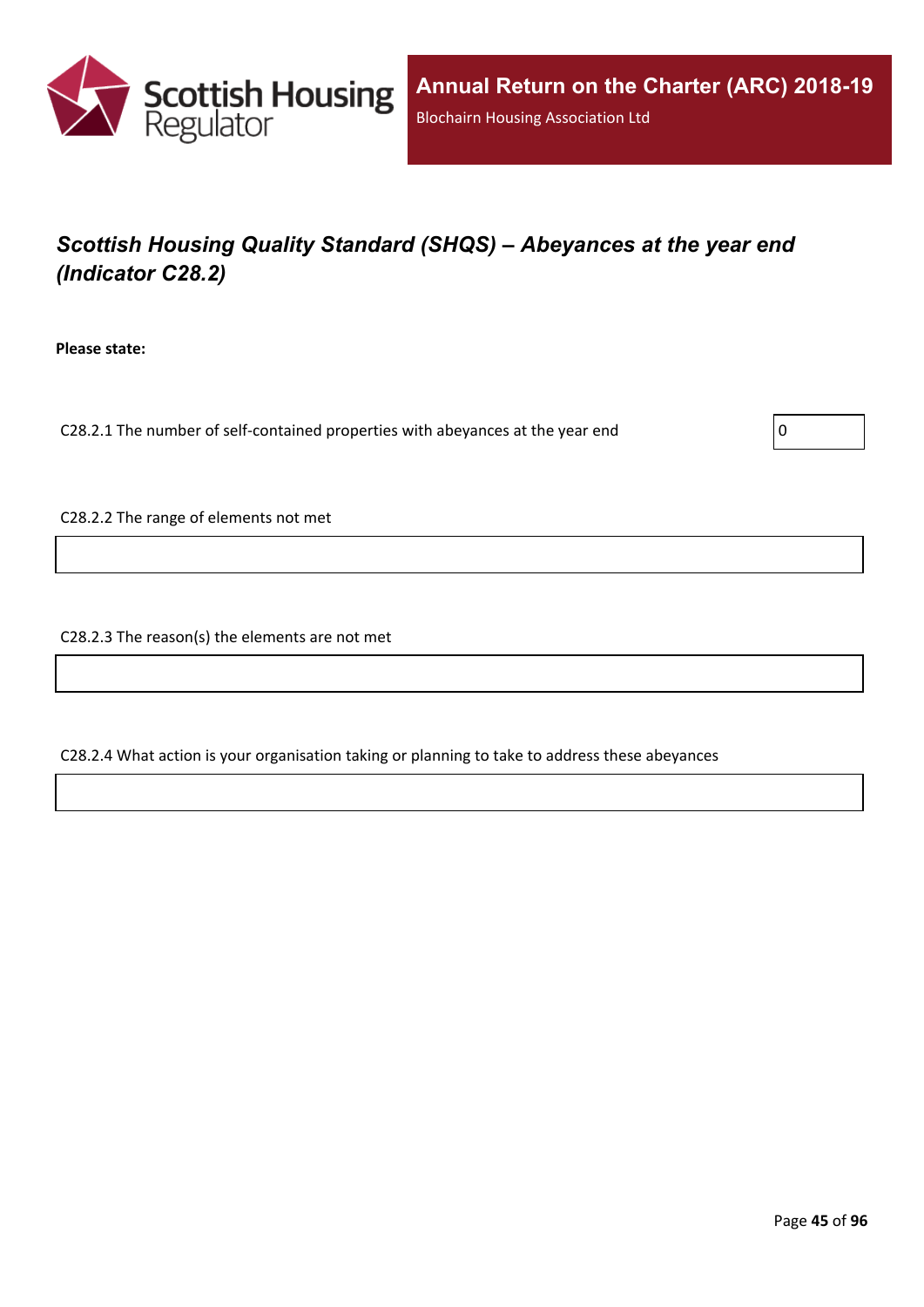## *Scottish Housing Quality Standard (SHQS) – Abeyances at the year end (Indicator C28.2)*

**Please state:**

C28.2.1 The number of self-contained properties with abeyances at the year end: 0

C28.2.2 The range of elements not met

C28.2.3 The reason(s) the elements are not met

C28.2.4 What action is your organisation taking or planning to take to address these abeyances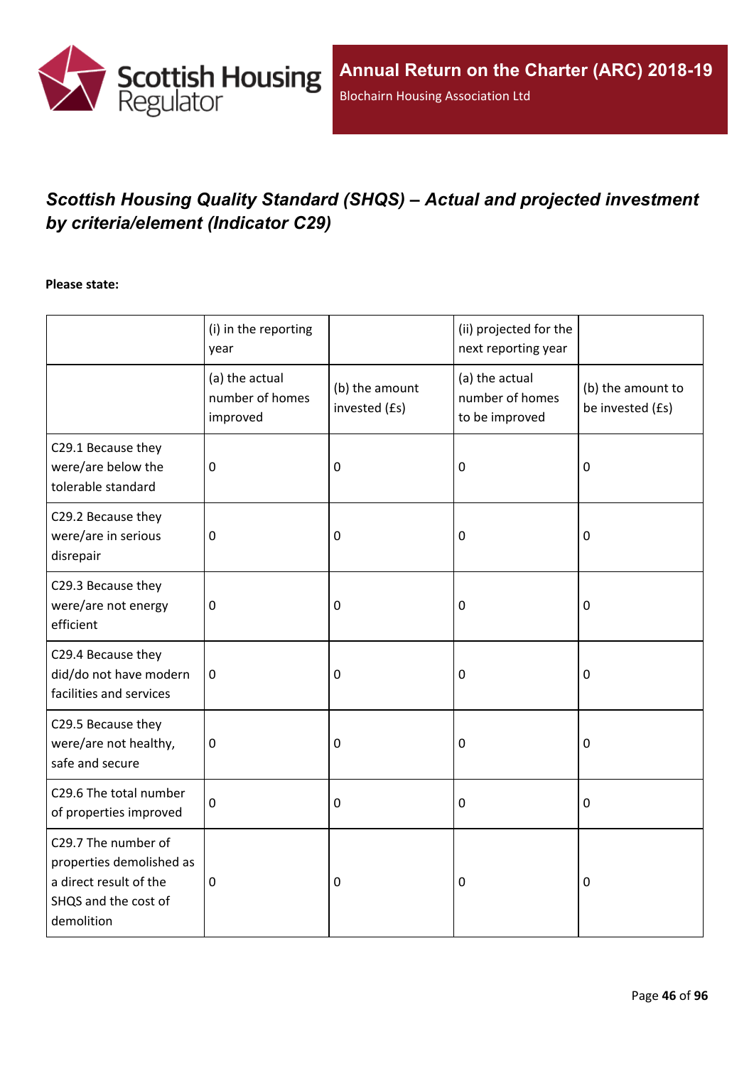## *Scottish Housing Quality Standard (SHQS) – Actual and projected investment by criteria/element (Indicator C29)*

**Please state:**

| | (i) in the reporting year | | (ii) projected for the next reporting year | |
|---|---|---|---|---|
| | (a) the actual number of homes improved | (b) the amount invested (£s) | (a) the actual number of homes to be improved | (b) the amount to be invested (£s) |
| C29.1 Because they were/are below the tolerable standard | 0 | 0 | 0 | 0 |
| C29.2 Because they were/are in serious disrepair | 0 | 0 | 0 | 0 |
| C29.3 Because they were/are not energy efficient | 0 | 0 | 0 | 0 |
| C29.4 Because they did/do not have modern facilities and services | 0 | 0 | 0 | 0 |
| C29.5 Because they were/are not healthy, safe and secure | 0 | 0 | 0 | 0 |
| C29.6 The total number of properties improved | 0 | 0 | 0 | 0 |
| C29.7 The number of properties demolished as a direct result of the SHQS and the cost of demolition | 0 | 0 | 0 | 0 |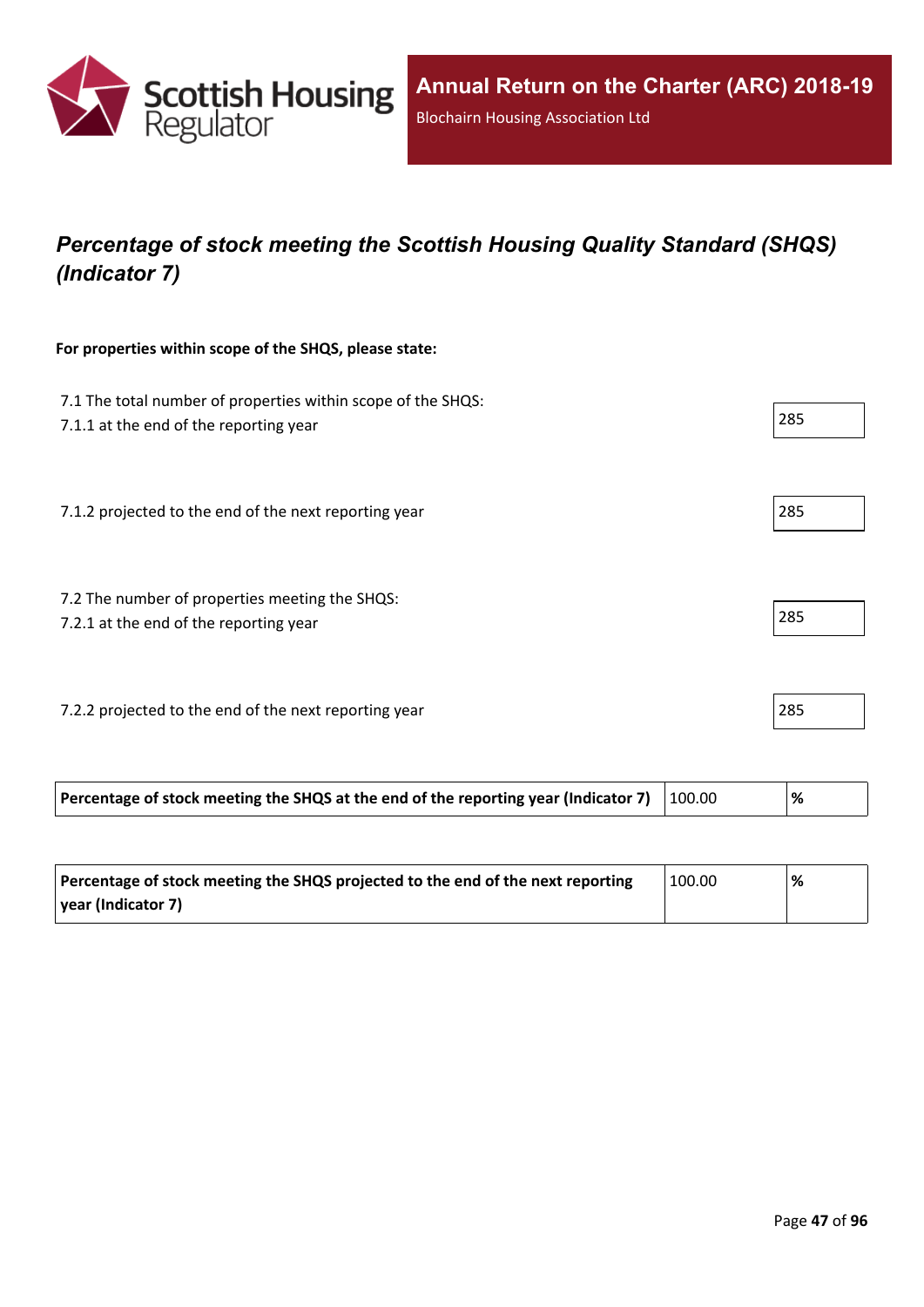## *Percentage of stock meeting the Scottish Housing Quality Standard (SHQS) (Indicator 7)*

**For properties within scope of the SHQS, please state:**

7.1 The total number of properties within scope of the SHQS:
7.1.1 at the end of the reporting year

285

7.1.2 projected to the end of the next reporting year

285

7.2 The number of properties meeting the SHQS:
7.2.1 at the end of the reporting year

285

7.2.2 projected to the end of the next reporting year

285

| **Percentage of stock meeting the SHQS at the end of the reporting year (Indicator 7)** | 100.00 | **%** |
|---|---|---|

| **Percentage of stock meeting the SHQS projected to the end of the next reporting year (Indicator 7)** | 100.00 | **%** |
|---|---|---|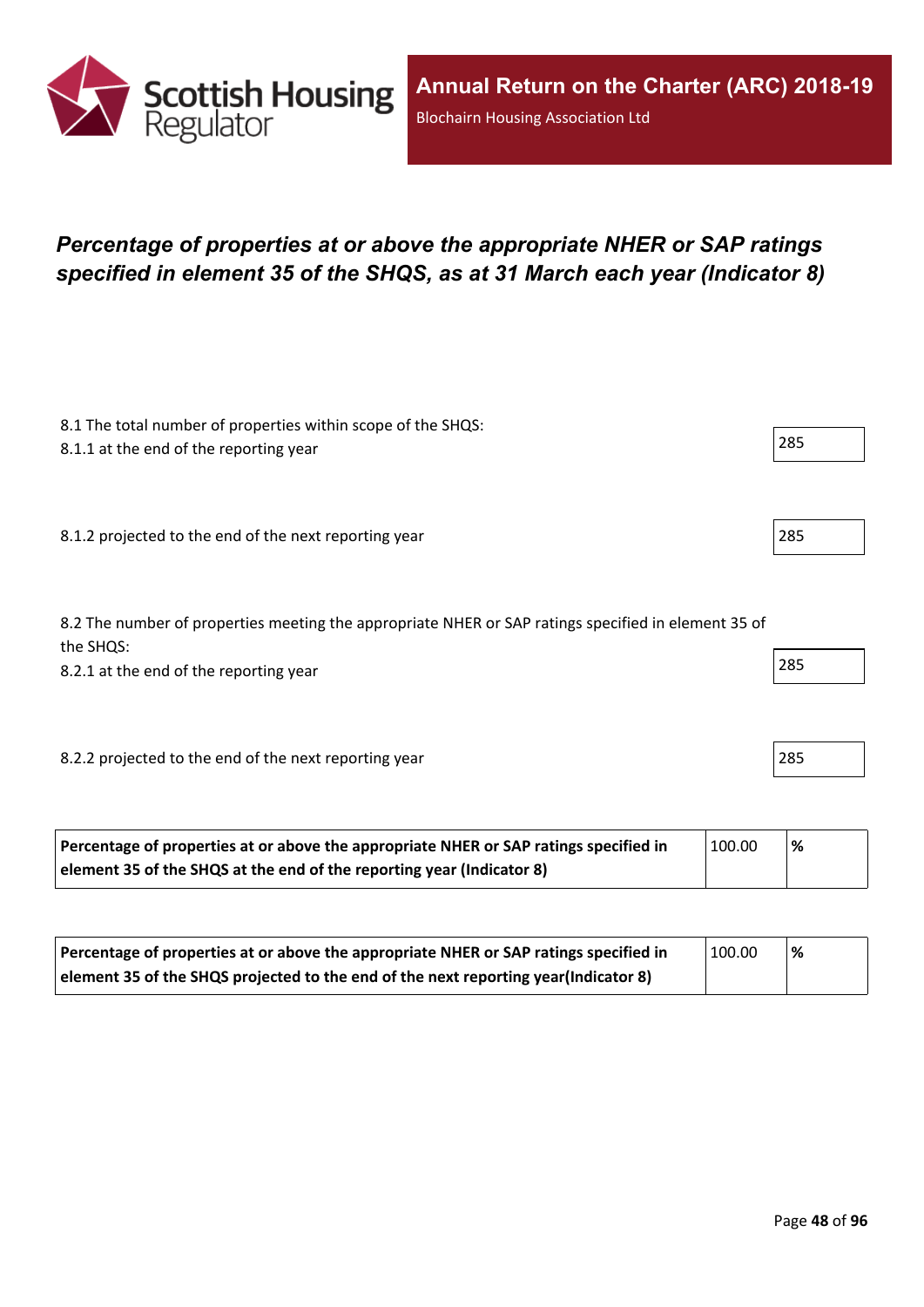## *Percentage of properties at or above the appropriate NHER or SAP ratings specified in element 35 of the SHQS, as at 31 March each year (Indicator 8)*

8.1 The total number of properties within scope of the SHQS:

8.1.1 at the end of the reporting year: 285

8.1.2 projected to the end of the next reporting year: 285

8.2 The number of properties meeting the appropriate NHER or SAP ratings specified in element 35 of the SHQS:

8.2.1 at the end of the reporting year: 285

8.2.2 projected to the end of the next reporting year: 285

| **Percentage of properties at or above the appropriate NHER or SAP ratings specified in element 35 of the SHQS at the end of the reporting year (Indicator 8)** | 100.00 | **%** |
|---|---|---|

| **Percentage of properties at or above the appropriate NHER or SAP ratings specified in element 35 of the SHQS projected to the end of the next reporting year(Indicator 8)** | 100.00 | **%** |
|---|---|---|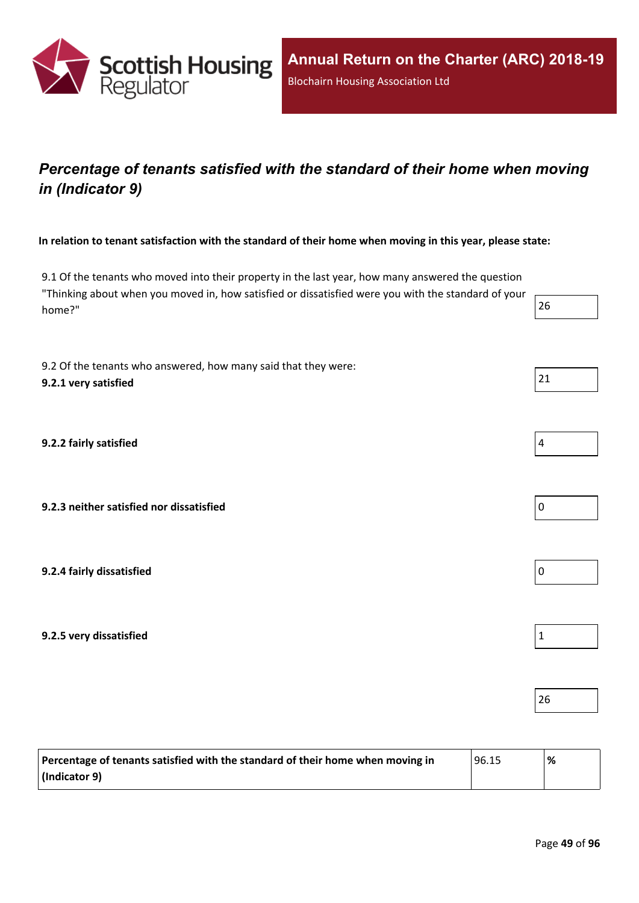## Percentage of tenants satisfied with the standard of their home when moving in (Indicator 9)

**In relation to tenant satisfaction with the standard of their home when moving in this year, please state:**

9.1 Of the tenants who moved into their property in the last year, how many answered the question "Thinking about when you moved in, how satisfied or dissatisfied were you with the standard of your home?" — 26

9.2 Of the tenants who answered, how many said that they were:

**9.2.1 very satisfied** — 21

**9.2.2 fairly satisfied** — 4

**9.2.3 neither satisfied nor dissatisfied** — 0

**9.2.4 fairly dissatisfied** — 0

**9.2.5 very dissatisfied** — 1

Total — 26

| **Percentage of tenants satisfied with the standard of their home when moving in (Indicator 9)** | 96.15 | **%** |
|---|---|---|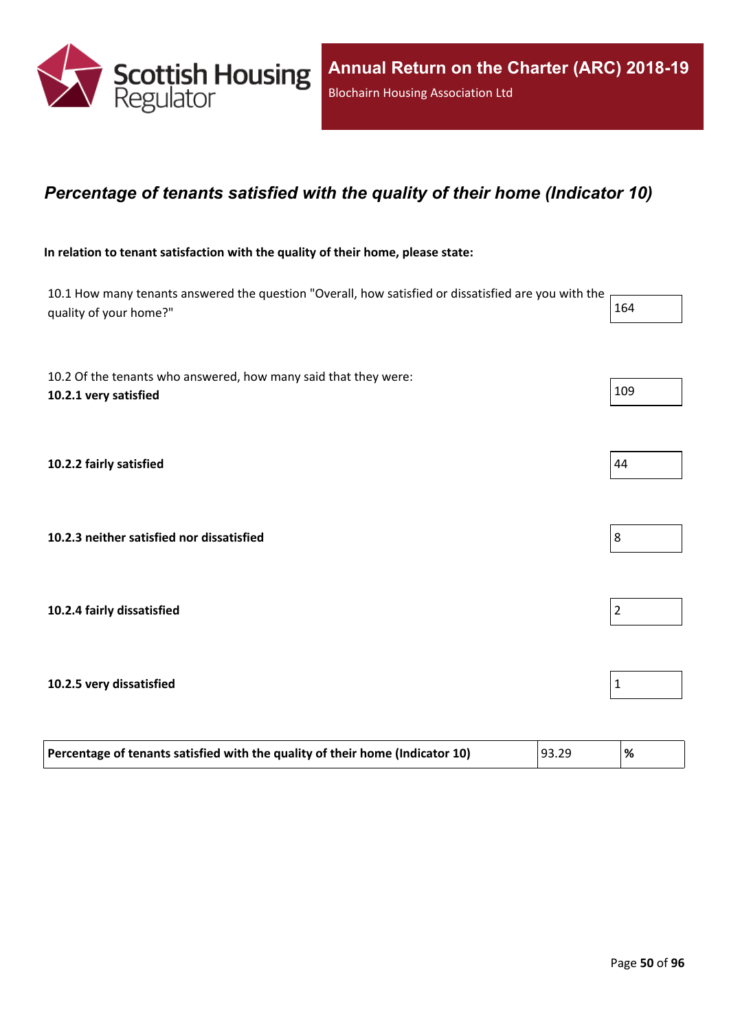## *Percentage of tenants satisfied with the quality of their home (Indicator 10)*

**In relation to tenant satisfaction with the quality of their home, please state:**

| | |
|---|---|
| 10.1 How many tenants answered the question "Overall, how satisfied or dissatisfied are you with the quality of your home?" | 164 |
| 10.2 Of the tenants who answered, how many said that they were: **10.2.1 very satisfied** | 109 |
| **10.2.2 fairly satisfied** | 44 |
| **10.2.3 neither satisfied nor dissatisfied** | 8 |
| **10.2.4 fairly dissatisfied** | 2 |
| **10.2.5 very dissatisfied** | 1 |

| **Percentage of tenants satisfied with the quality of their home (Indicator 10)** | 93.29 | **%** |
|---|---|---|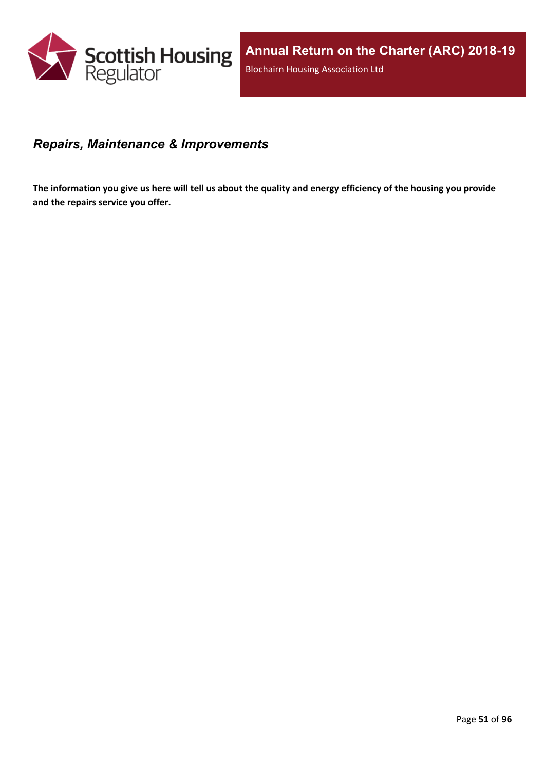## *Repairs, Maintenance & Improvements*

**The information you give us here will tell us about the quality and energy efficiency of the housing you provide and the repairs service you offer.**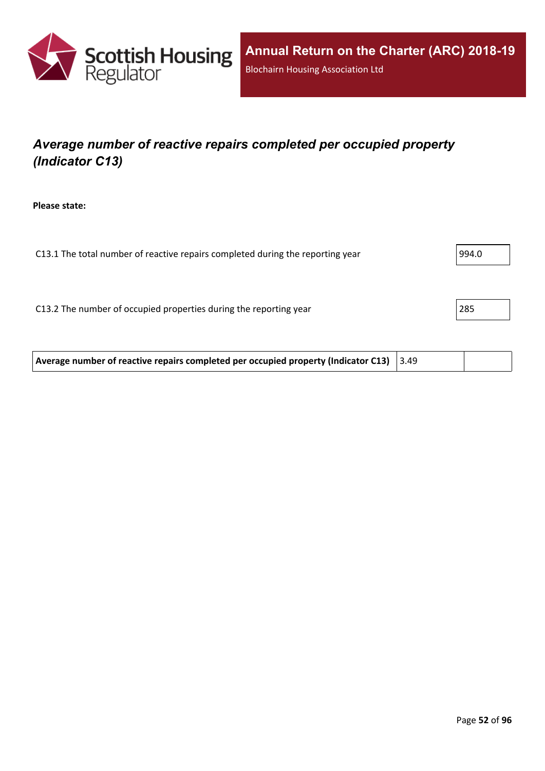## *Average number of reactive repairs completed per occupied property (Indicator C13)*

**Please state:**

| | |
|---|---|
| C13.1 The total number of reactive repairs completed during the reporting year | 994.0 |
| C13.2 The number of occupied properties during the reporting year | 285 |

| | | |
|---|---|---|
| **Average number of reactive repairs completed per occupied property (Indicator C13)** | 3.49 | |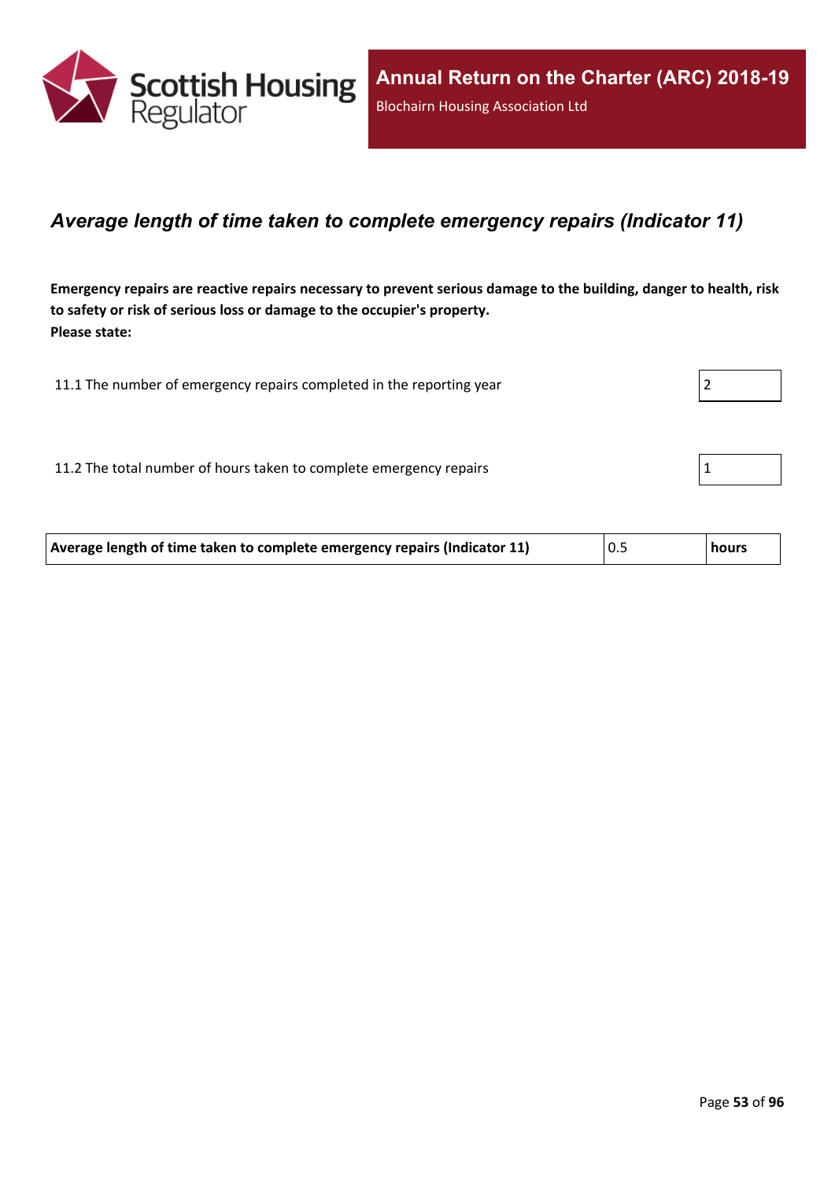## *Average length of time taken to complete emergency repairs (Indicator 11)*

**Emergency repairs are reactive repairs necessary to prevent serious damage to the building, danger to health, risk to safety or risk of serious loss or damage to the occupier's property.**
**Please state:**

| | |
|---|---|
| 11.1 The number of emergency repairs completed in the reporting year | 2 |
| 11.2 The total number of hours taken to complete emergency repairs | 1 |

| | | |
|---|---|---|
| **Average length of time taken to complete emergency repairs (Indicator 11)** | 0.5 | **hours** |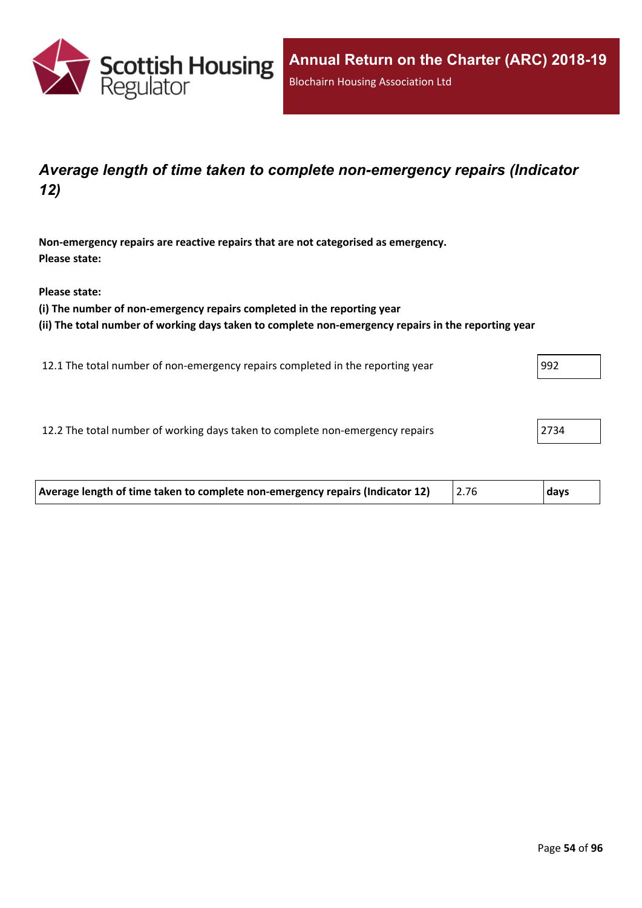## *Average length of time taken to complete non-emergency repairs (Indicator 12)*

**Non-emergency repairs are reactive repairs that are not categorised as emergency.**
**Please state:**

**Please state:**
**(i) The number of non-emergency repairs completed in the reporting year**
**(ii) The total number of working days taken to complete non-emergency repairs in the reporting year**

| | |
|---|---|
| 12.1 The total number of non-emergency repairs completed in the reporting year | 992 |
| 12.2 The total number of working days taken to complete non-emergency repairs | 2734 |

| | | |
|---|---|---|
| **Average length of time taken to complete non-emergency repairs (Indicator 12)** | 2.76 | **days** |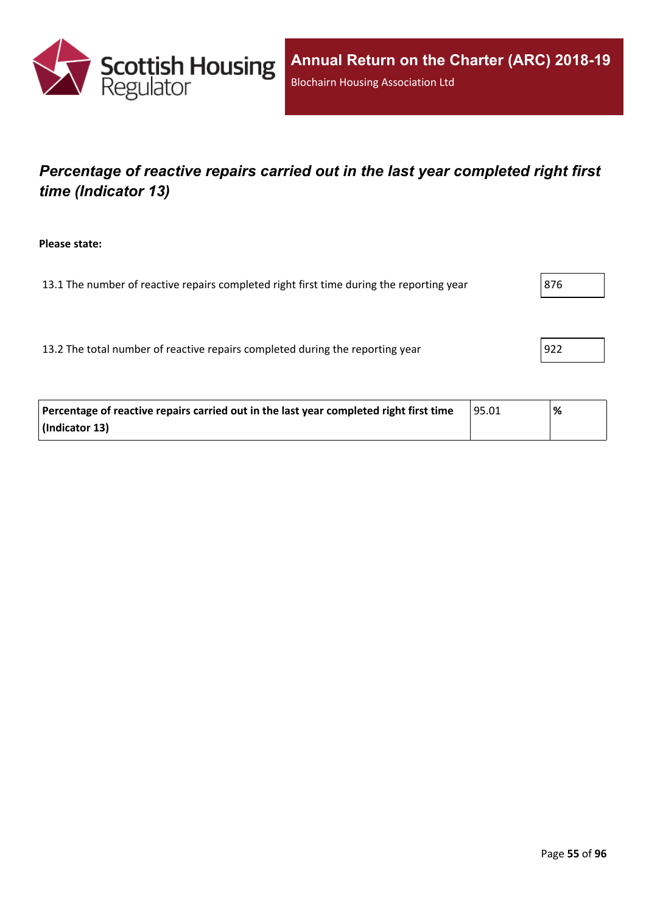# *Percentage of reactive repairs carried out in the last year completed right first time (Indicator 13)*

**Please state:**

| | |
|---|---|
| 13.1 The number of reactive repairs completed right first time during the reporting year | 876 |
| 13.2 The total number of reactive repairs completed during the reporting year | 922 |

| | | |
|---|---|---|
| **Percentage of reactive repairs carried out in the last year completed right first time (Indicator 13)** | 95.01 | **%** |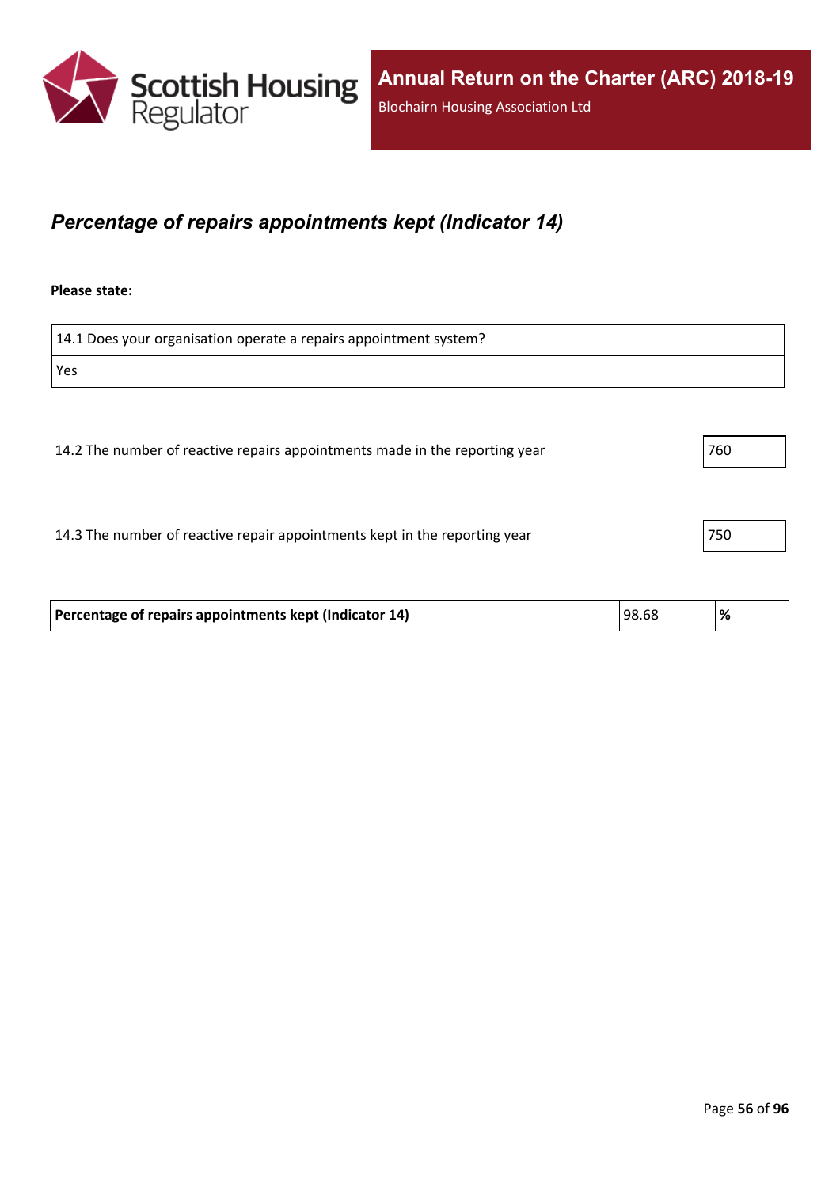## *Percentage of repairs appointments kept (Indicator 14)*

**Please state:**

| 14.1 Does your organisation operate a repairs appointment system? |
| --- |
| Yes |

| | |
| --- | --- |
| 14.2 The number of reactive repairs appointments made in the reporting year | 760 |
| 14.3 The number of reactive repair appointments kept in the reporting year | 750 |

| **Percentage of repairs appointments kept (Indicator 14)** | 98.68 | **%** |
| --- | --- | --- |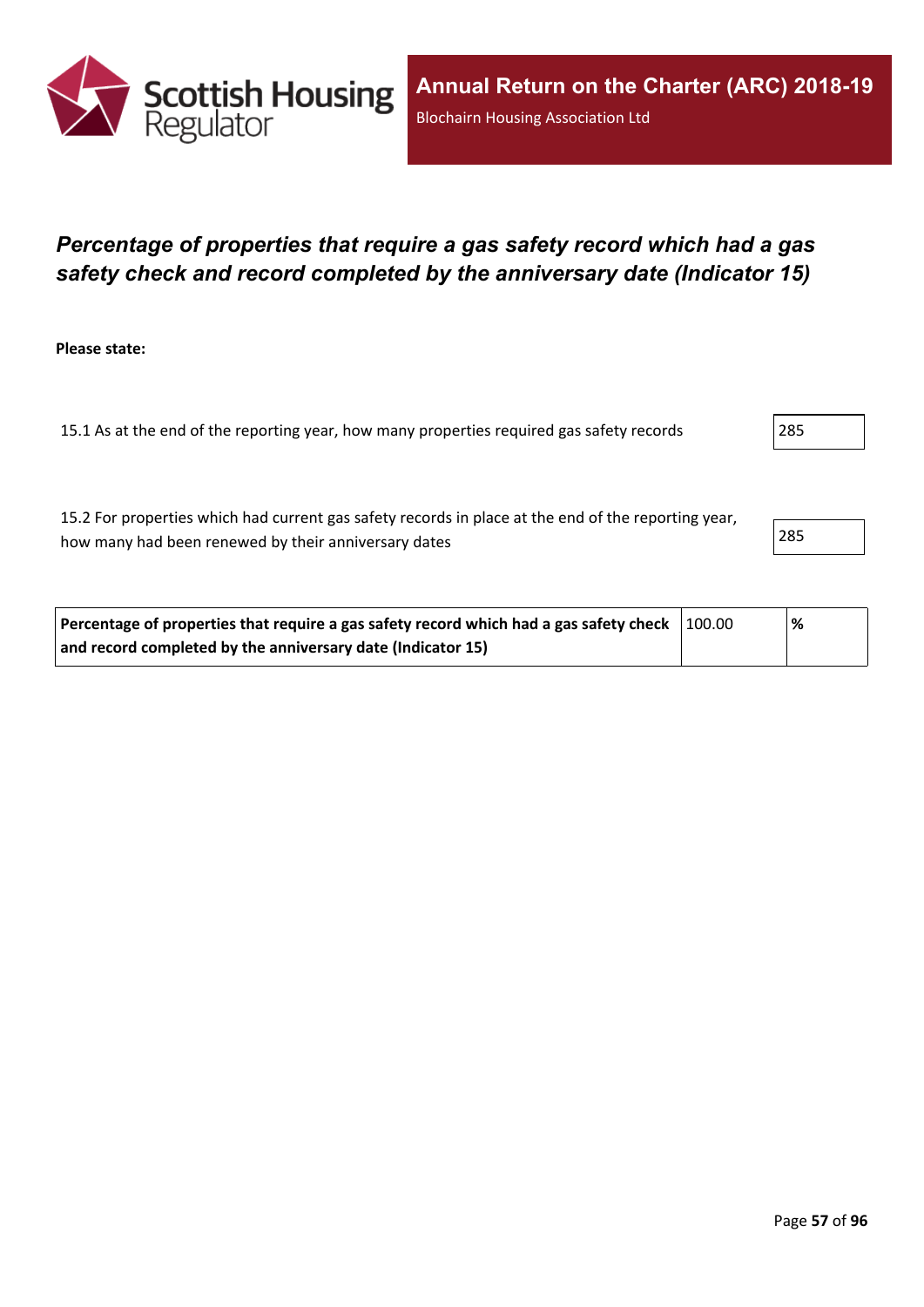# *Percentage of properties that require a gas safety record which had a gas safety check and record completed by the anniversary date (Indicator 15)*

**Please state:**

| | |
|---|---|
| 15.1 As at the end of the reporting year, how many properties required gas safety records | 285 |
| 15.2 For properties which had current gas safety records in place at the end of the reporting year, how many had been renewed by their anniversary dates | 285 |

| | | |
|---|---|---|
| **Percentage of properties that require a gas safety record which had a gas safety check and record completed by the anniversary date (Indicator 15)** | 100.00 | **%** |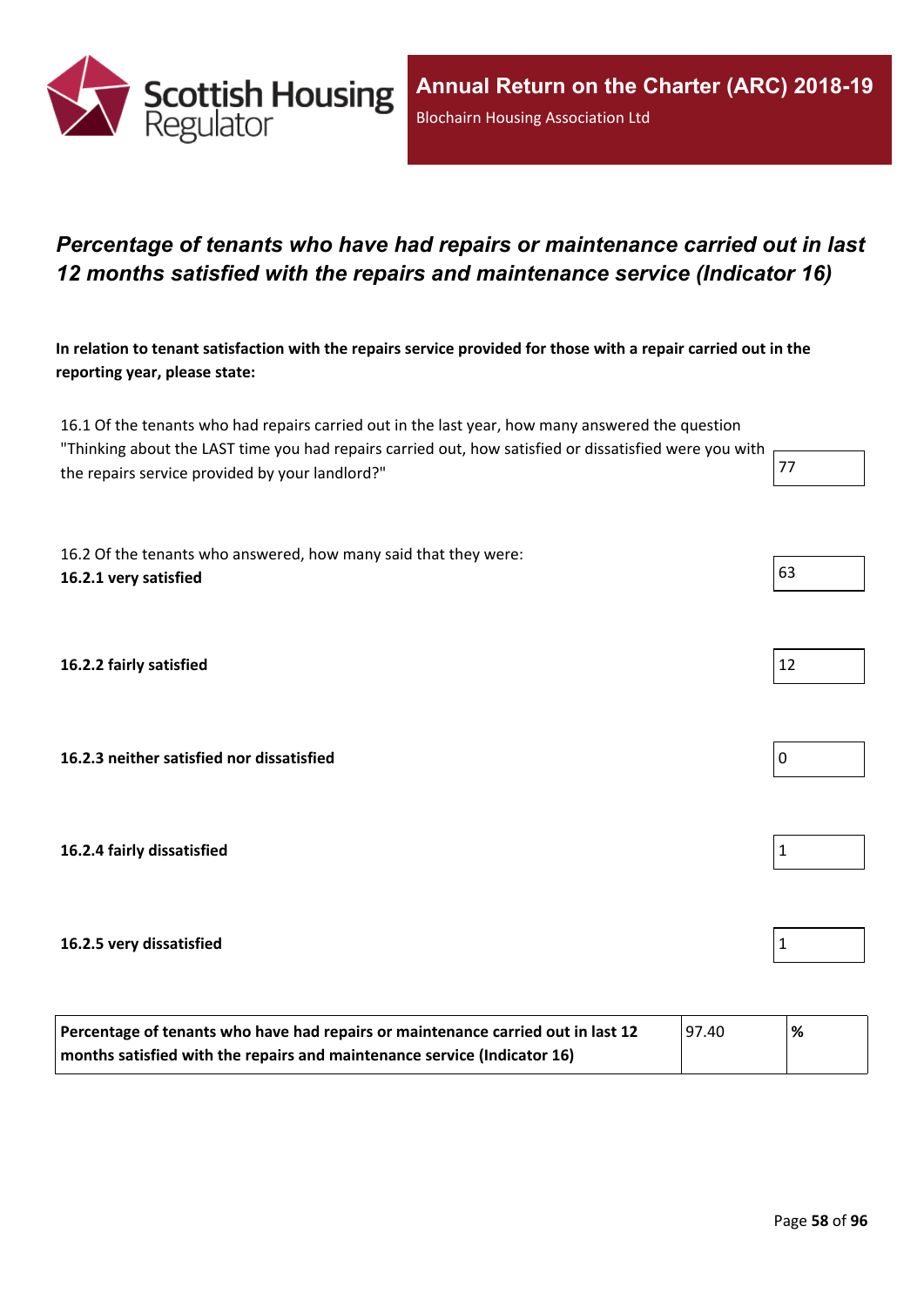## *Percentage of tenants who have had repairs or maintenance carried out in last 12 months satisfied with the repairs and maintenance service (Indicator 16)*

**In relation to tenant satisfaction with the repairs service provided for those with a repair carried out in the reporting year, please state:**

| | |
|---|---|
| 16.1 Of the tenants who had repairs carried out in the last year, how many answered the question "Thinking about the LAST time you had repairs carried out, how satisfied or dissatisfied were you with the repairs service provided by your landlord?" | 77 |
| 16.2 Of the tenants who answered, how many said that they were: **16.2.1 very satisfied** | 63 |
| **16.2.2 fairly satisfied** | 12 |
| **16.2.3 neither satisfied nor dissatisfied** | 0 |
| **16.2.4 fairly dissatisfied** | 1 |
| **16.2.5 very dissatisfied** | 1 |

| | | |
|---|---|---|
| **Percentage of tenants who have had repairs or maintenance carried out in last 12 months satisfied with the repairs and maintenance service (Indicator 16)** | 97.40 | **%** |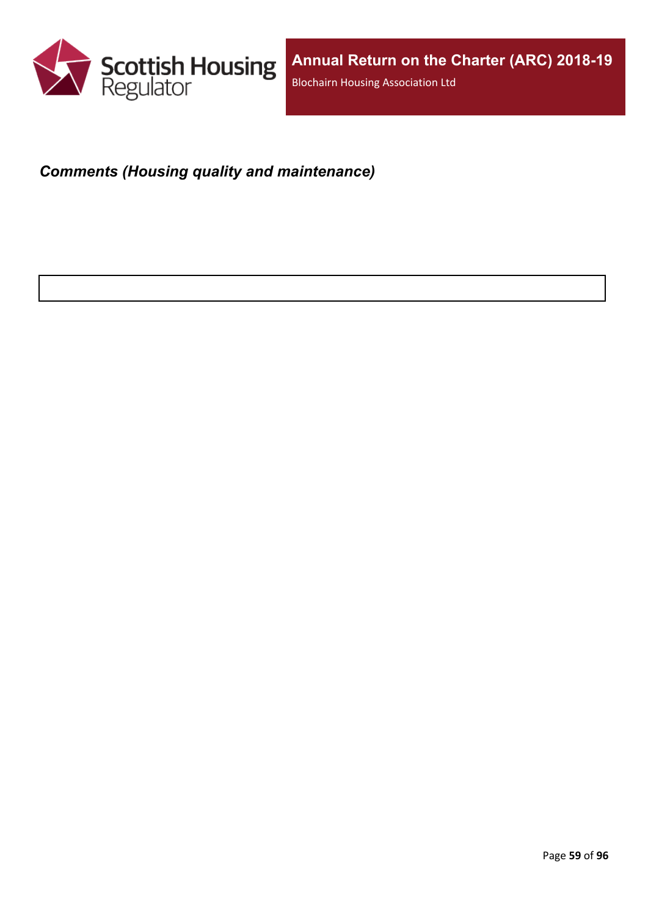***Comments (Housing quality and maintenance)***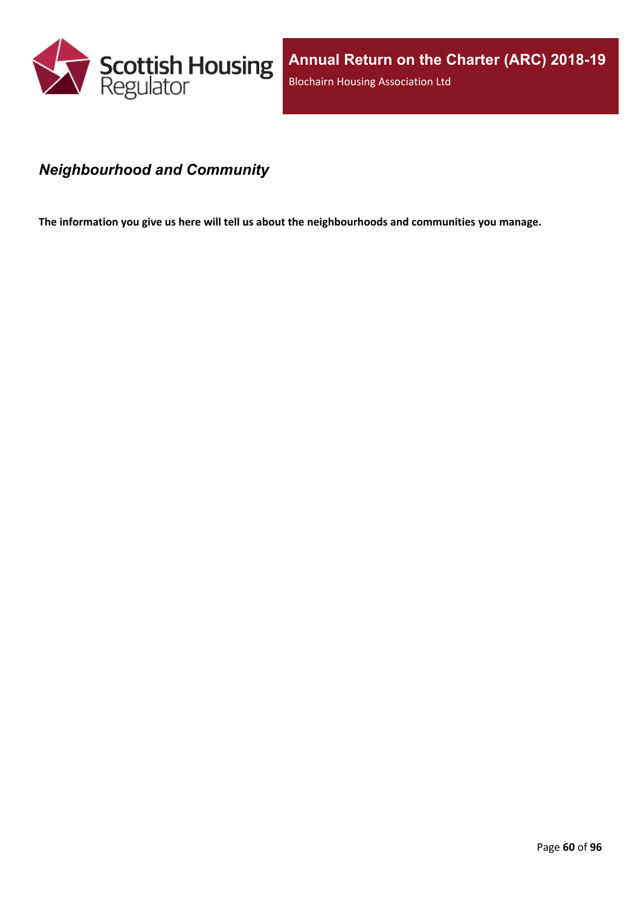## *Neighbourhood and Community*

**The information you give us here will tell us about the neighbourhoods and communities you manage.**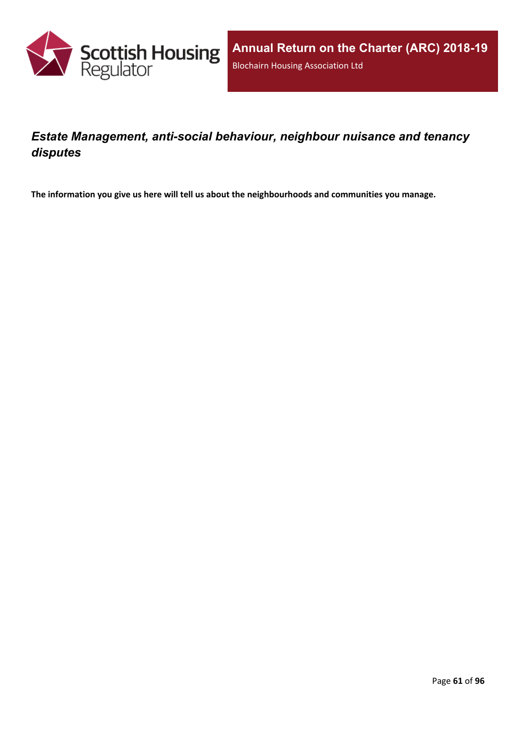## *Estate Management, anti-social behaviour, neighbour nuisance and tenancy disputes*

**The information you give us here will tell us about the neighbourhoods and communities you manage.**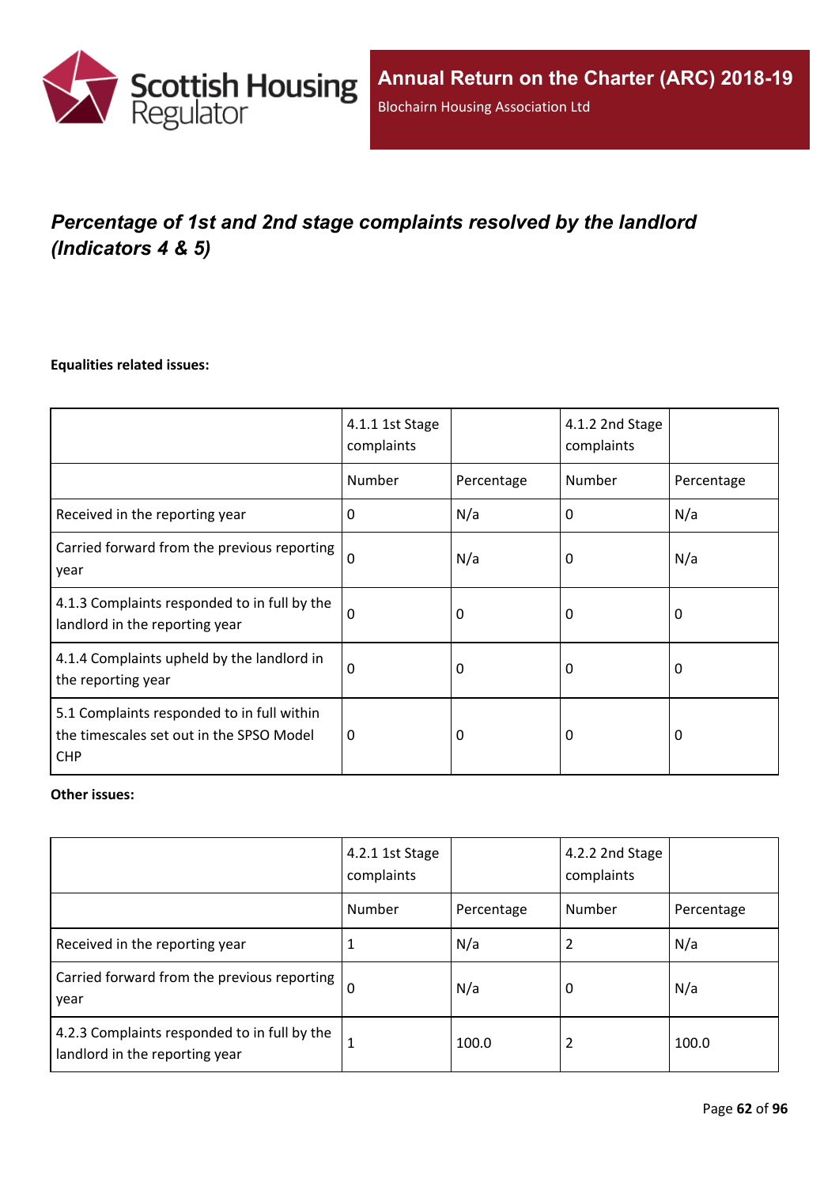# *Percentage of 1st and 2nd stage complaints resolved by the landlord (Indicators 4 & 5)*

**Equalities related issues:**

| | 4.1.1 1st Stage complaints | | 4.1.2 2nd Stage complaints | |
|---|---|---|---|---|
| | Number | Percentage | Number | Percentage |
| Received in the reporting year | 0 | N/a | 0 | N/a |
| Carried forward from the previous reporting year | 0 | N/a | 0 | N/a |
| 4.1.3 Complaints responded to in full by the landlord in the reporting year | 0 | 0 | 0 | 0 |
| 4.1.4 Complaints upheld by the landlord in the reporting year | 0 | 0 | 0 | 0 |
| 5.1 Complaints responded to in full within the timescales set out in the SPSO Model CHP | 0 | 0 | 0 | 0 |

**Other issues:**

| | 4.2.1 1st Stage complaints | | 4.2.2 2nd Stage complaints | |
|---|---|---|---|---|
| | Number | Percentage | Number | Percentage |
| Received in the reporting year | 1 | N/a | 2 | N/a |
| Carried forward from the previous reporting year | 0 | N/a | 0 | N/a |
| 4.2.3 Complaints responded to in full by the landlord in the reporting year | 1 | 100.0 | 2 | 100.0 |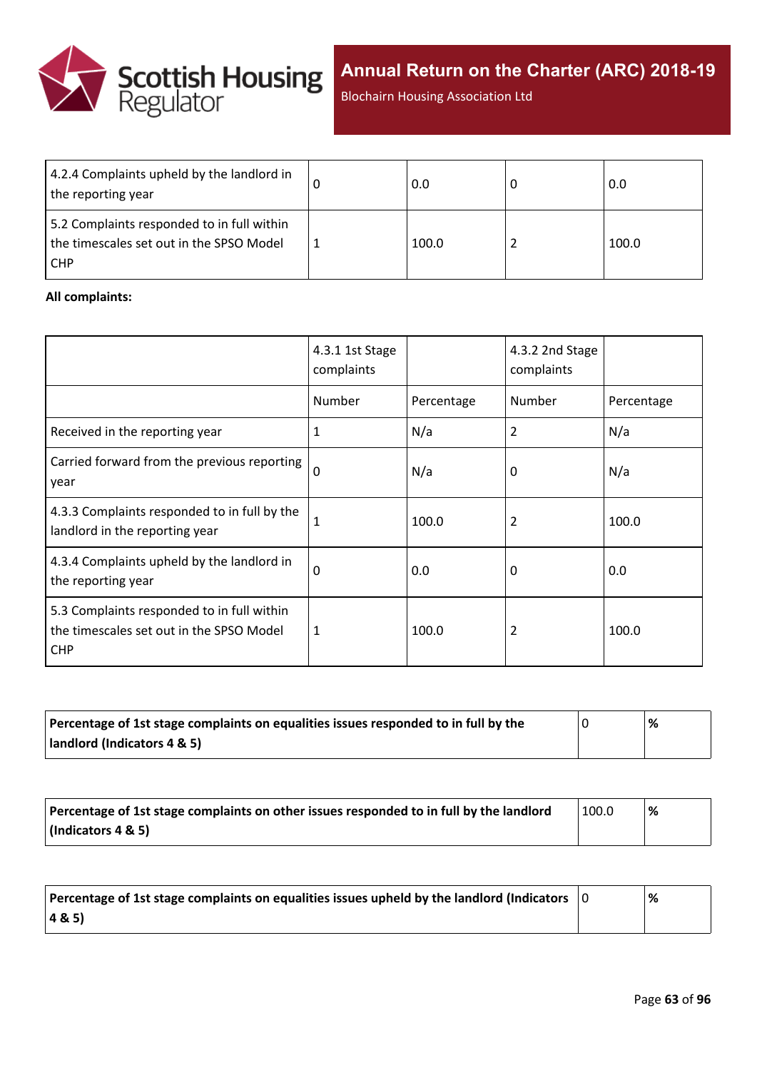| | | | | |
|---|---|---|---|---|
| 4.2.4 Complaints upheld by the landlord in the reporting year | 0 | 0.0 | 0 | 0.0 |
| 5.2 Complaints responded to in full within the timescales set out in the SPSO Model CHP | 1 | 100.0 | 2 | 100.0 |

**All complaints:**

| | 4.3.1 1st Stage complaints | | 4.3.2 2nd Stage complaints | |
|---|---|---|---|---|
| | Number | Percentage | Number | Percentage |
| Received in the reporting year | 1 | N/a | 2 | N/a |
| Carried forward from the previous reporting year | 0 | N/a | 0 | N/a |
| 4.3.3 Complaints responded to in full by the landlord in the reporting year | 1 | 100.0 | 2 | 100.0 |
| 4.3.4 Complaints upheld by the landlord in the reporting year | 0 | 0.0 | 0 | 0.0 |
| 5.3 Complaints responded to in full within the timescales set out in the SPSO Model CHP | 1 | 100.0 | 2 | 100.0 |

| | | |
|---|---|---|
| **Percentage of 1st stage complaints on equalities issues responded to in full by the landlord (Indicators 4 & 5)** | 0 | **%** |

| | | |
|---|---|---|
| **Percentage of 1st stage complaints on other issues responded to in full by the landlord (Indicators 4 & 5)** | 100.0 | **%** |

| | | |
|---|---|---|
| **Percentage of 1st stage complaints on equalities issues upheld by the landlord (Indicators 4 & 5)** | 0 | **%** |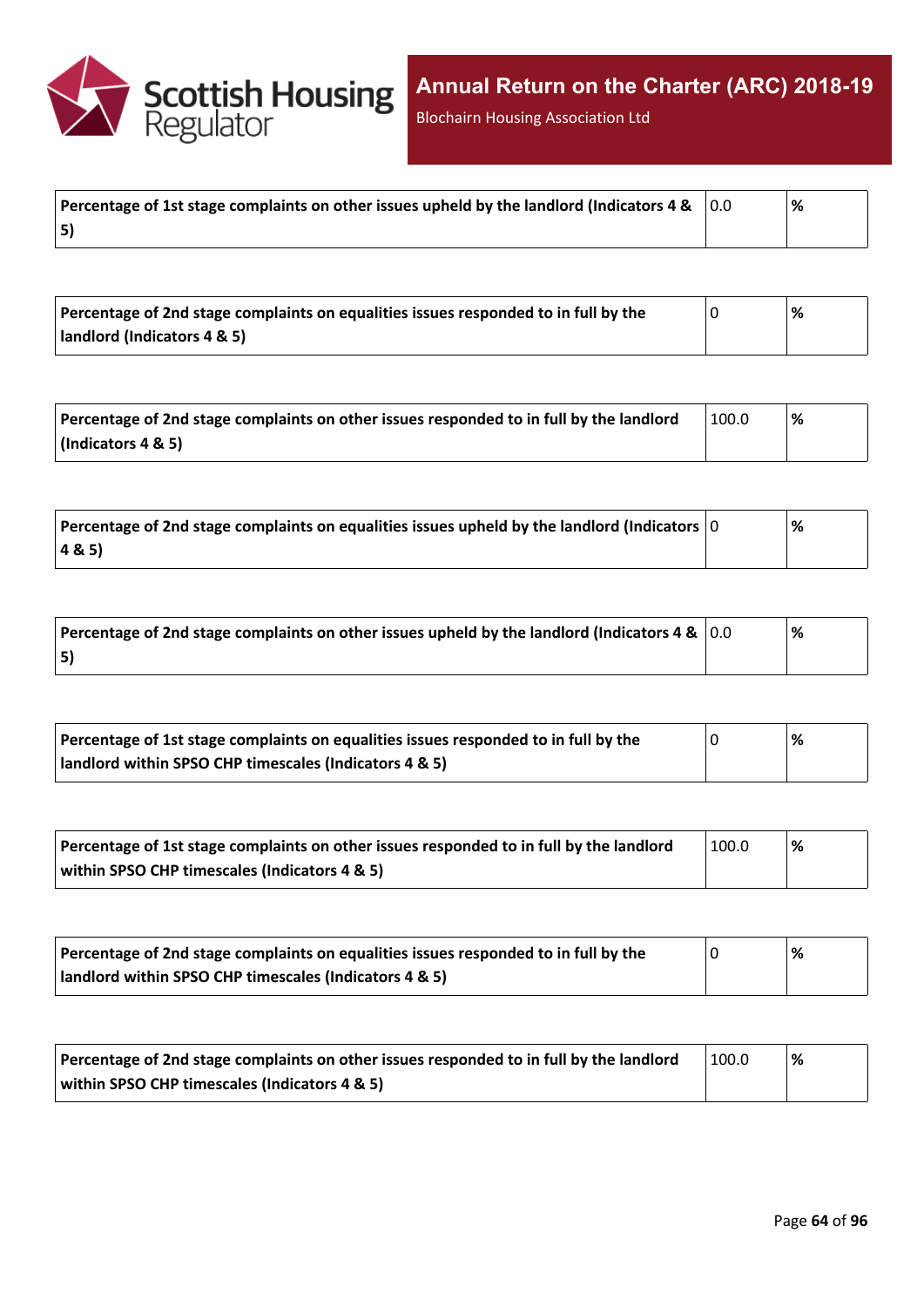| Percentage of 1st stage complaints on other issues upheld by the landlord (Indicators 4 & 5) | 0.0 | % |
|---|---|---|

| Percentage of 2nd stage complaints on equalities issues responded to in full by the landlord (Indicators 4 & 5) | 0 | % |
|---|---|---|

| Percentage of 2nd stage complaints on other issues responded to in full by the landlord (Indicators 4 & 5) | 100.0 | % |
|---|---|---|

| Percentage of 2nd stage complaints on equalities issues upheld by the landlord (Indicators 4 & 5) | 0 | % |
|---|---|---|

| Percentage of 2nd stage complaints on other issues upheld by the landlord (Indicators 4 & 5) | 0.0 | % |
|---|---|---|

| Percentage of 1st stage complaints on equalities issues responded to in full by the landlord within SPSO CHP timescales (Indicators 4 & 5) | 0 | % |
|---|---|---|

| Percentage of 1st stage complaints on other issues responded to in full by the landlord within SPSO CHP timescales (Indicators 4 & 5) | 100.0 | % |
|---|---|---|

| Percentage of 2nd stage complaints on equalities issues responded to in full by the landlord within SPSO CHP timescales (Indicators 4 & 5) | 0 | % |
|---|---|---|

| Percentage of 2nd stage complaints on other issues responded to in full by the landlord within SPSO CHP timescales (Indicators 4 & 5) | 100.0 | % |
|---|---|---|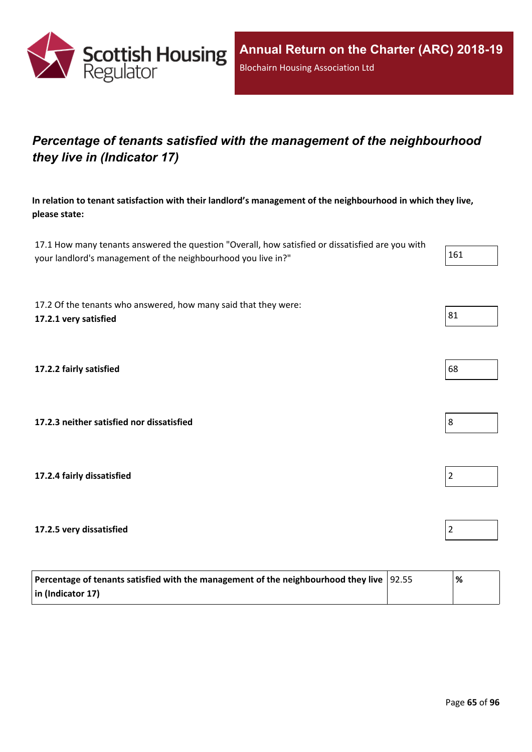# *Percentage of tenants satisfied with the management of the neighbourhood they live in (Indicator 17)*

**In relation to tenant satisfaction with their landlord's management of the neighbourhood in which they live, please state:**

| | |
|---|---|
| 17.1 How many tenants answered the question "Overall, how satisfied or dissatisfied are you with your landlord's management of the neighbourhood you live in?" | 161 |
| 17.2 Of the tenants who answered, how many said that they were: **17.2.1 very satisfied** | 81 |
| **17.2.2 fairly satisfied** | 68 |
| **17.2.3 neither satisfied nor dissatisfied** | 8 |
| **17.2.4 fairly dissatisfied** | 2 |
| **17.2.5 very dissatisfied** | 2 |

| | | |
|---|---|---|
| **Percentage of tenants satisfied with the management of the neighbourhood they live in (Indicator 17)** | 92.55 | **%** |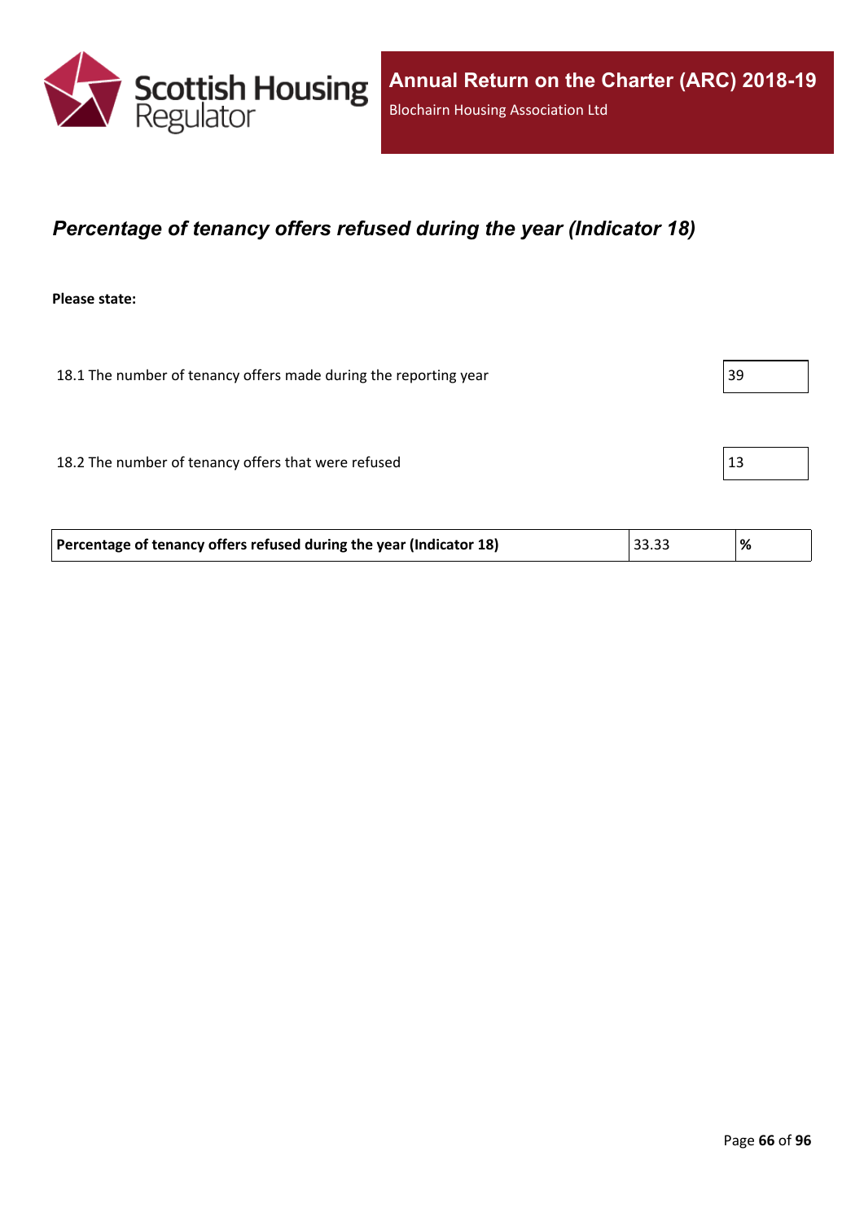## *Percentage of tenancy offers refused during the year (Indicator 18)*

**Please state:**

| | |
|---|---|
| 18.1 The number of tenancy offers made during the reporting year | 39 |
| 18.2 The number of tenancy offers that were refused | 13 |

| | | |
|---|---|---|
| **Percentage of tenancy offers refused during the year (Indicator 18)** | 33.33 | **%** |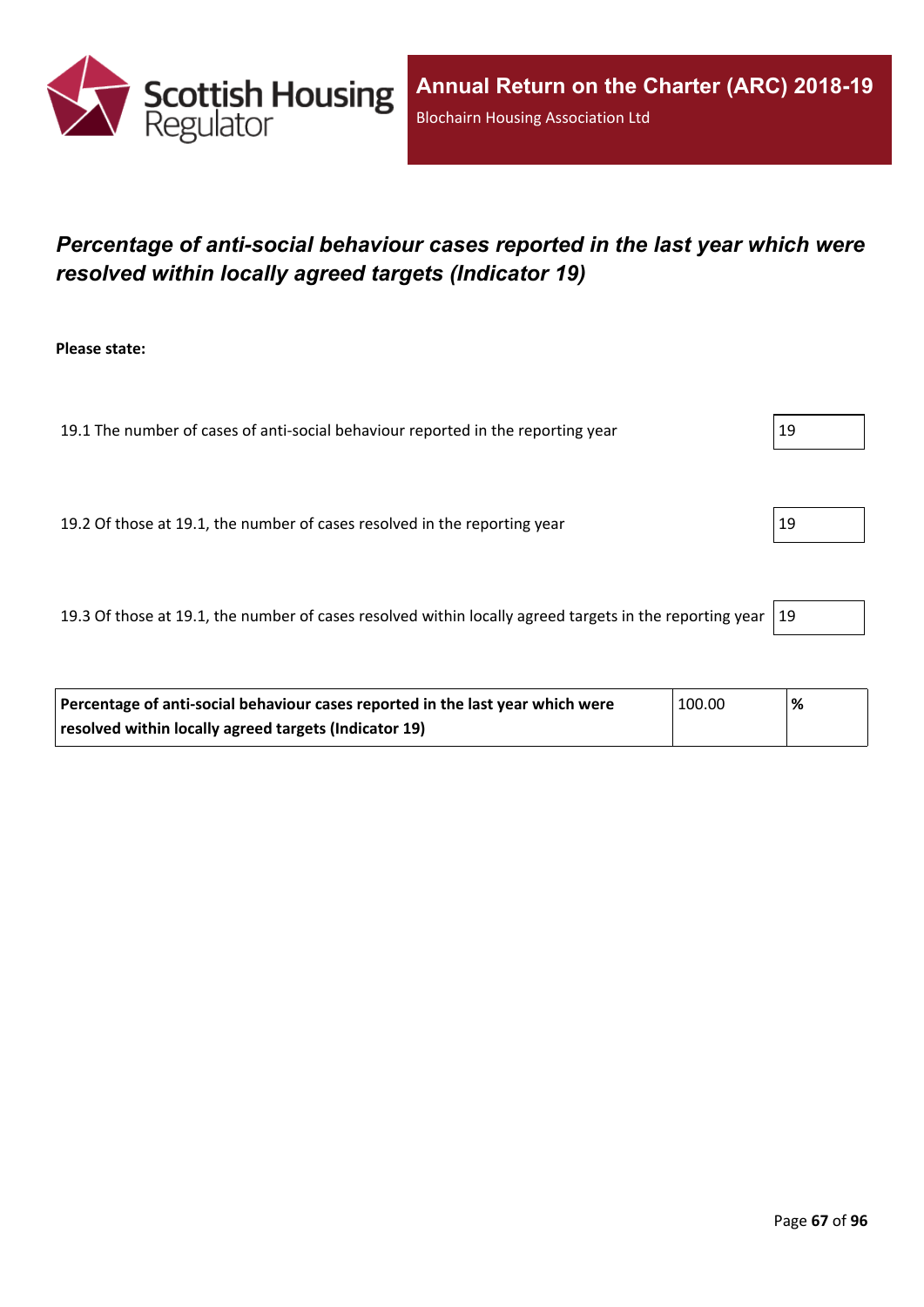# *Percentage of anti-social behaviour cases reported in the last year which were resolved within locally agreed targets (Indicator 19)*

**Please state:**

| | |
|---|---|
| 19.1 The number of cases of anti-social behaviour reported in the reporting year | 19 |
| 19.2 Of those at 19.1, the number of cases resolved in the reporting year | 19 |
| 19.3 Of those at 19.1, the number of cases resolved within locally agreed targets in the reporting year | 19 |

| | | |
|---|---|---|
| **Percentage of anti-social behaviour cases reported in the last year which were resolved within locally agreed targets (Indicator 19)** | 100.00 | **%** |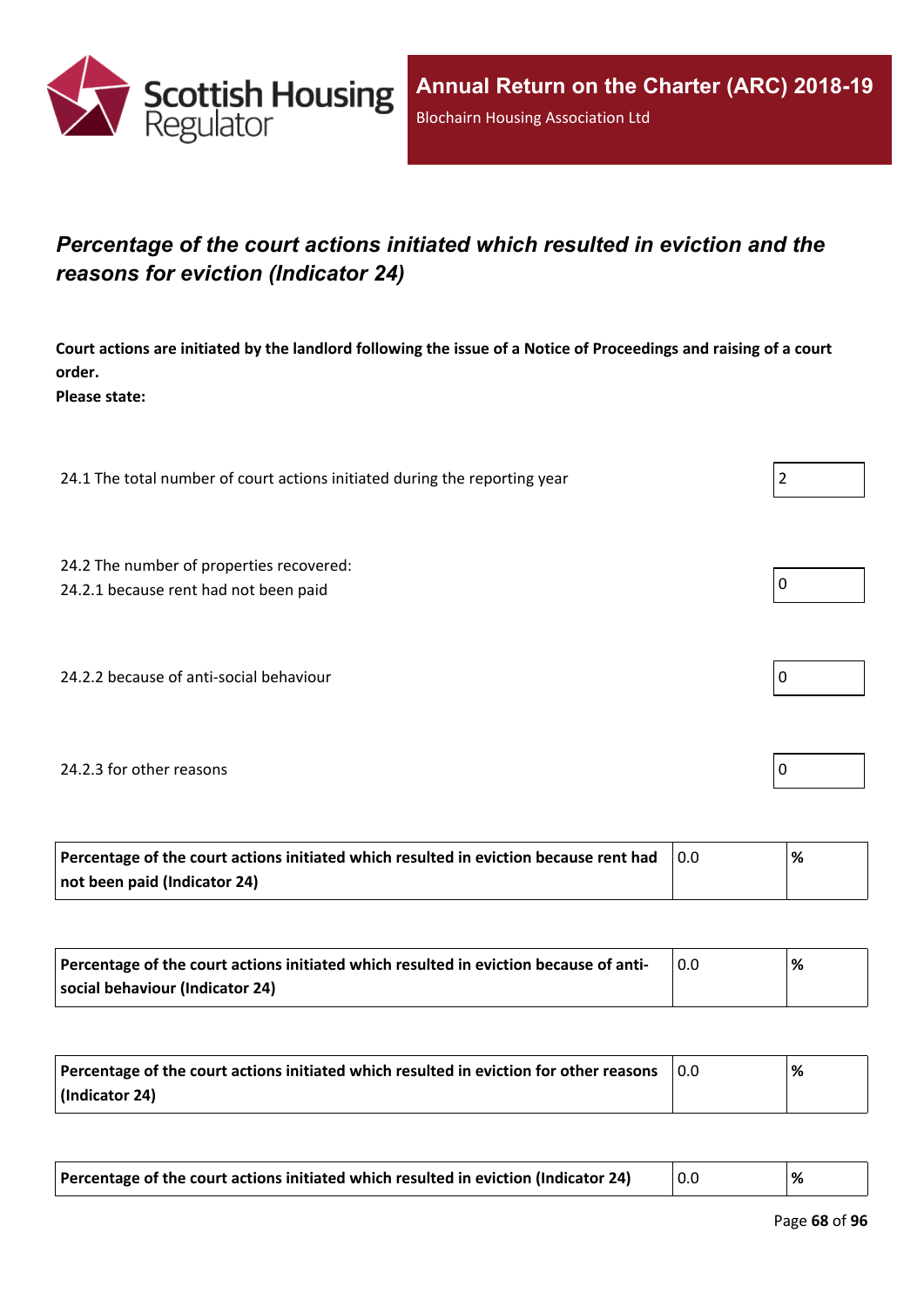## *Percentage of the court actions initiated which resulted in eviction and the reasons for eviction (Indicator 24)*

**Court actions are initiated by the landlord following the issue of a Notice of Proceedings and raising of a court order.**
**Please state:**

| | |
|---|---|
| 24.1 The total number of court actions initiated during the reporting year | 2 |
| 24.2 The number of properties recovered:<br>24.2.1 because rent had not been paid | 0 |
| 24.2.2 because of anti-social behaviour | 0 |
| 24.2.3 for other reasons | 0 |

| | | |
|---|---|---|
| **Percentage of the court actions initiated which resulted in eviction because rent had not been paid (Indicator 24)** | 0.0 | **%** |

| | | |
|---|---|---|
| **Percentage of the court actions initiated which resulted in eviction because of anti-social behaviour (Indicator 24)** | 0.0 | **%** |

| | | |
|---|---|---|
| **Percentage of the court actions initiated which resulted in eviction for other reasons (Indicator 24)** | 0.0 | **%** |

| | | |
|---|---|---|
| **Percentage of the court actions initiated which resulted in eviction (Indicator 24)** | 0.0 | **%** |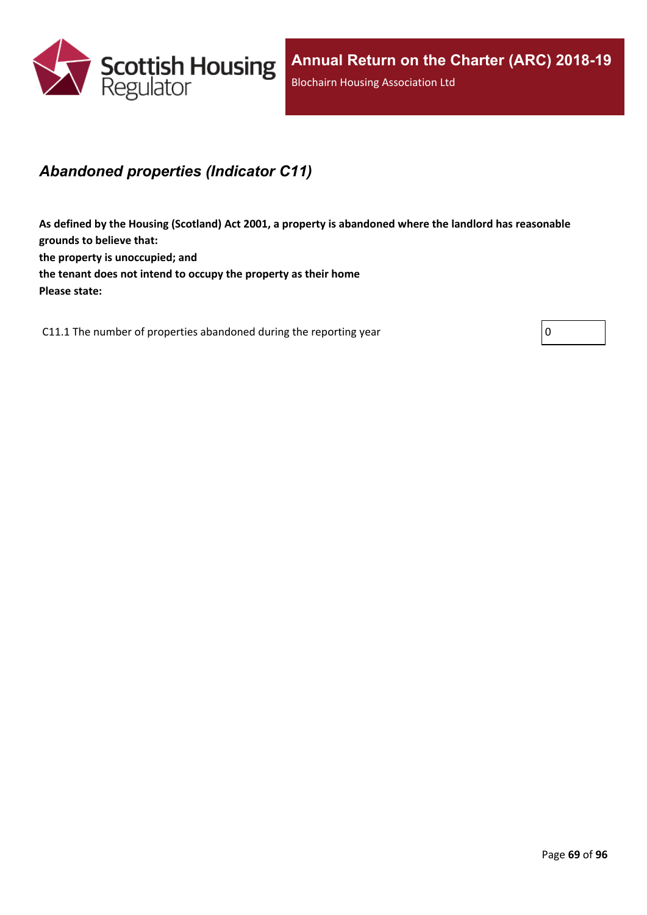## *Abandoned properties (Indicator C11)*

**As defined by the Housing (Scotland) Act 2001, a property is abandoned where the landlord has reasonable grounds to believe that:**
**the property is unoccupied; and**
**the tenant does not intend to occupy the property as their home**
**Please state:**

| | |
|---|---|
| C11.1 The number of properties abandoned during the reporting year | 0 |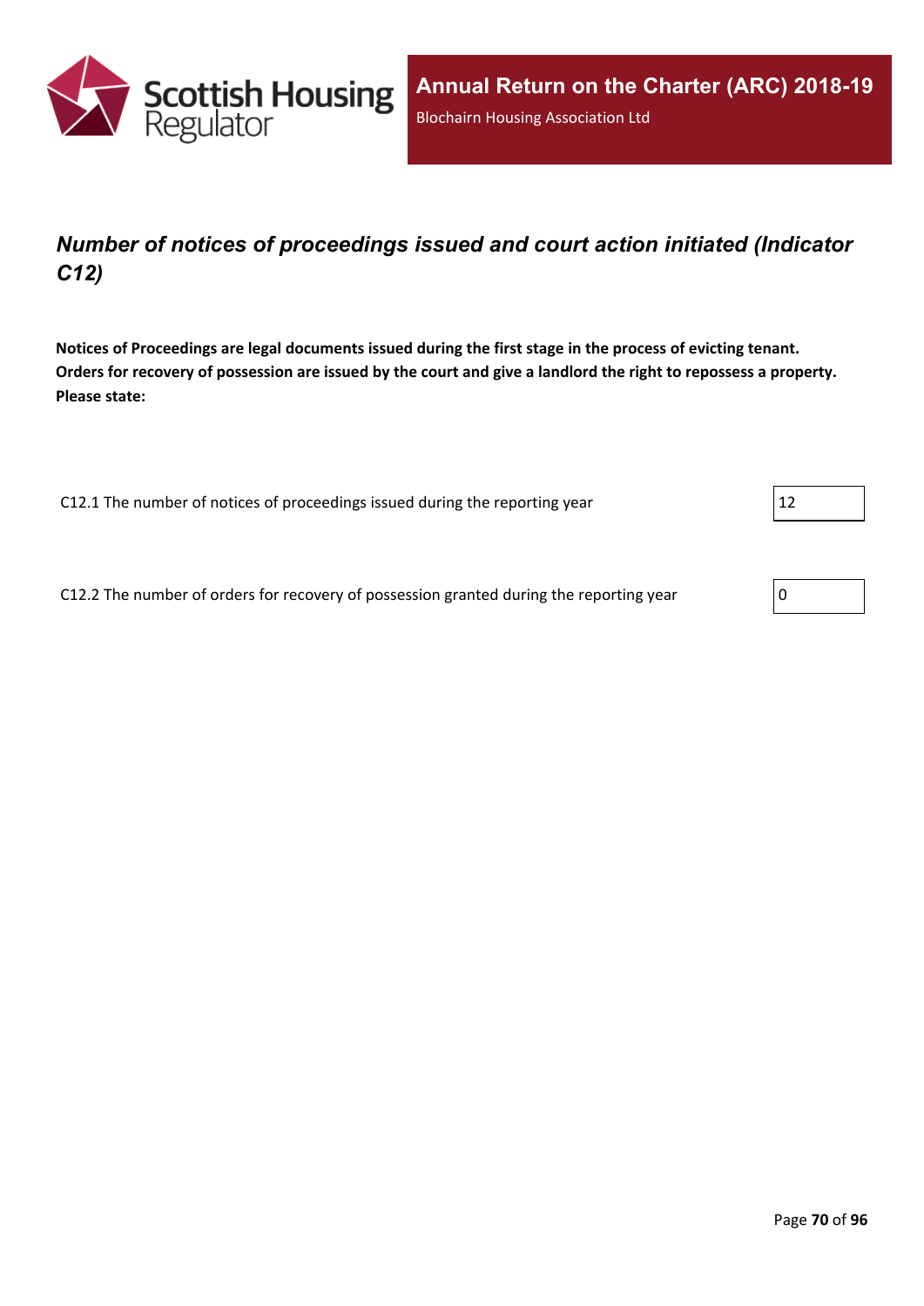## *Number of notices of proceedings issued and court action initiated (Indicator C12)*

**Notices of Proceedings are legal documents issued during the first stage in the process of evicting tenant. Orders for recovery of possession are issued by the court and give a landlord the right to repossess a property. Please state:**

| | |
|---|---|
| C12.1 The number of notices of proceedings issued during the reporting year | 12 |
| C12.2 The number of orders for recovery of possession granted during the reporting year | 0 |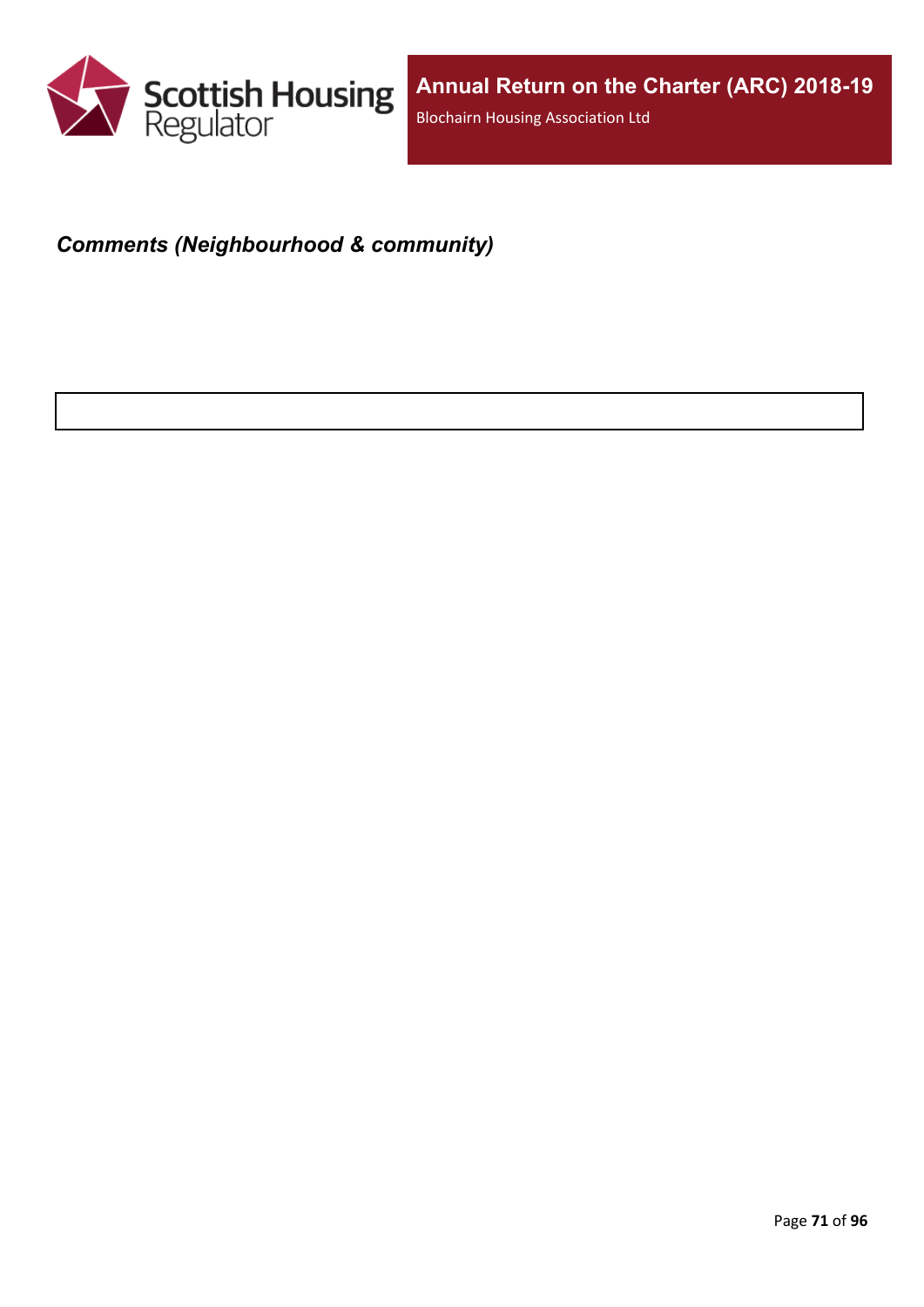***Comments (Neighbourhood & community)***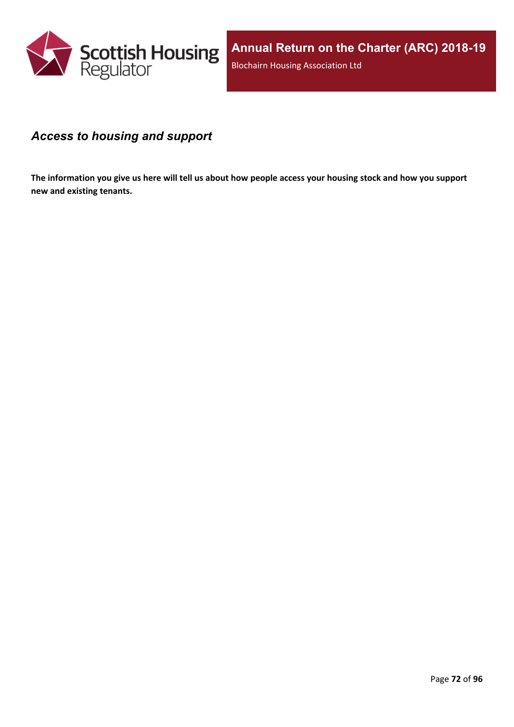## *Access to housing and support*

**The information you give us here will tell us about how people access your housing stock and how you support new and existing tenants.**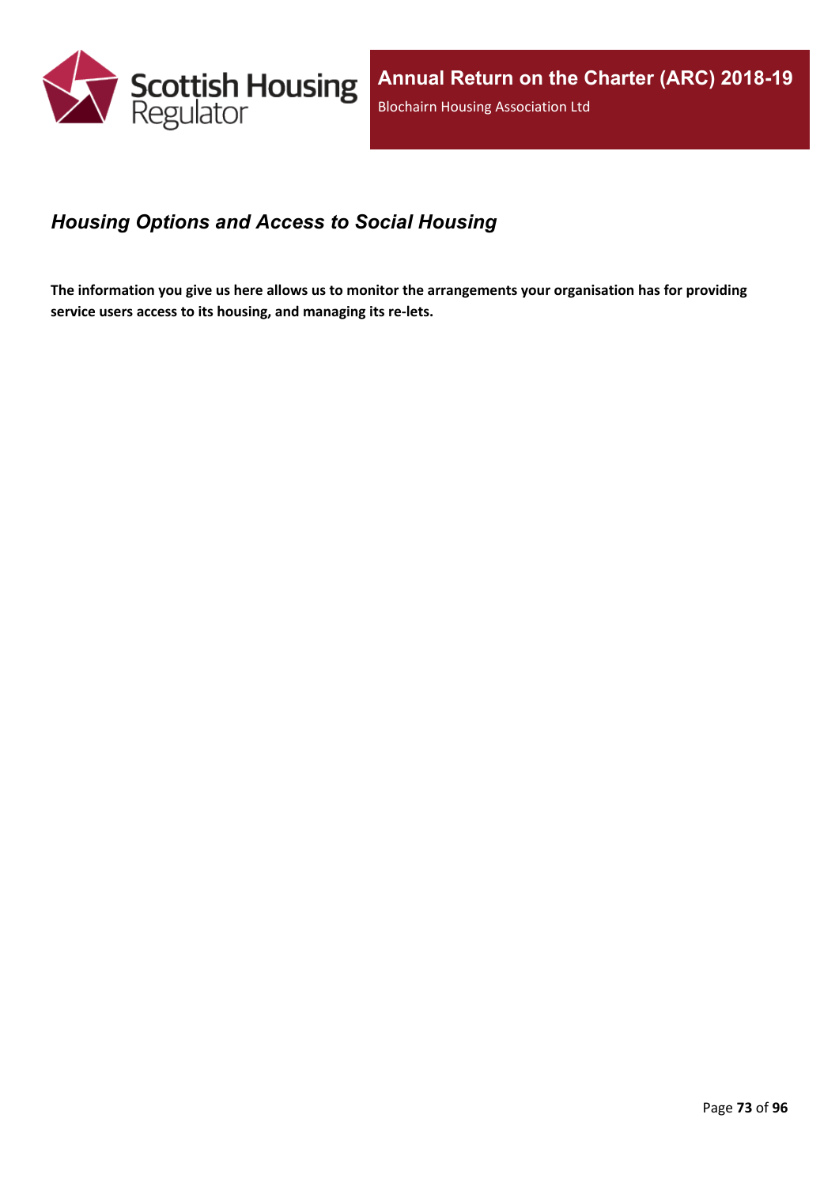## *Housing Options and Access to Social Housing*

**The information you give us here allows us to monitor the arrangements your organisation has for providing service users access to its housing, and managing its re-lets.**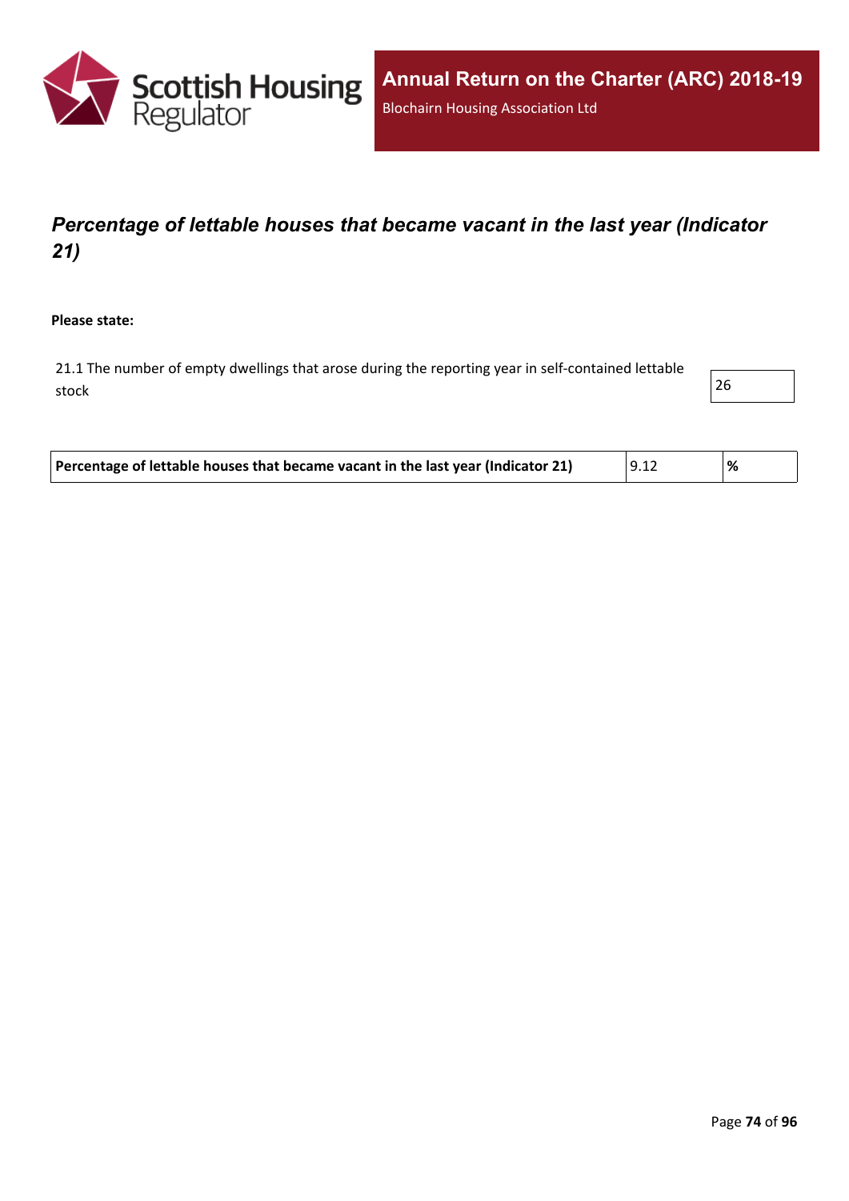## *Percentage of lettable houses that became vacant in the last year (Indicator 21)*

**Please state:**

| | |
|---|---|
| 21.1 The number of empty dwellings that arose during the reporting year in self-contained lettable stock | 26 |

| | | |
|---|---|---|
| **Percentage of lettable houses that became vacant in the last year (Indicator 21)** | 9.12 | **%** |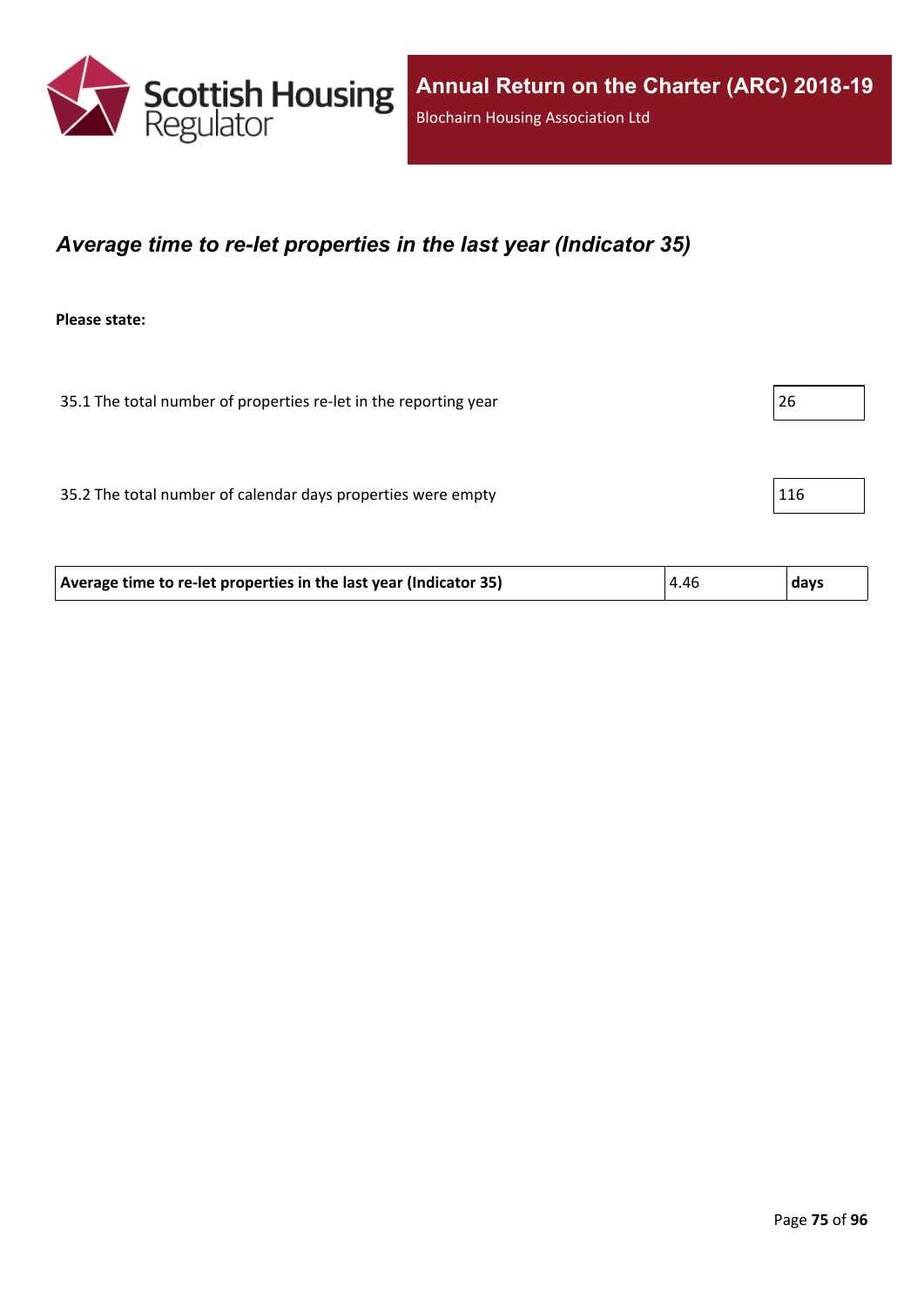## *Average time to re-let properties in the last year (Indicator 35)*

**Please state:**

| | |
|---|---|
| 35.1 The total number of properties re-let in the reporting year | 26 |
| 35.2 The total number of calendar days properties were empty | 116 |

| **Average time to re-let properties in the last year (Indicator 35)** | 4.46 | **days** |
|---|---|---|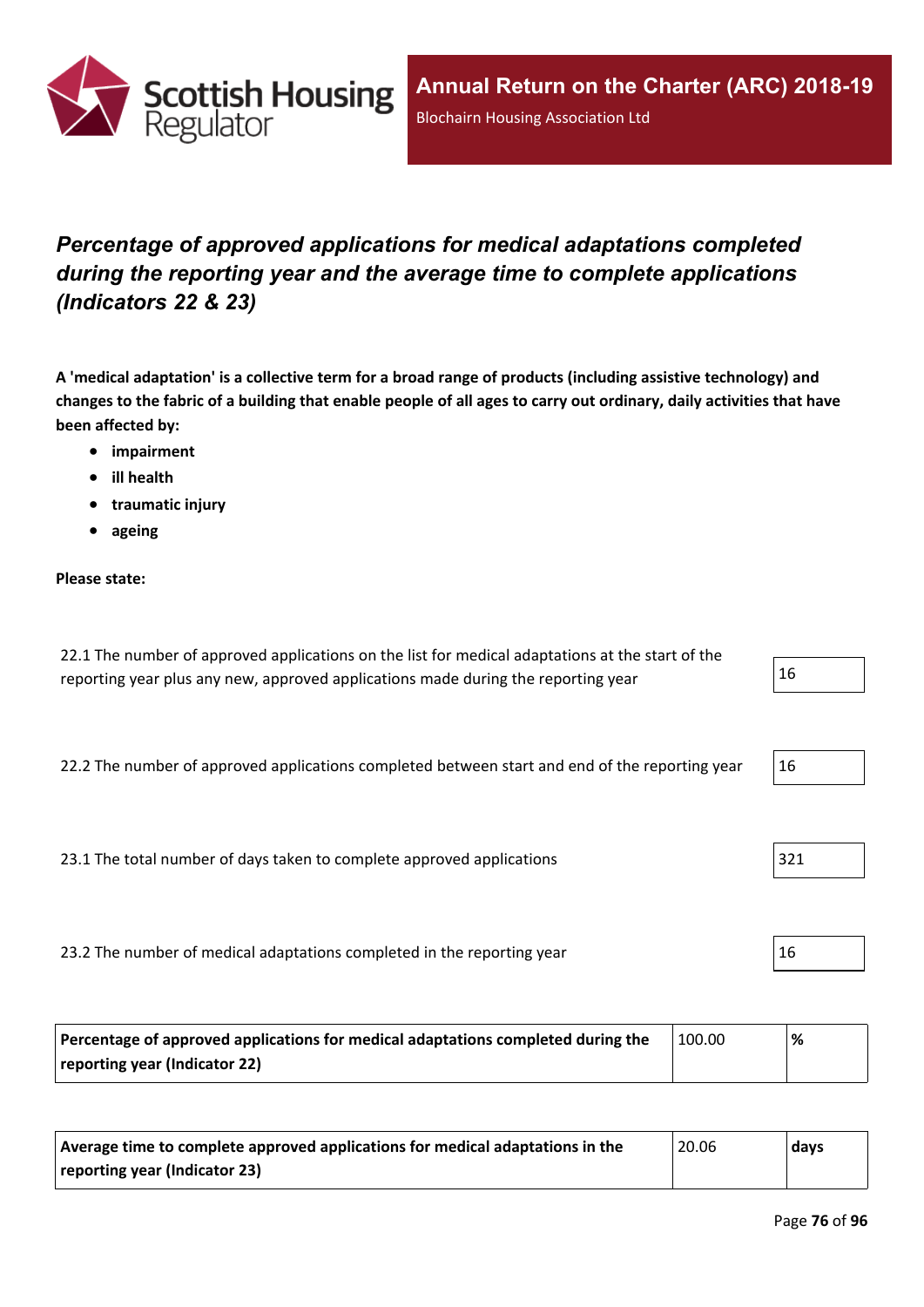## *Percentage of approved applications for medical adaptations completed during the reporting year and the average time to complete applications (Indicators 22 & 23)*

**A 'medical adaptation' is a collective term for a broad range of products (including assistive technology) and changes to the fabric of a building that enable people of all ages to carry out ordinary, daily activities that have been affected by:**

- **impairment**
- **ill health**
- **traumatic injury**
- **ageing**

**Please state:**

| | |
|---|---|
| 22.1 The number of approved applications on the list for medical adaptations at the start of the reporting year plus any new, approved applications made during the reporting year | 16 |
| 22.2 The number of approved applications completed between start and end of the reporting year | 16 |
| 23.1 The total number of days taken to complete approved applications | 321 |
| 23.2 The number of medical adaptations completed in the reporting year | 16 |

| | | |
|---|---|---|
| **Percentage of approved applications for medical adaptations completed during the reporting year (Indicator 22)** | 100.00 | **%** |

| | | |
|---|---|---|
| **Average time to complete approved applications for medical adaptations in the reporting year (Indicator 23)** | 20.06 | **days** |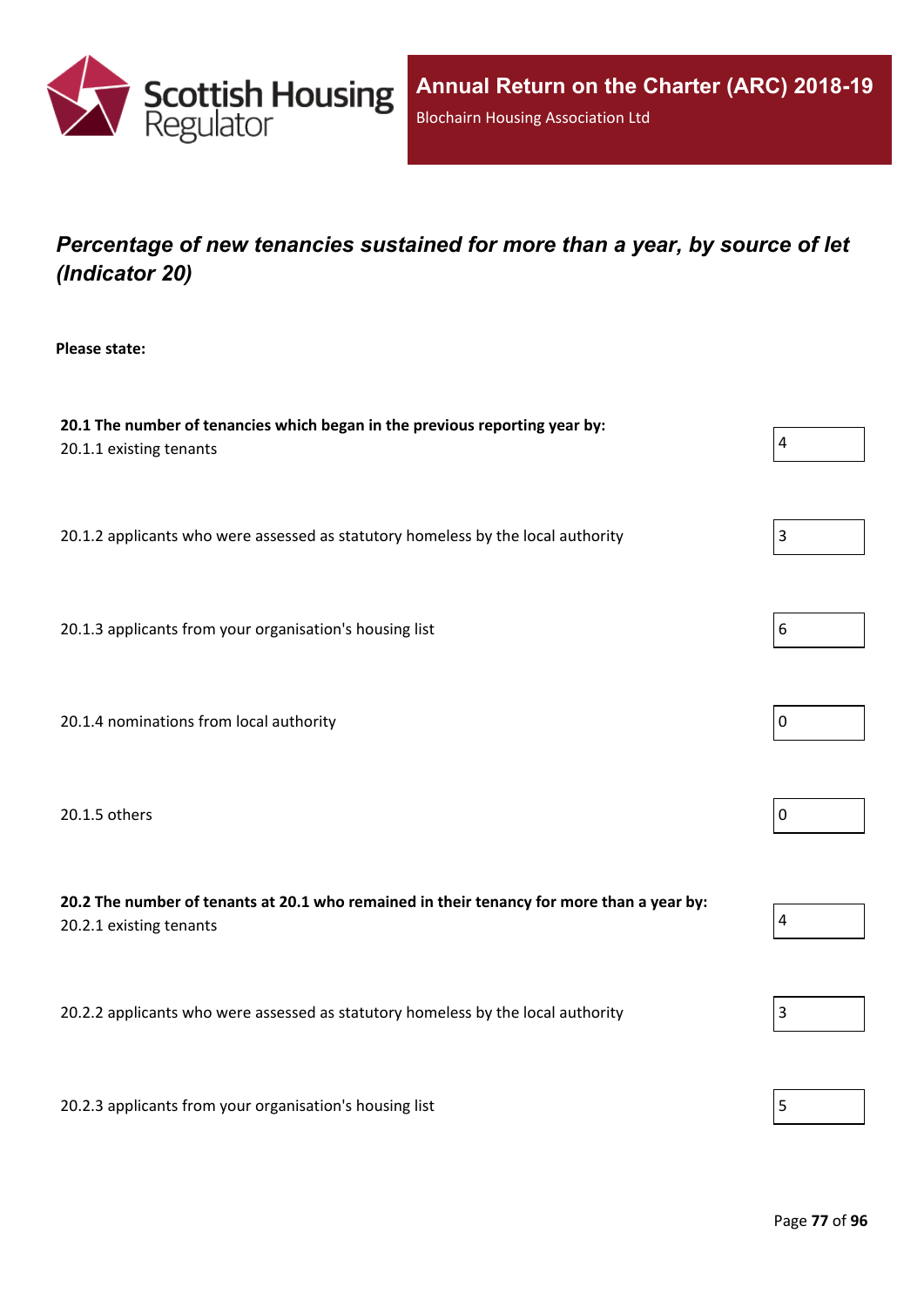# *Percentage of new tenancies sustained for more than a year, by source of let (Indicator 20)*

**Please state:**

**20.1 The number of tenancies which began in the previous reporting year by:**

| | |
|---|---|
| 20.1.1 existing tenants | 4 |
| 20.1.2 applicants who were assessed as statutory homeless by the local authority | 3 |
| 20.1.3 applicants from your organisation's housing list | 6 |
| 20.1.4 nominations from local authority | 0 |
| 20.1.5 others | 0 |

**20.2 The number of tenants at 20.1 who remained in their tenancy for more than a year by:**

| | |
|---|---|
| 20.2.1 existing tenants | 4 |
| 20.2.2 applicants who were assessed as statutory homeless by the local authority | 3 |
| 20.2.3 applicants from your organisation's housing list | 5 |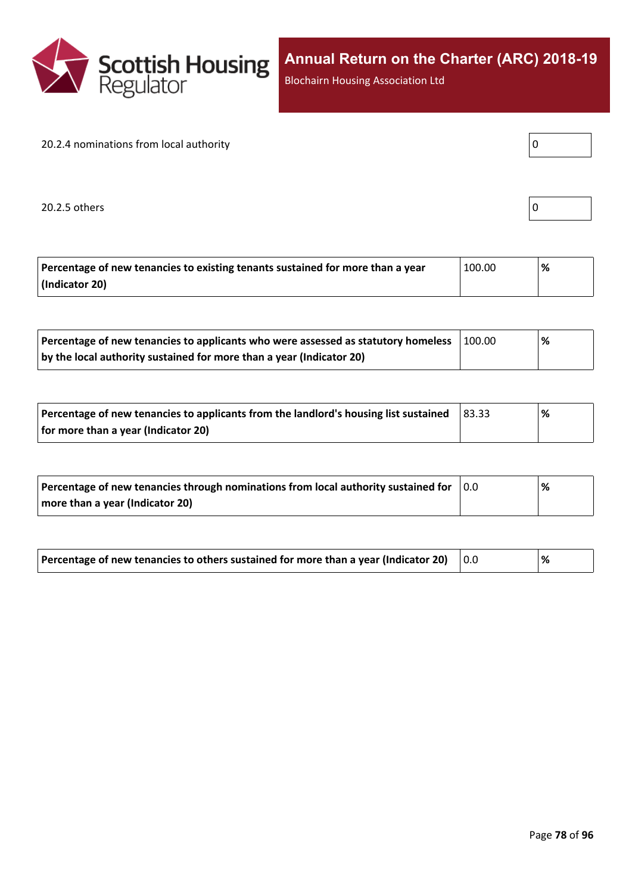20.2.4 nominations from local authority

| 0 |
|---|

20.2.5 others

| 0 |
|---|

| Percentage of new tenancies to existing tenants sustained for more than a year (Indicator 20) | 100.00 | % |
|---|---|---|

| Percentage of new tenancies to applicants who were assessed as statutory homeless by the local authority sustained for more than a year (Indicator 20) | 100.00 | % |
|---|---|---|

| Percentage of new tenancies to applicants from the landlord's housing list sustained for more than a year (Indicator 20) | 83.33 | % |
|---|---|---|

| Percentage of new tenancies through nominations from local authority sustained for more than a year (Indicator 20) | 0.0 | % |
|---|---|---|

| Percentage of new tenancies to others sustained for more than a year (Indicator 20) | 0.0 | % |
|---|---|---|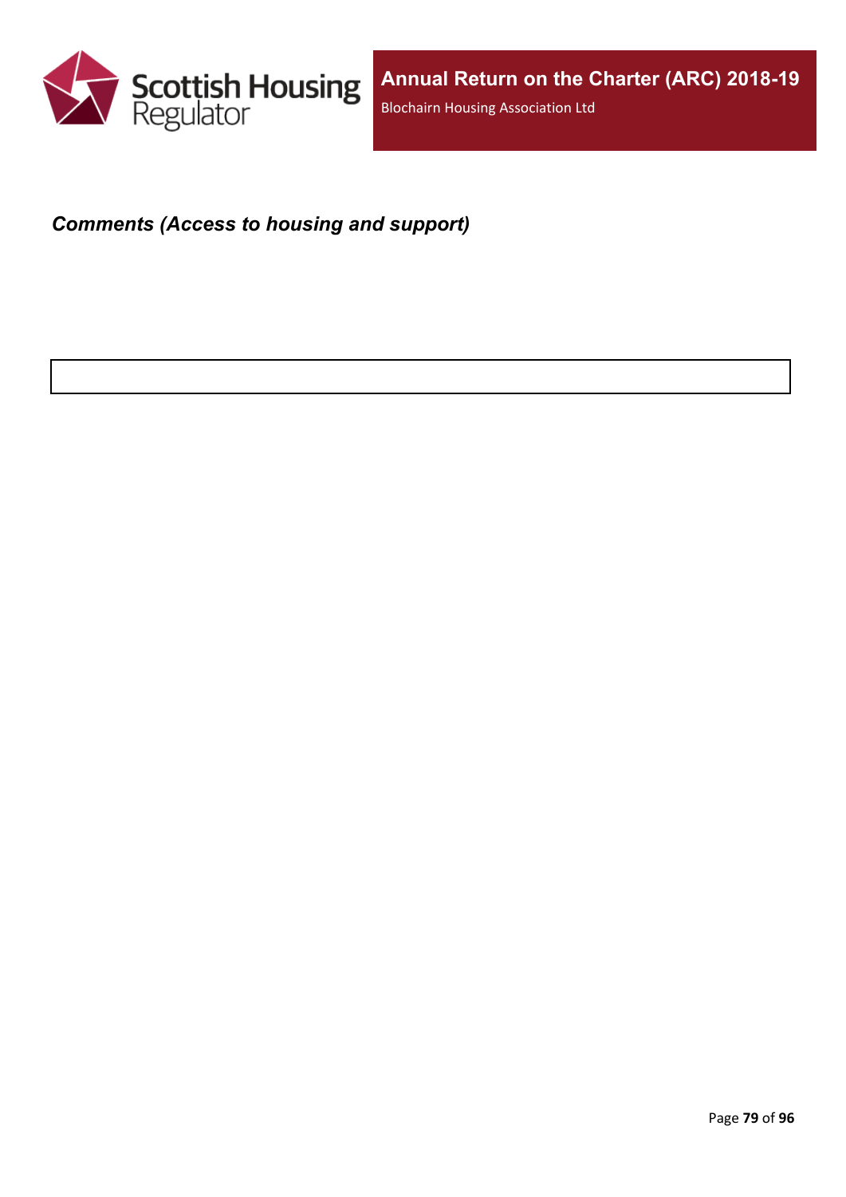***Comments (Access to housing and support)***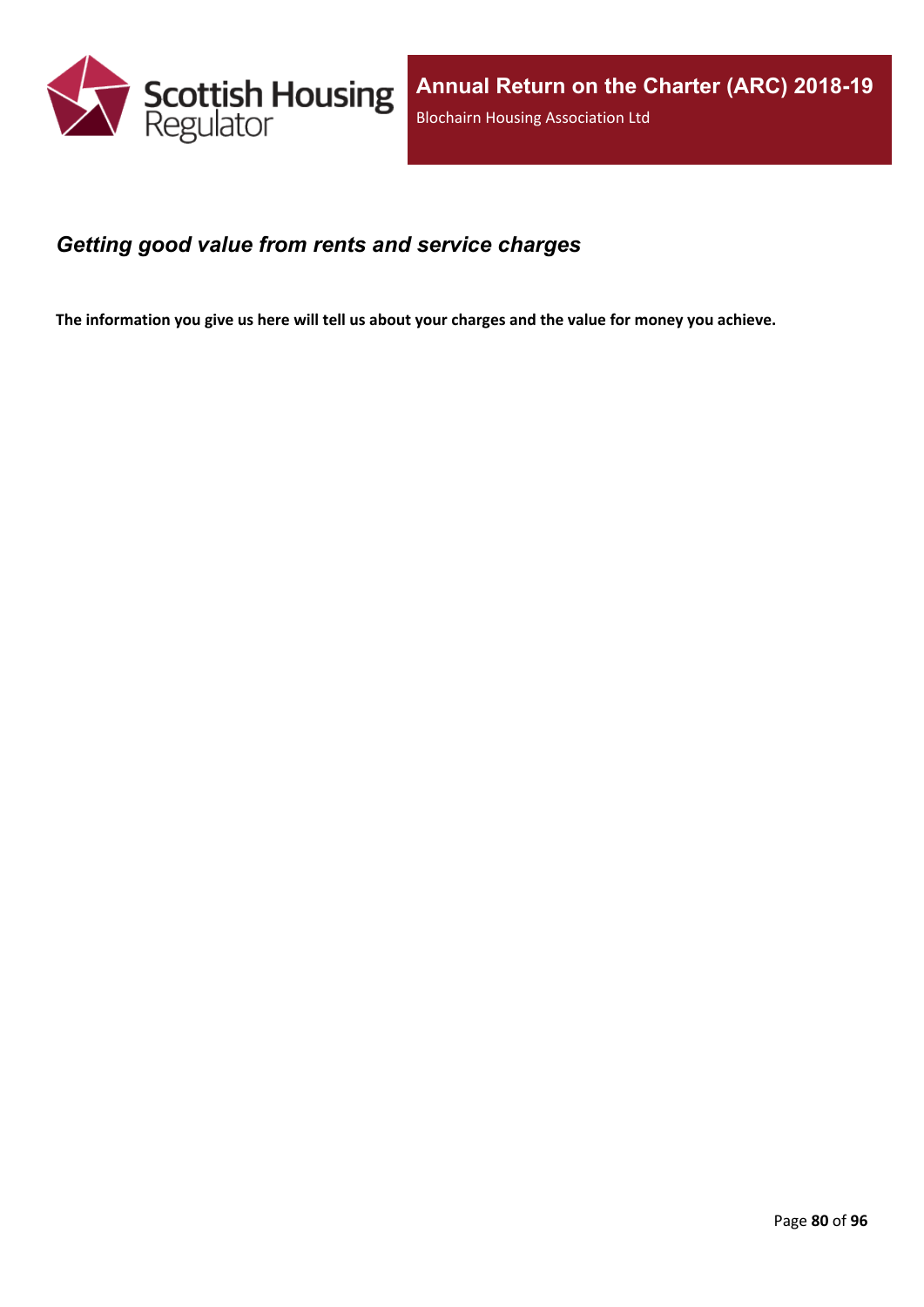## *Getting good value from rents and service charges*

**The information you give us here will tell us about your charges and the value for money you achieve.**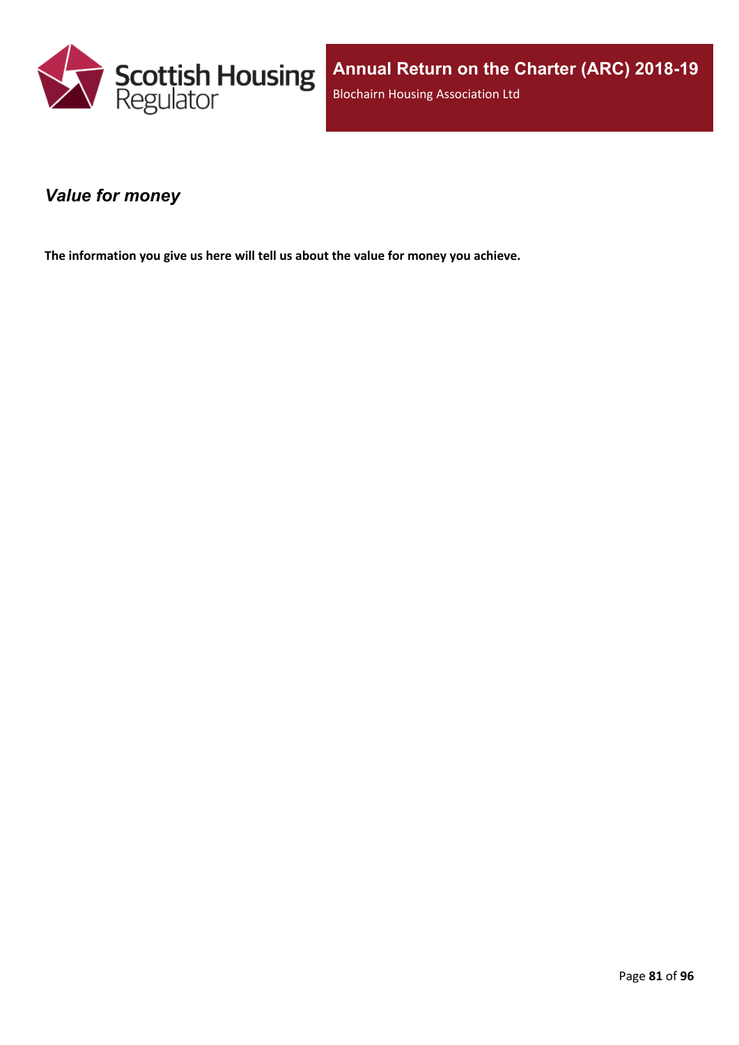## *Value for money*

**The information you give us here will tell us about the value for money you achieve.**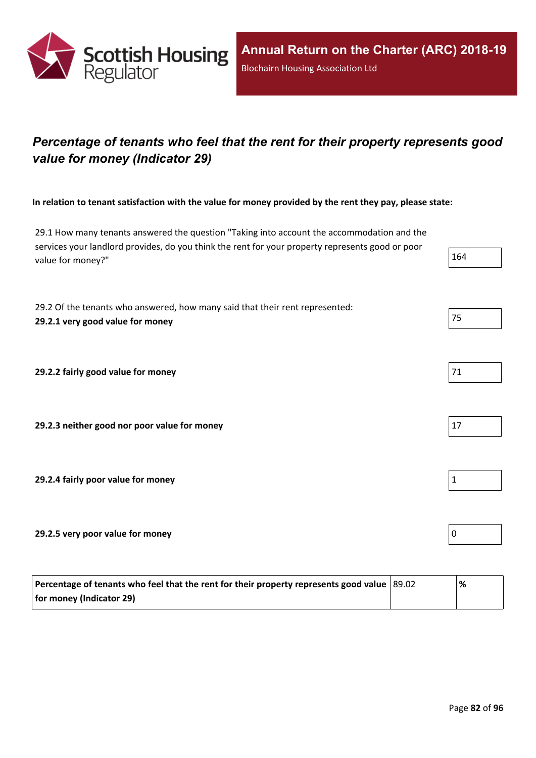## Percentage of tenants who feel that the rent for their property represents good value for money (Indicator 29)

**In relation to tenant satisfaction with the value for money provided by the rent they pay, please state:**

| | |
|---|---|
| 29.1 How many tenants answered the question "Taking into account the accommodation and the services your landlord provides, do you think the rent for your property represents good or poor value for money?" | 164 |
| 29.2 Of the tenants who answered, how many said that their rent represented: **29.2.1 very good value for money** | 75 |
| **29.2.2 fairly good value for money** | 71 |
| **29.2.3 neither good nor poor value for money** | 17 |
| **29.2.4 fairly poor value for money** | 1 |
| **29.2.5 very poor value for money** | 0 |

| | | |
|---|---|---|
| **Percentage of tenants who feel that the rent for their property represents good value for money (Indicator 29)** | 89.02 | **%** |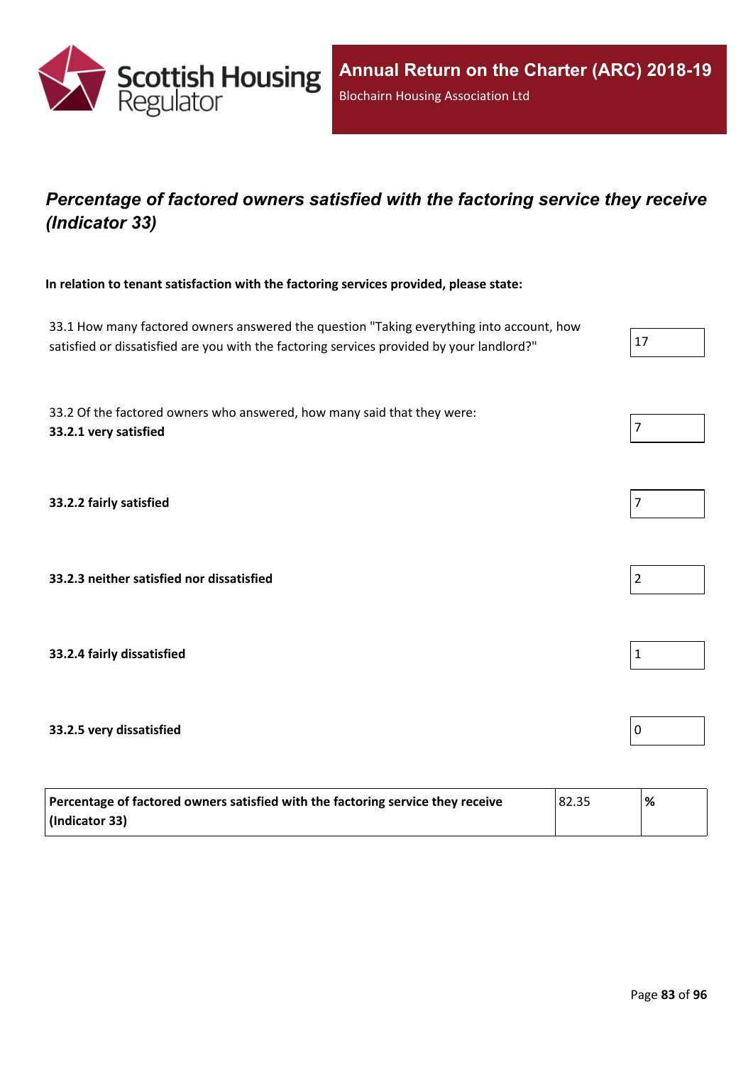## *Percentage of factored owners satisfied with the factoring service they receive (Indicator 33)*

**In relation to tenant satisfaction with the factoring services provided, please state:**

| | |
|---|---|
| 33.1 How many factored owners answered the question "Taking everything into account, how satisfied or dissatisfied are you with the factoring services provided by your landlord?" | 17 |
| 33.2 Of the factored owners who answered, how many said that they were: **33.2.1 very satisfied** | 7 |
| **33.2.2 fairly satisfied** | 7 |
| **33.2.3 neither satisfied nor dissatisfied** | 2 |
| **33.2.4 fairly dissatisfied** | 1 |
| **33.2.5 very dissatisfied** | 0 |

| | | |
|---|---|---|
| **Percentage of factored owners satisfied with the factoring service they receive (Indicator 33)** | 82.35 | **%** |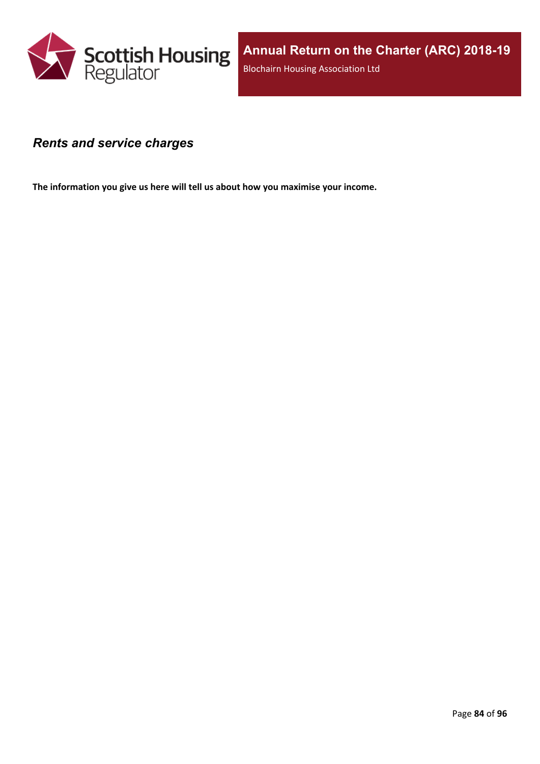### *Rents and service charges*

**The information you give us here will tell us about how you maximise your income.**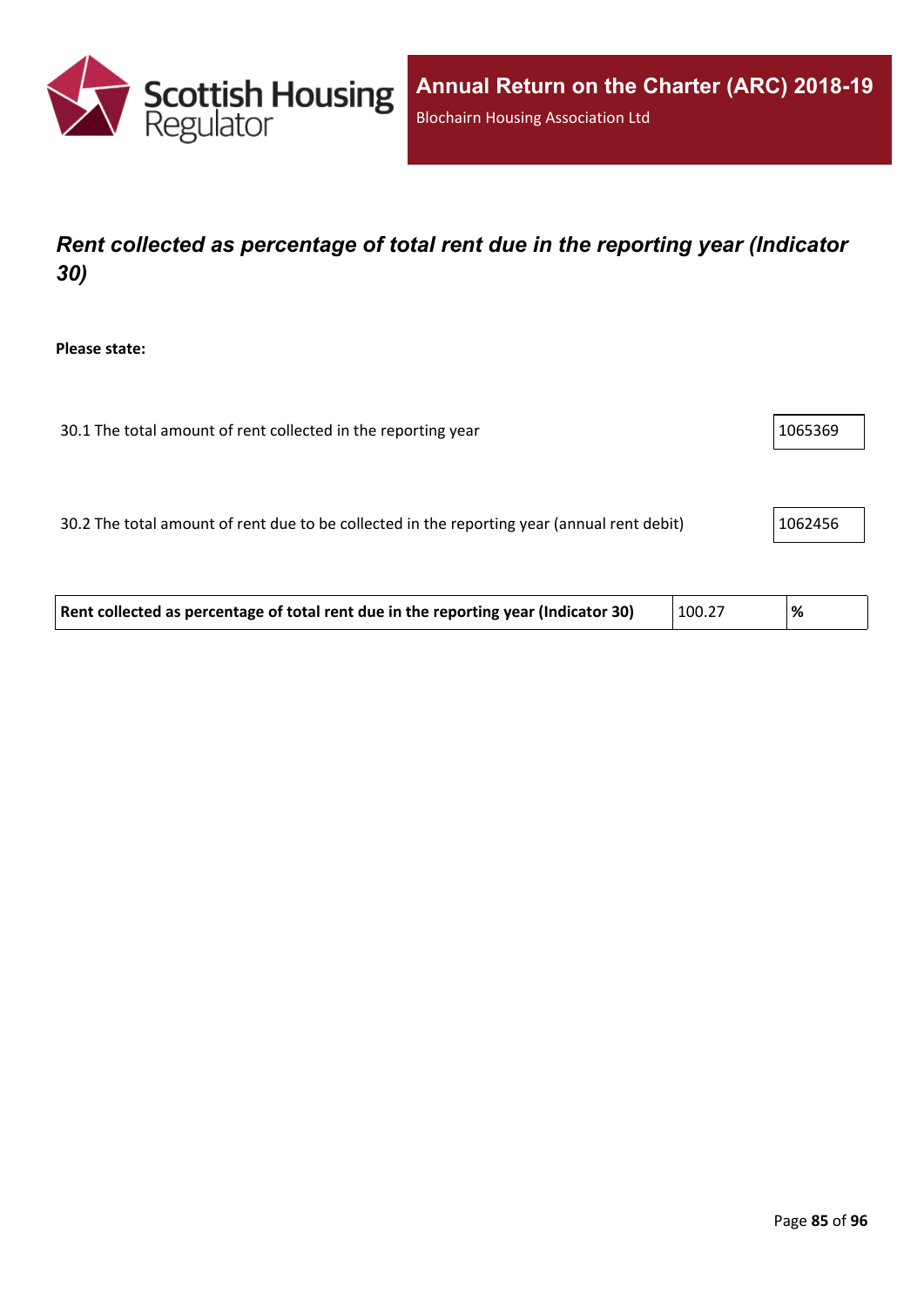## *Rent collected as percentage of total rent due in the reporting year (Indicator 30)*

**Please state:**

| | |
|---|---|
| 30.1 The total amount of rent collected in the reporting year | 1065369 |
| 30.2 The total amount of rent due to be collected in the reporting year (annual rent debit) | 1062456 |

| | | |
|---|---|---|
| **Rent collected as percentage of total rent due in the reporting year (Indicator 30)** | 100.27 | **%** |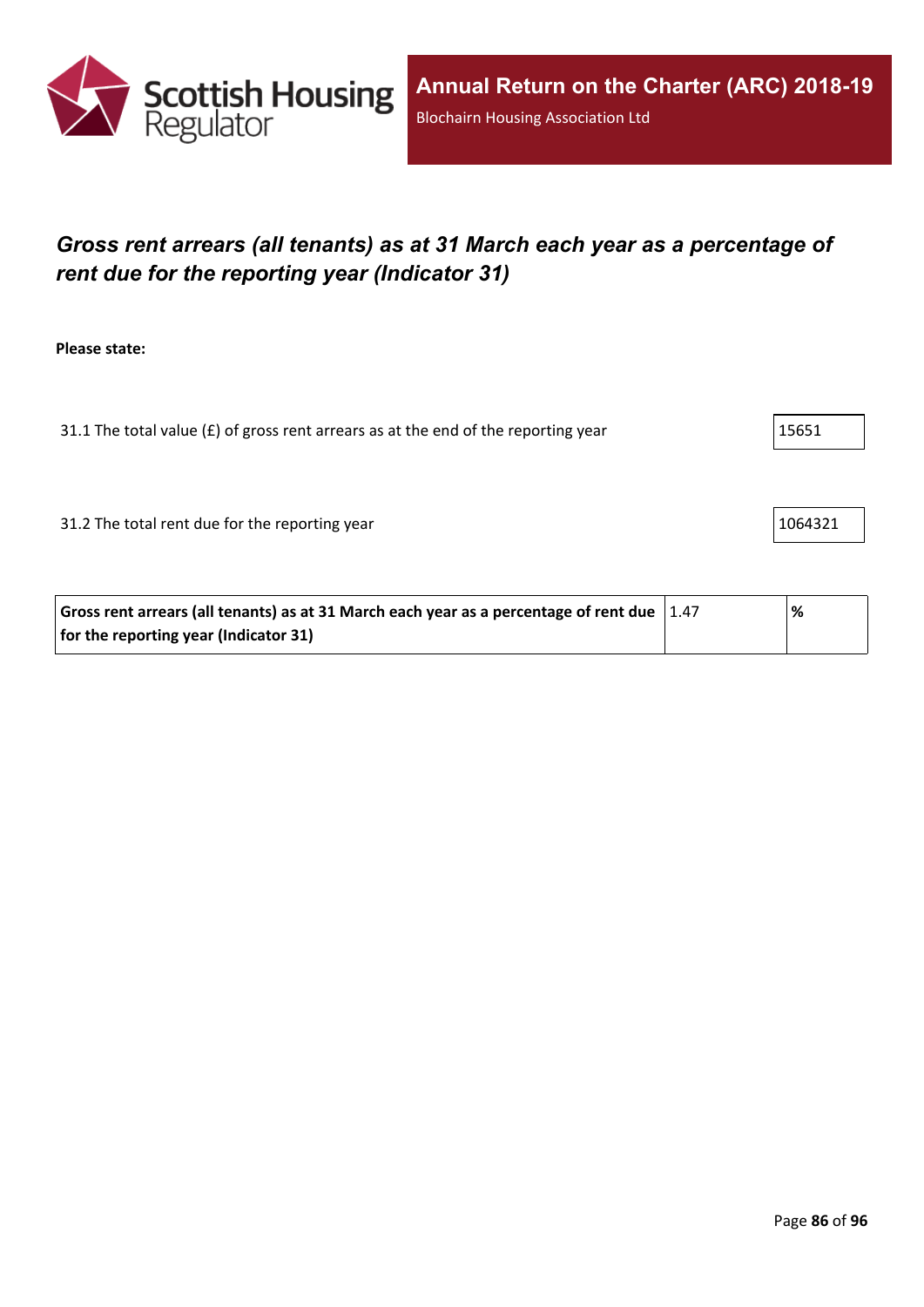## *Gross rent arrears (all tenants) as at 31 March each year as a percentage of rent due for the reporting year (Indicator 31)*

**Please state:**

31.1 The total value (£) of gross rent arrears as at the end of the reporting year: 15651

31.2 The total rent due for the reporting year: 1064321

| **Gross rent arrears (all tenants) as at 31 March each year as a percentage of rent due for the reporting year (Indicator 31)** | 1.47 | **%** |
|---|---|---|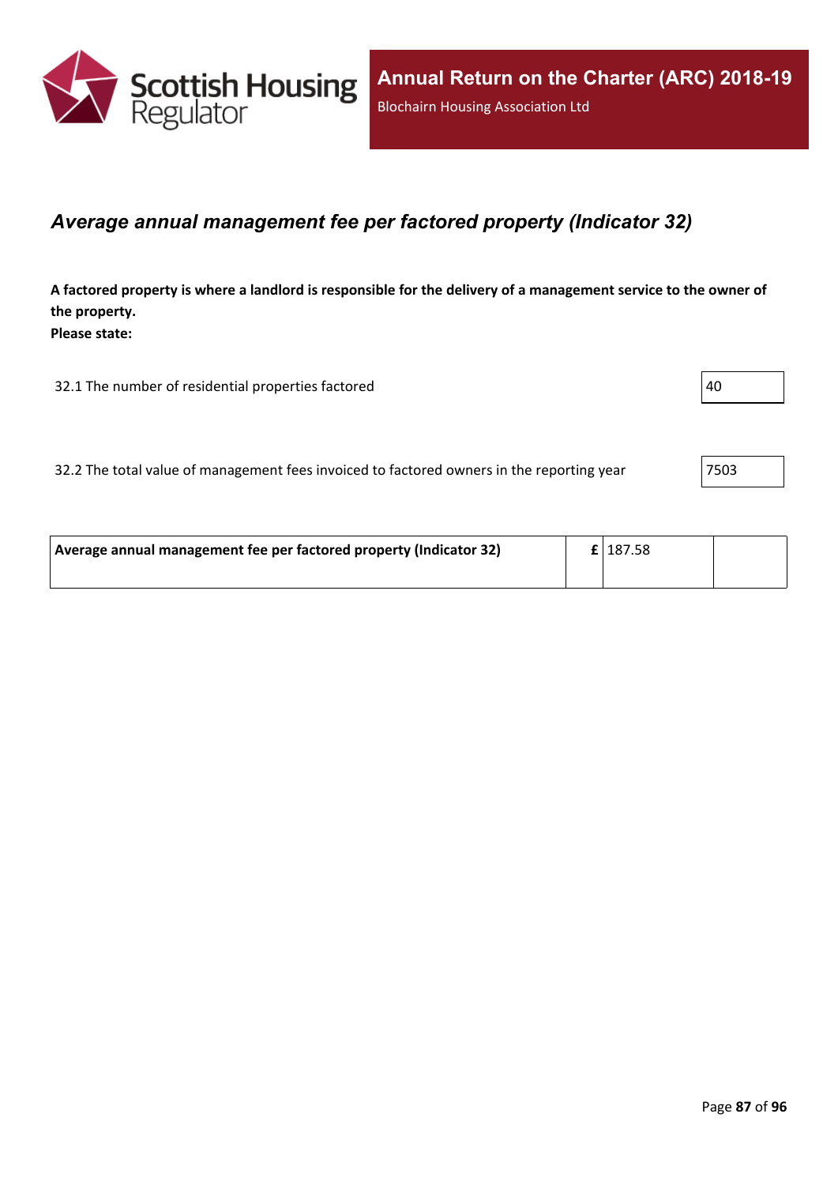## *Average annual management fee per factored property (Indicator 32)*

**A factored property is where a landlord is responsible for the delivery of a management service to the owner of the property.**
**Please state:**

| | |
|---|---|
| 32.1 The number of residential properties factored | 40 |
| 32.2 The total value of management fees invoiced to factored owners in the reporting year | 7503 |

| | | | |
|---|---|---|---|
| **Average annual management fee per factored property (Indicator 32)** | **£** | 187.58 | |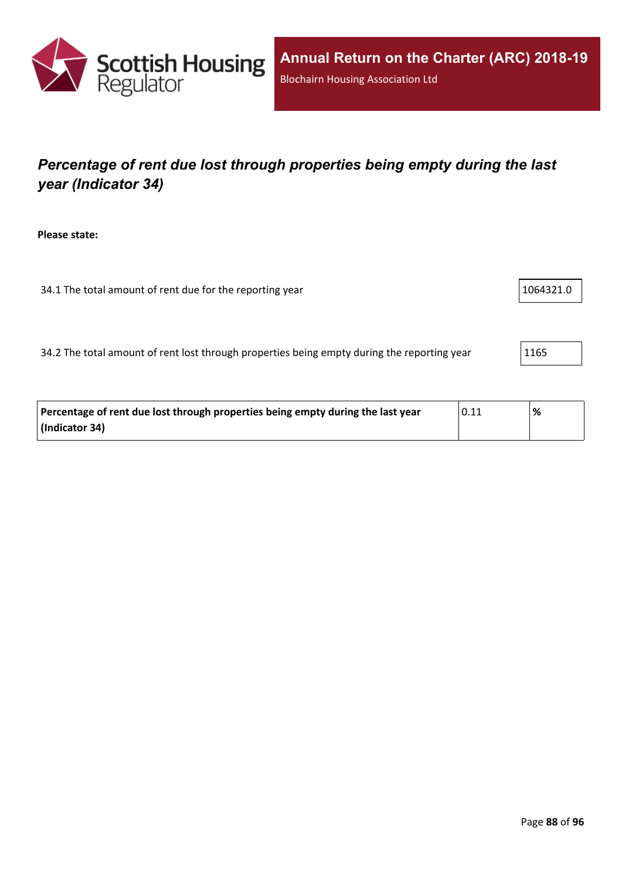# *Percentage of rent due lost through properties being empty during the last year (Indicator 34)*

**Please state:**

| | |
|---|---|
| 34.1 The total amount of rent due for the reporting year | 1064321.0 |
| 34.2 The total amount of rent lost through properties being empty during the reporting year | 1165 |

| | | |
|---|---|---|
| **Percentage of rent due lost through properties being empty during the last year (Indicator 34)** | 0.11 | **%** |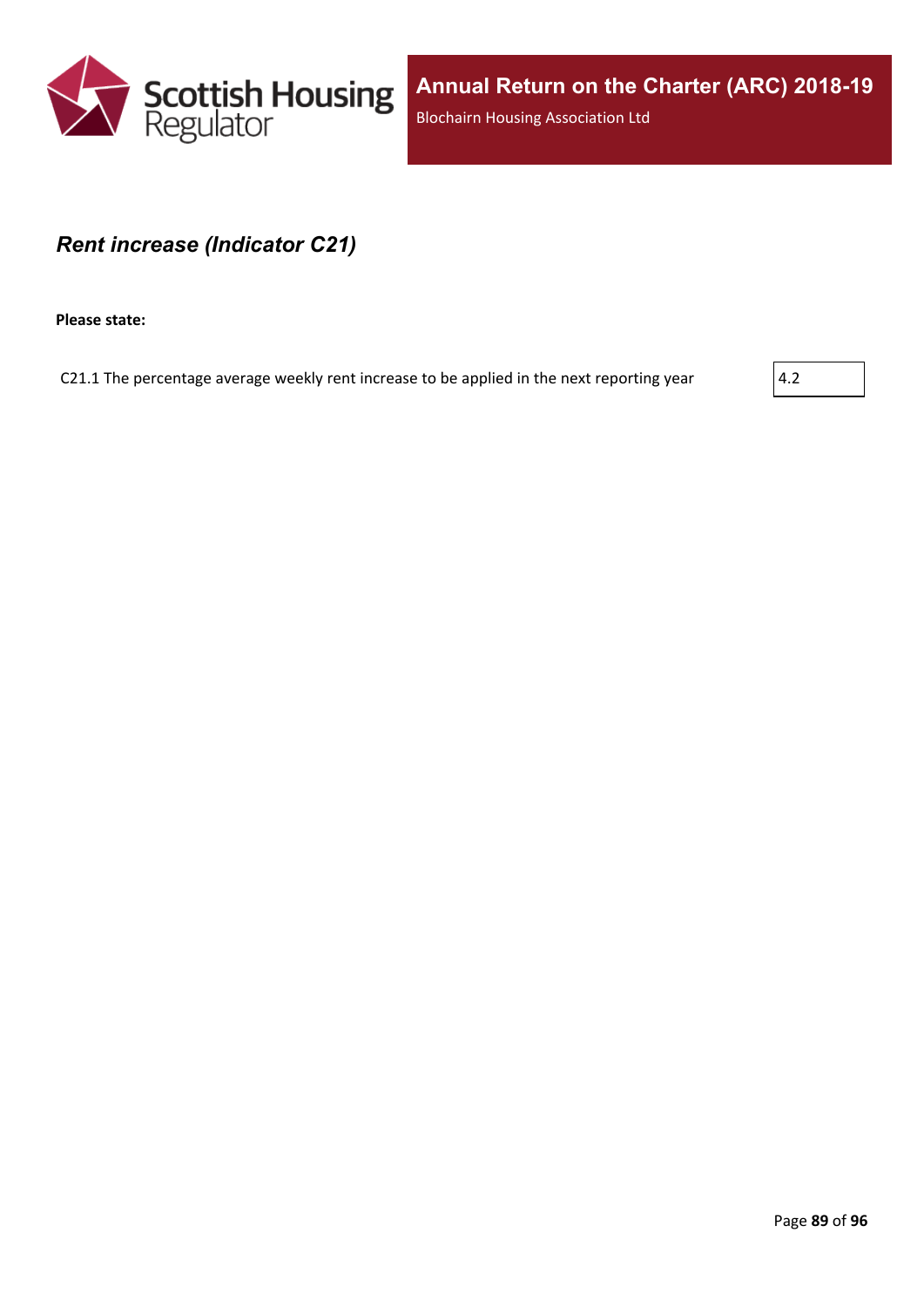## *Rent increase (Indicator C21)*

**Please state:**

| | |
|---|---|
| C21.1 The percentage average weekly rent increase to be applied in the next reporting year | 4.2 |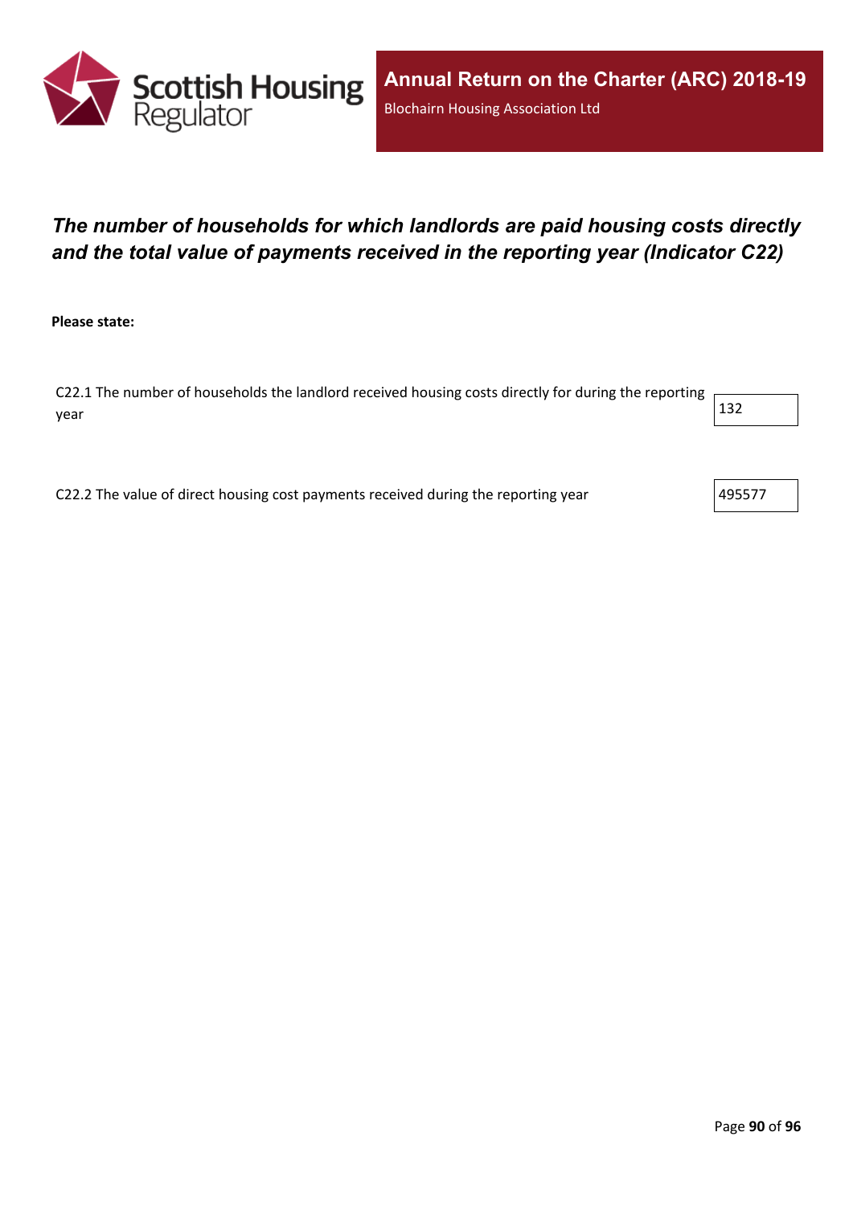## *The number of households for which landlords are paid housing costs directly and the total value of payments received in the reporting year (Indicator C22)*

**Please state:**

C22.1 The number of households the landlord received housing costs directly for during the reporting year: 132

C22.2 The value of direct housing cost payments received during the reporting year: 495577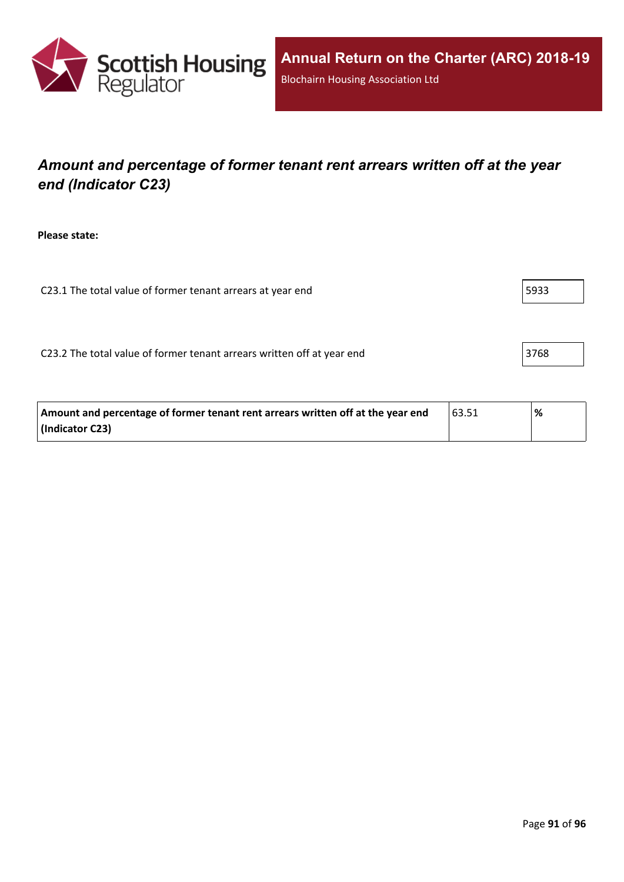## *Amount and percentage of former tenant rent arrears written off at the year end (Indicator C23)*

**Please state:**

| | |
|---|---|
| C23.1 The total value of former tenant arrears at year end | 5933 |
| C23.2 The total value of former tenant arrears written off at year end | 3768 |

| | | |
|---|---|---|
| **Amount and percentage of former tenant rent arrears written off at the year end (Indicator C23)** | 63.51 | **%** |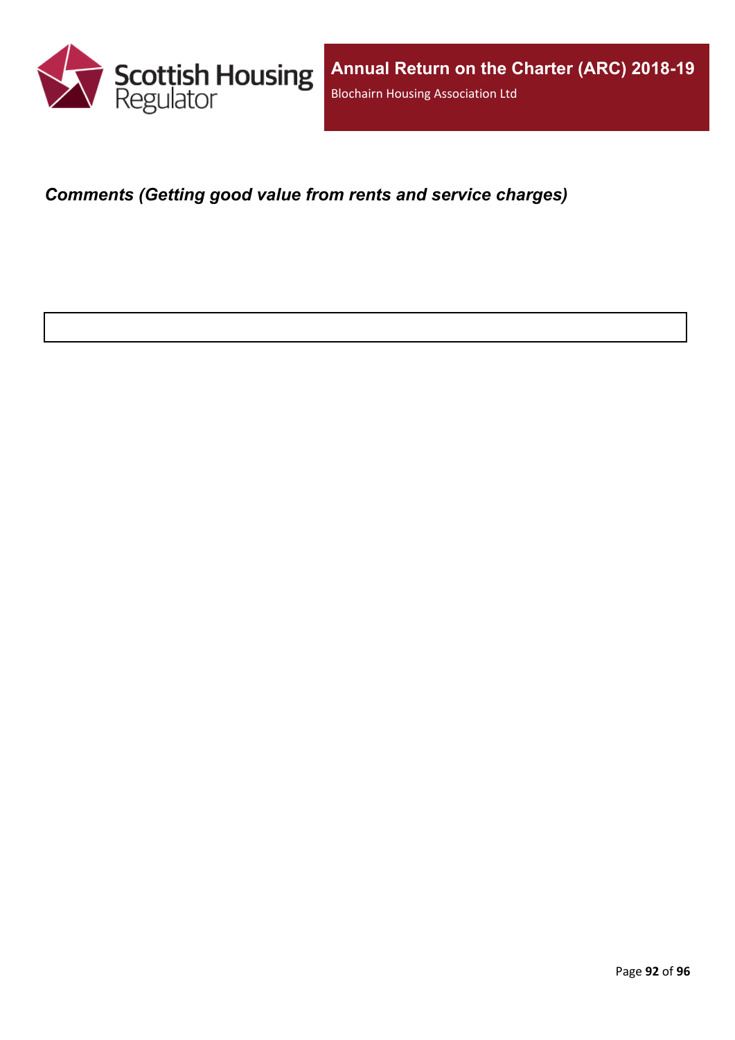***Comments (Getting good value from rents and service charges)***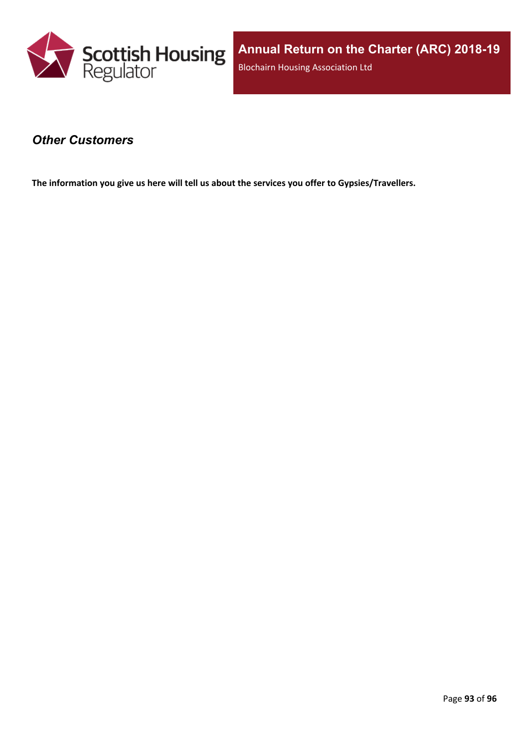### *Other Customers*

**The information you give us here will tell us about the services you offer to Gypsies/Travellers.**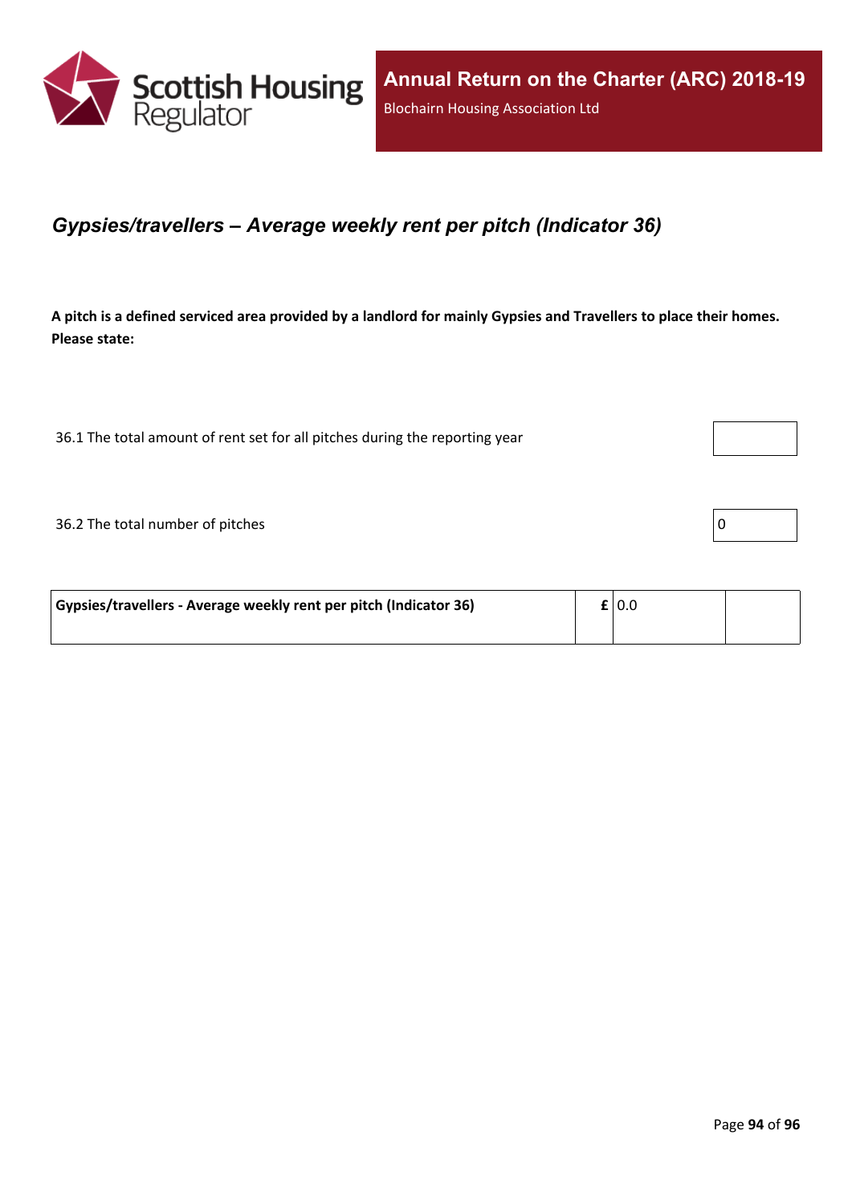## *Gypsies/travellers – Average weekly rent per pitch (Indicator 36)*

**A pitch is a defined serviced area provided by a landlord for mainly Gypsies and Travellers to place their homes. Please state:**

| | |
|---|---|
| 36.1 The total amount of rent set for all pitches during the reporting year | |
| 36.2 The total number of pitches | 0 |

| | | | |
|---|---|---|---|
| **Gypsies/travellers - Average weekly rent per pitch (Indicator 36)** | **£** | 0.0 | |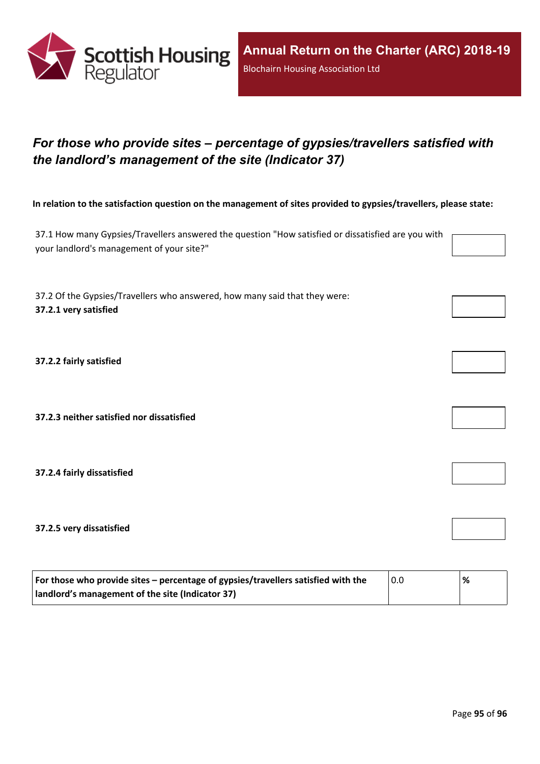## *For those who provide sites – percentage of gypsies/travellers satisfied with the landlord's management of the site (Indicator 37)*

**In relation to the satisfaction question on the management of sites provided to gypsies/travellers, please state:**

37.1 How many Gypsies/Travellers answered the question "How satisfied or dissatisfied are you with your landlord's management of your site?"

37.2 Of the Gypsies/Travellers who answered, how many said that they were:

**37.2.1 very satisfied**

**37.2.2 fairly satisfied**

**37.2.3 neither satisfied nor dissatisfied**

**37.2.4 fairly dissatisfied**

**37.2.5 very dissatisfied**

| For those who provide sites – percentage of gypsies/travellers satisfied with the landlord's management of the site (Indicator 37) | 0.0 | % |
|---|---|---|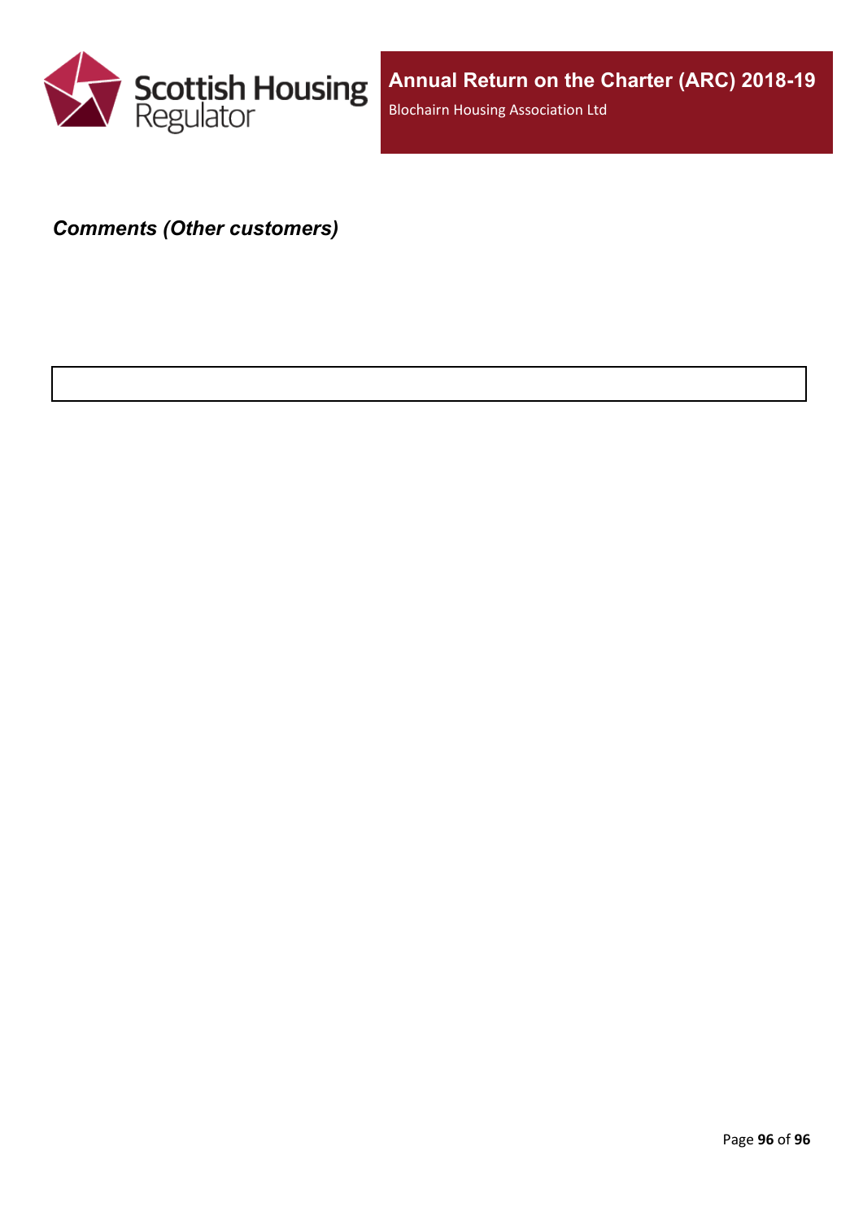***Comments (Other customers)***